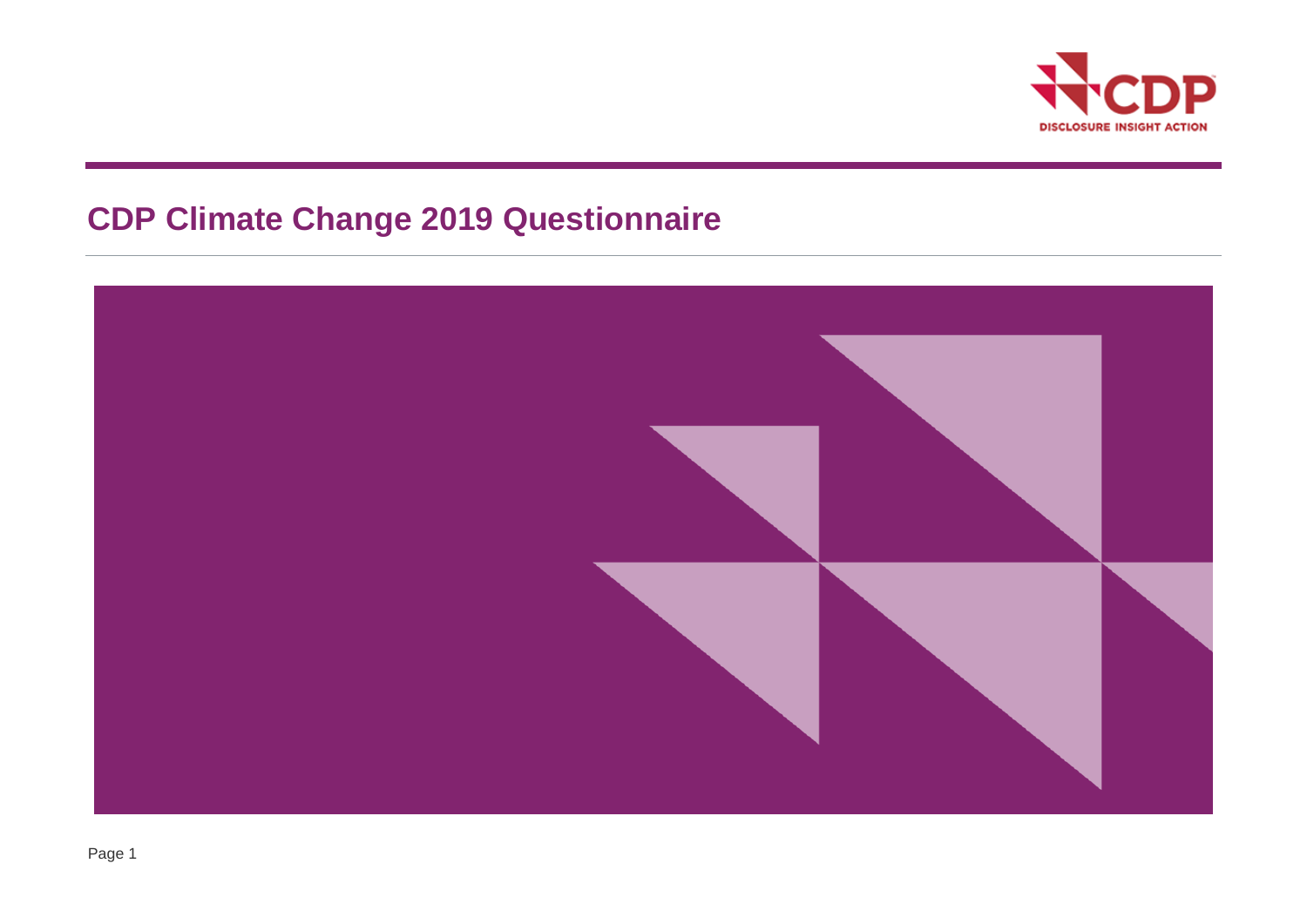# CDP Climate Change 2019 Questionnaire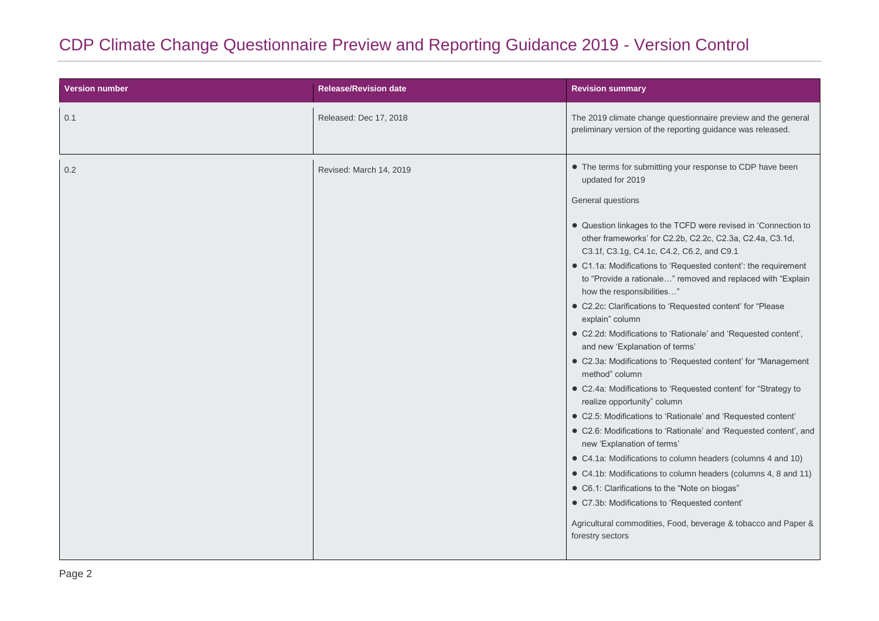# CDP Climate Change Questionnaire Preview and Reporting Guidance 2019 - Version Control

| Version number | Release/Revision date | Revision summary |
|---|---|---|
| 0.1 | Released: Dec 17, 2018 | The 2019 climate change questionnaire preview and the general preliminary version of the reporting guidance was released. |
| 0.2 | Revised: March 14, 2019 | • The terms for submitting your response to CDP have been updated for 2019<br><br>General questions<br><br>• Question linkages to the TCFD were revised in 'Connection to other frameworks' for C2.2b, C2.2c, C2.3a, C2.4a, C3.1d, C3.1f, C3.1g, C4.1c, C4.2, C6.2, and C9.1<br>• C1.1a: Modifications to 'Requested content': the requirement to "Provide a rationale…" removed and replaced with "Explain how the responsibilities…"<br>• C2.2c: Clarifications to 'Requested content' for "Please explain" column<br>• C2.2d: Modifications to 'Rationale' and 'Requested content', and new 'Explanation of terms'<br>• C2.3a: Modifications to 'Requested content' for "Management method" column<br>• C2.4a: Modifications to 'Requested content' for "Strategy to realize opportunity" column<br>• C2.5: Modifications to 'Rationale' and 'Requested content'<br>• C2.6: Modifications to 'Rationale' and 'Requested content', and new 'Explanation of terms'<br>• C4.1a: Modifications to column headers (columns 4 and 10)<br>• C4.1b: Modifications to column headers (columns 4, 8 and 11)<br>• C6.1: Clarifications to the "Note on biogas"<br>• C7.3b: Modifications to 'Requested content'<br><br>Agricultural commodities, Food, beverage & tobacco and Paper & forestry sectors |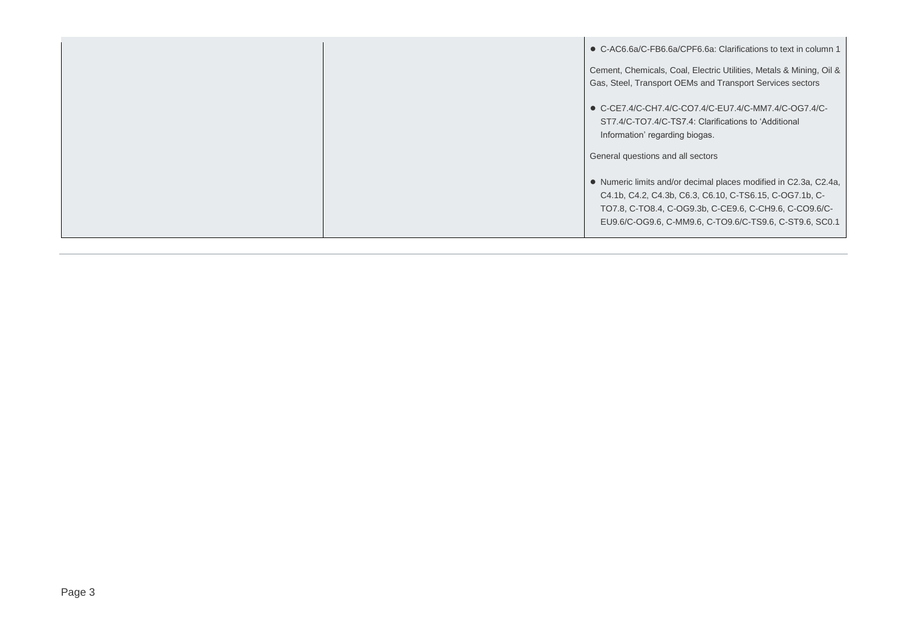| | | |
|---|---|---|
| | | • C-AC6.6a/C-FB6.6a/CPF6.6a: Clarifications to text in column 1<br><br>Cement, Chemicals, Coal, Electric Utilities, Metals & Mining, Oil & Gas, Steel, Transport OEMs and Transport Services sectors<br><br>• C-CE7.4/C-CH7.4/C-CO7.4/C-EU7.4/C-MM7.4/C-OG7.4/C-ST7.4/C-TO7.4/C-TS7.4: Clarifications to 'Additional Information' regarding biogas.<br><br>General questions and all sectors<br><br>• Numeric limits and/or decimal places modified in C2.3a, C2.4a, C4.1b, C4.2, C4.3b, C6.3, C6.10, C-TS6.15, C-OG7.1b, C-TO7.8, C-TO8.4, C-OG9.3b, C-CE9.6, C-CH9.6, C-CO9.6/C-EU9.6/C-OG9.6, C-MM9.6, C-TO9.6/C-TS9.6, C-ST9.6, SC0.1 |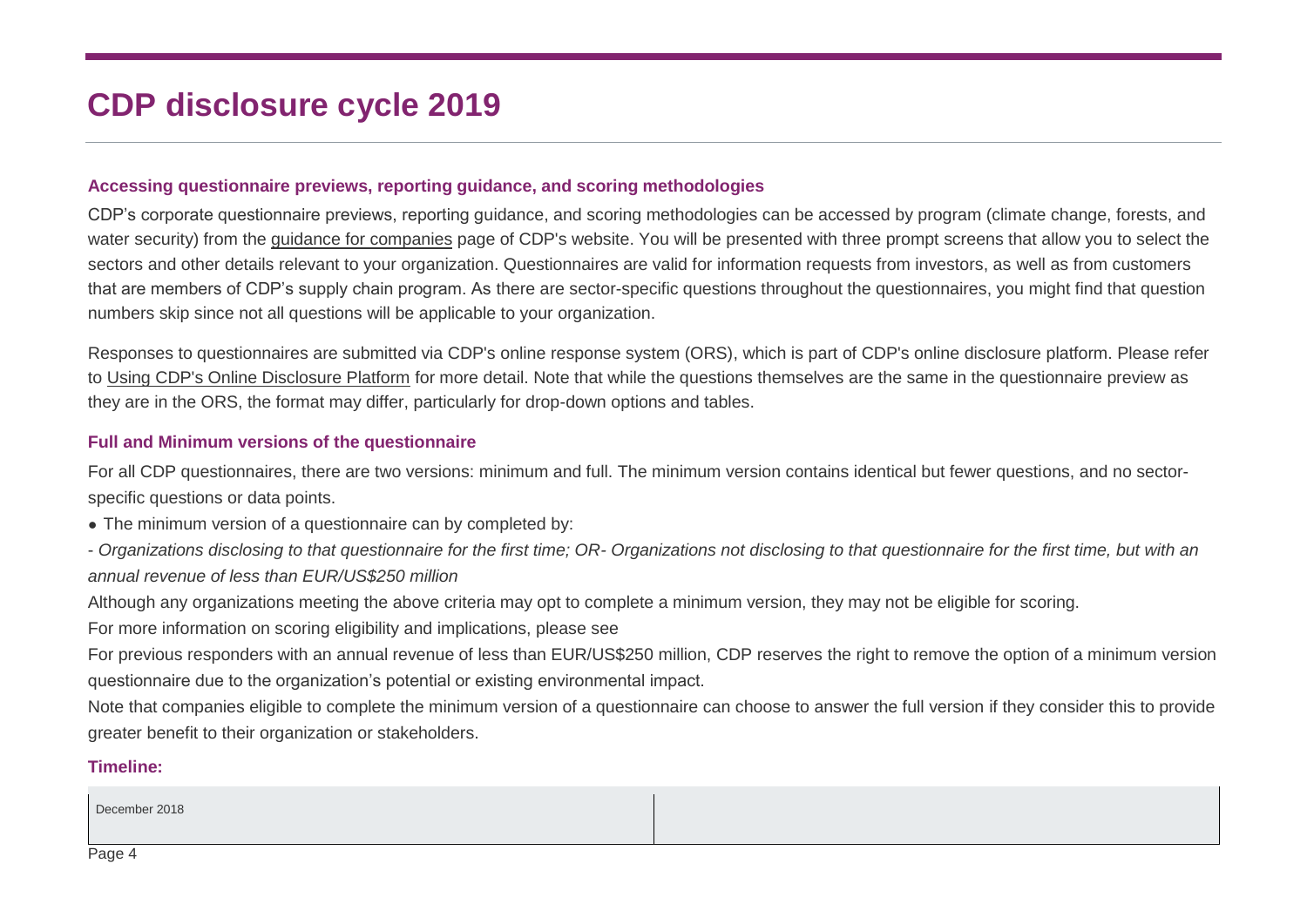# CDP disclosure cycle 2019

### Accessing questionnaire previews, reporting guidance, and scoring methodologies

CDP's corporate questionnaire previews, reporting guidance, and scoring methodologies can be accessed by program (climate change, forests, and water security) from the guidance for companies page of CDP's website. You will be presented with three prompt screens that allow you to select the sectors and other details relevant to your organization. Questionnaires are valid for information requests from investors, as well as from customers that are members of CDP's supply chain program. As there are sector-specific questions throughout the questionnaires, you might find that question numbers skip since not all questions will be applicable to your organization.

Responses to questionnaires are submitted via CDP's online response system (ORS), which is part of CDP's online disclosure platform. Please refer to Using CDP's Online Disclosure Platform for more detail. Note that while the questions themselves are the same in the questionnaire preview as they are in the ORS, the format may differ, particularly for drop-down options and tables.

### Full and Minimum versions of the questionnaire

For all CDP questionnaires, there are two versions: minimum and full. The minimum version contains identical but fewer questions, and no sector-specific questions or data points.

- The minimum version of a questionnaire can by completed by:

- *Organizations disclosing to that questionnaire for the first time; OR- Organizations not disclosing to that questionnaire for the first time, but with an annual revenue of less than EUR/US$250 million*

Although any organizations meeting the above criteria may opt to complete a minimum version, they may not be eligible for scoring.

For more information on scoring eligibility and implications, please see

For previous responders with an annual revenue of less than EUR/US$250 million, CDP reserves the right to remove the option of a minimum version questionnaire due to the organization's potential or existing environmental impact.

Note that companies eligible to complete the minimum version of a questionnaire can choose to answer the full version if they consider this to provide greater benefit to their organization or stakeholders.

### Timeline:

| December 2018 | |
|---|---|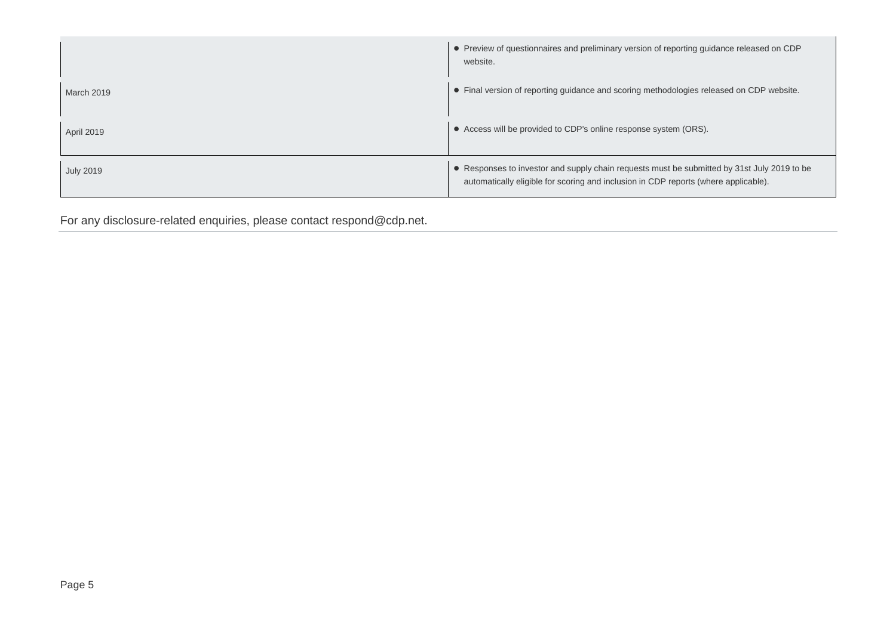| | |
|---|---|
| | • Preview of questionnaires and preliminary version of reporting guidance released on CDP website. |
| March 2019 | • Final version of reporting guidance and scoring methodologies released on CDP website. |
| April 2019 | • Access will be provided to CDP's online response system (ORS). |
| July 2019 | • Responses to investor and supply chain requests must be submitted by 31st July 2019 to be automatically eligible for scoring and inclusion in CDP reports (where applicable). |

For any disclosure-related enquiries, please contact respond@cdp.net.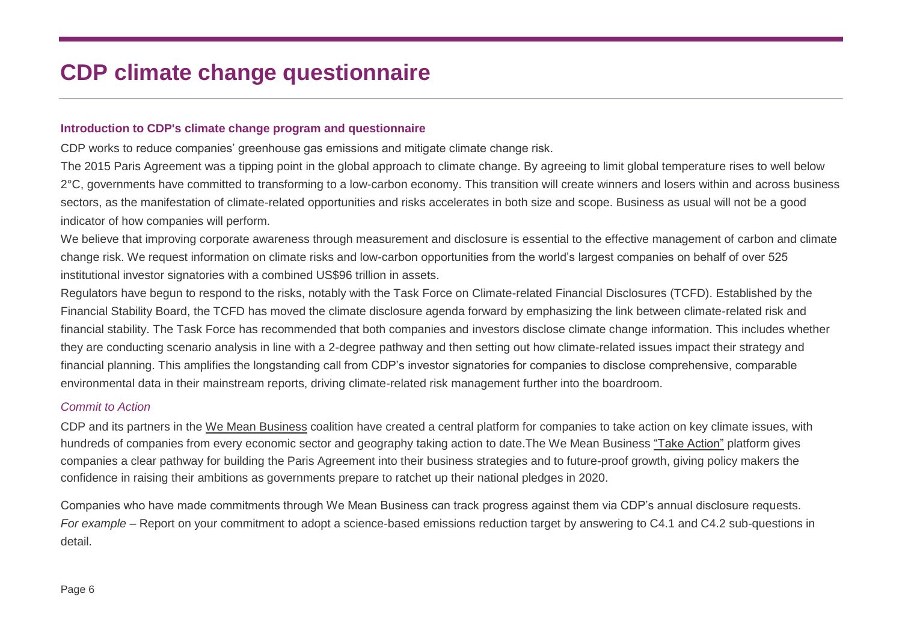# CDP climate change questionnaire

## Introduction to CDP's climate change program and questionnaire

CDP works to reduce companies' greenhouse gas emissions and mitigate climate change risk.

The 2015 Paris Agreement was a tipping point in the global approach to climate change. By agreeing to limit global temperature rises to well below 2°C, governments have committed to transforming to a low-carbon economy. This transition will create winners and losers within and across business sectors, as the manifestation of climate-related opportunities and risks accelerates in both size and scope. Business as usual will not be a good indicator of how companies will perform.

We believe that improving corporate awareness through measurement and disclosure is essential to the effective management of carbon and climate change risk. We request information on climate risks and low-carbon opportunities from the world's largest companies on behalf of over 525 institutional investor signatories with a combined US$96 trillion in assets.

Regulators have begun to respond to the risks, notably with the Task Force on Climate-related Financial Disclosures (TCFD). Established by the Financial Stability Board, the TCFD has moved the climate disclosure agenda forward by emphasizing the link between climate-related risk and financial stability. The Task Force has recommended that both companies and investors disclose climate change information. This includes whether they are conducting scenario analysis in line with a 2-degree pathway and then setting out how climate-related issues impact their strategy and financial planning. This amplifies the longstanding call from CDP's investor signatories for companies to disclose comprehensive, comparable environmental data in their mainstream reports, driving climate-related risk management further into the boardroom.

### *Commit to Action*

CDP and its partners in the We Mean Business coalition have created a central platform for companies to take action on key climate issues, with hundreds of companies from every economic sector and geography taking action to date.The We Mean Business "Take Action" platform gives companies a clear pathway for building the Paris Agreement into their business strategies and to future-proof growth, giving policy makers the confidence in raising their ambitions as governments prepare to ratchet up their national pledges in 2020.

Companies who have made commitments through We Mean Business can track progress against them via CDP's annual disclosure requests. *For example* – Report on your commitment to adopt a science-based emissions reduction target by answering to C4.1 and C4.2 sub-questions in detail.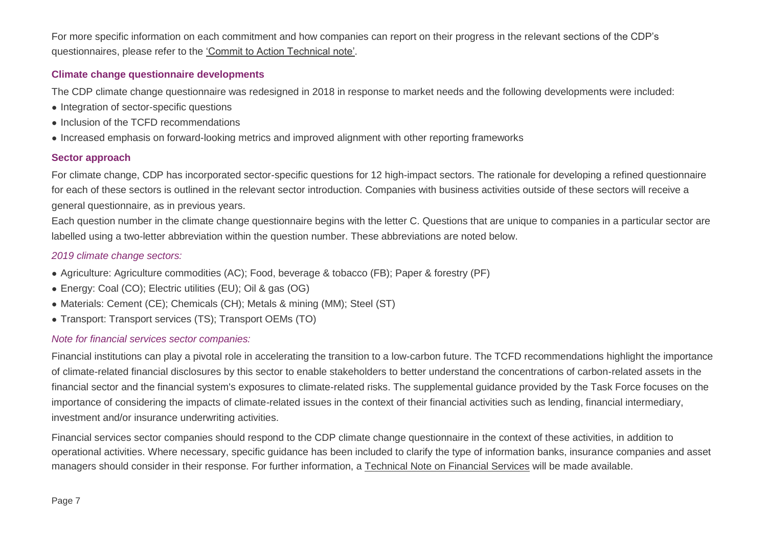For more specific information on each commitment and how companies can report on their progress in the relevant sections of the CDP's questionnaires, please refer to the 'Commit to Action Technical note'.

### Climate change questionnaire developments

The CDP climate change questionnaire was redesigned in 2018 in response to market needs and the following developments were included:

- Integration of sector-specific questions
- Inclusion of the TCFD recommendations
- Increased emphasis on forward-looking metrics and improved alignment with other reporting frameworks

### Sector approach

For climate change, CDP has incorporated sector-specific questions for 12 high-impact sectors. The rationale for developing a refined questionnaire for each of these sectors is outlined in the relevant sector introduction. Companies with business activities outside of these sectors will receive a general questionnaire, as in previous years.

Each question number in the climate change questionnaire begins with the letter C. Questions that are unique to companies in a particular sector are labelled using a two-letter abbreviation within the question number. These abbreviations are noted below.

*2019 climate change sectors:*

- Agriculture: Agriculture commodities (AC); Food, beverage & tobacco (FB); Paper & forestry (PF)
- Energy: Coal (CO); Electric utilities (EU); Oil & gas (OG)
- Materials: Cement (CE); Chemicals (CH); Metals & mining (MM); Steel (ST)
- Transport: Transport services (TS); Transport OEMs (TO)

*Note for financial services sector companies:*

Financial institutions can play a pivotal role in accelerating the transition to a low-carbon future. The TCFD recommendations highlight the importance of climate-related financial disclosures by this sector to enable stakeholders to better understand the concentrations of carbon-related assets in the financial sector and the financial system's exposures to climate-related risks. The supplemental guidance provided by the Task Force focuses on the importance of considering the impacts of climate-related issues in the context of their financial activities such as lending, financial intermediary, investment and/or insurance underwriting activities.

Financial services sector companies should respond to the CDP climate change questionnaire in the context of these activities, in addition to operational activities. Where necessary, specific guidance has been included to clarify the type of information banks, insurance companies and asset managers should consider in their response. For further information, a Technical Note on Financial Services will be made available.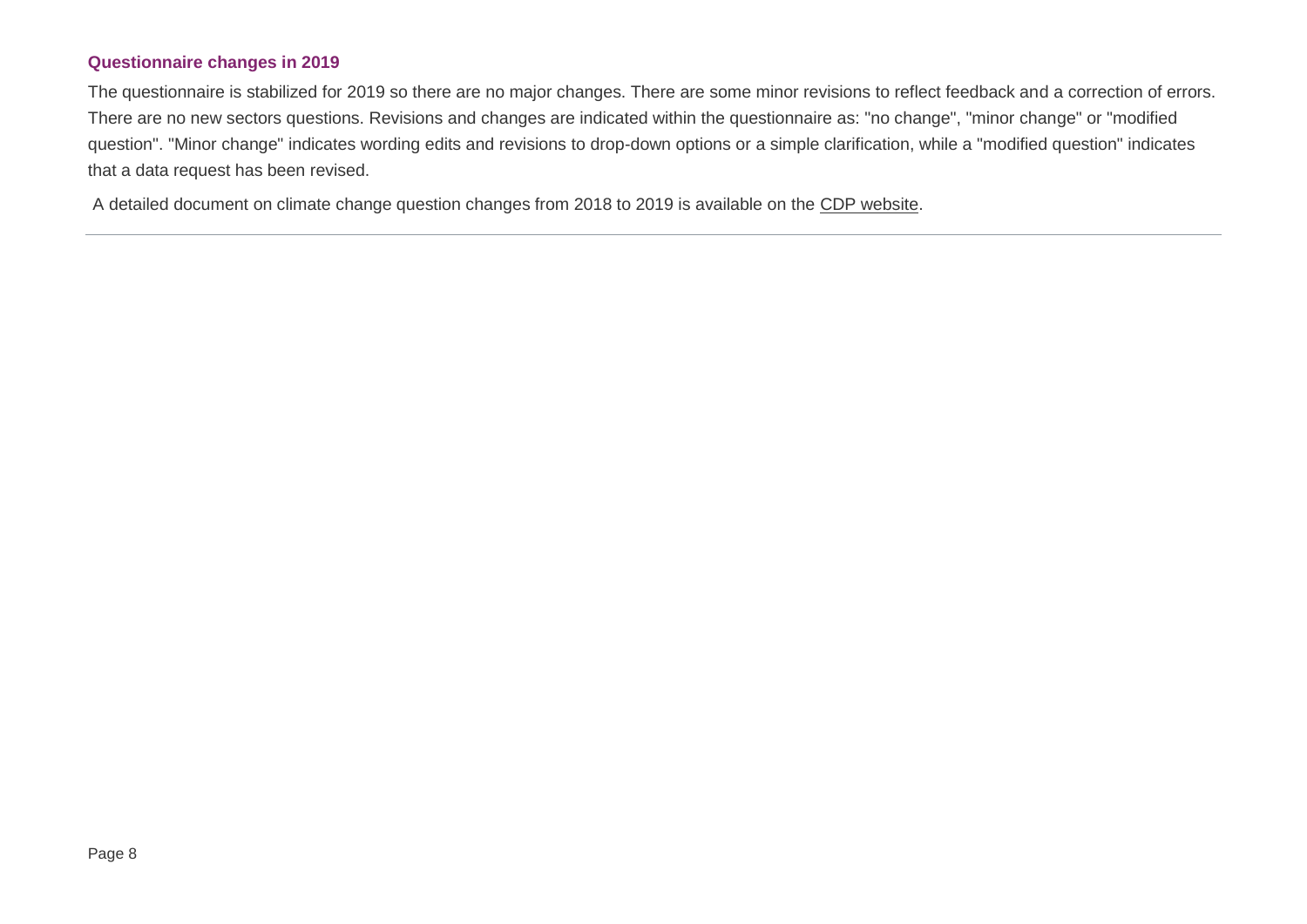### Questionnaire changes in 2019

The questionnaire is stabilized for 2019 so there are no major changes. There are some minor revisions to reflect feedback and a correction of errors. There are no new sectors questions. Revisions and changes are indicated within the questionnaire as: "no change", "minor change" or "modified question". "Minor change" indicates wording edits and revisions to drop-down options or a simple clarification, while a "modified question" indicates that a data request has been revised.

A detailed document on climate change question changes from 2018 to 2019 is available on the CDP website.

---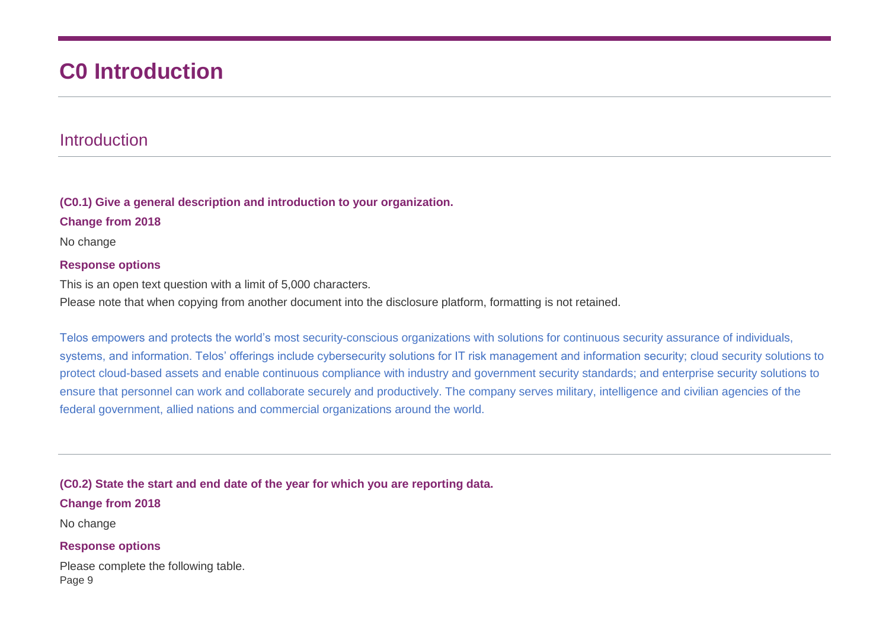# C0 Introduction

## Introduction

**(C0.1) Give a general description and introduction to your organization.**

**Change from 2018**

No change

**Response options**

This is an open text question with a limit of 5,000 characters.

Please note that when copying from another document into the disclosure platform, formatting is not retained.

Telos empowers and protects the world's most security-conscious organizations with solutions for continuous security assurance of individuals, systems, and information. Telos' offerings include cybersecurity solutions for IT risk management and information security; cloud security solutions to protect cloud-based assets and enable continuous compliance with industry and government security standards; and enterprise security solutions to ensure that personnel can work and collaborate securely and productively. The company serves military, intelligence and civilian agencies of the federal government, allied nations and commercial organizations around the world.

---

**(C0.2) State the start and end date of the year for which you are reporting data.**

**Change from 2018**

No change

**Response options**

Please complete the following table.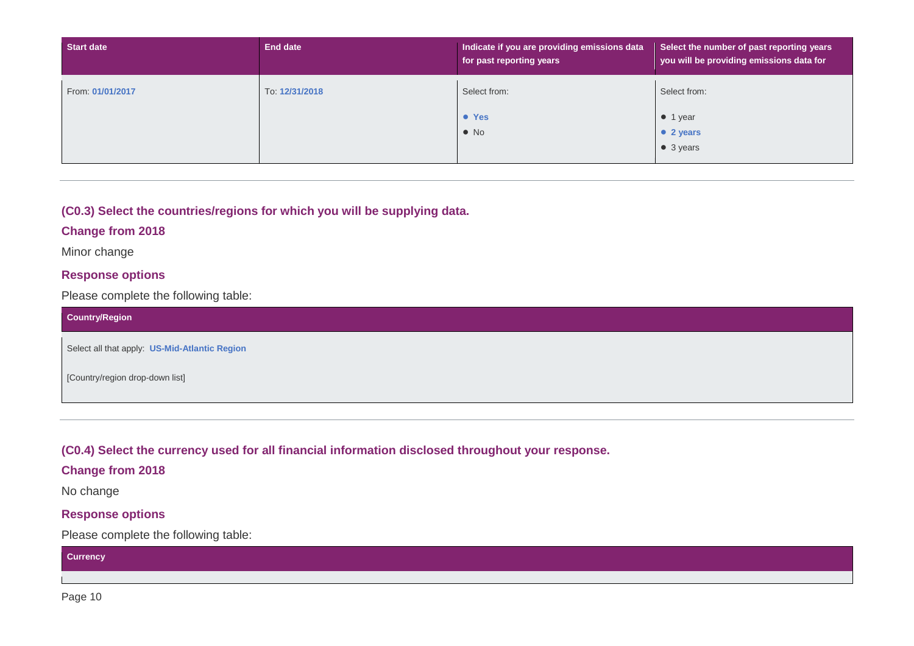| Start date | End date | Indicate if you are providing emissions data for past reporting years | Select the number of past reporting years you will be providing emissions data for |
|---|---|---|---|
| From: **01/01/2017** | To: **12/31/2018** | Select from:<br>• **Yes**<br>• No | Select from:<br>• 1 year<br>• **2 years**<br>• 3 years |

---

### (C0.3) Select the countries/regions for which you will be supplying data.

#### Change from 2018

Minor change

#### Response options

Please complete the following table:

| Country/Region |
|---|
| Select all that apply: **US-Mid-Atlantic Region**<br><br>[Country/region drop-down list] |

---

### (C0.4) Select the currency used for all financial information disclosed throughout your response.

#### Change from 2018

No change

#### Response options

Please complete the following table:

| Currency |
|---|
| |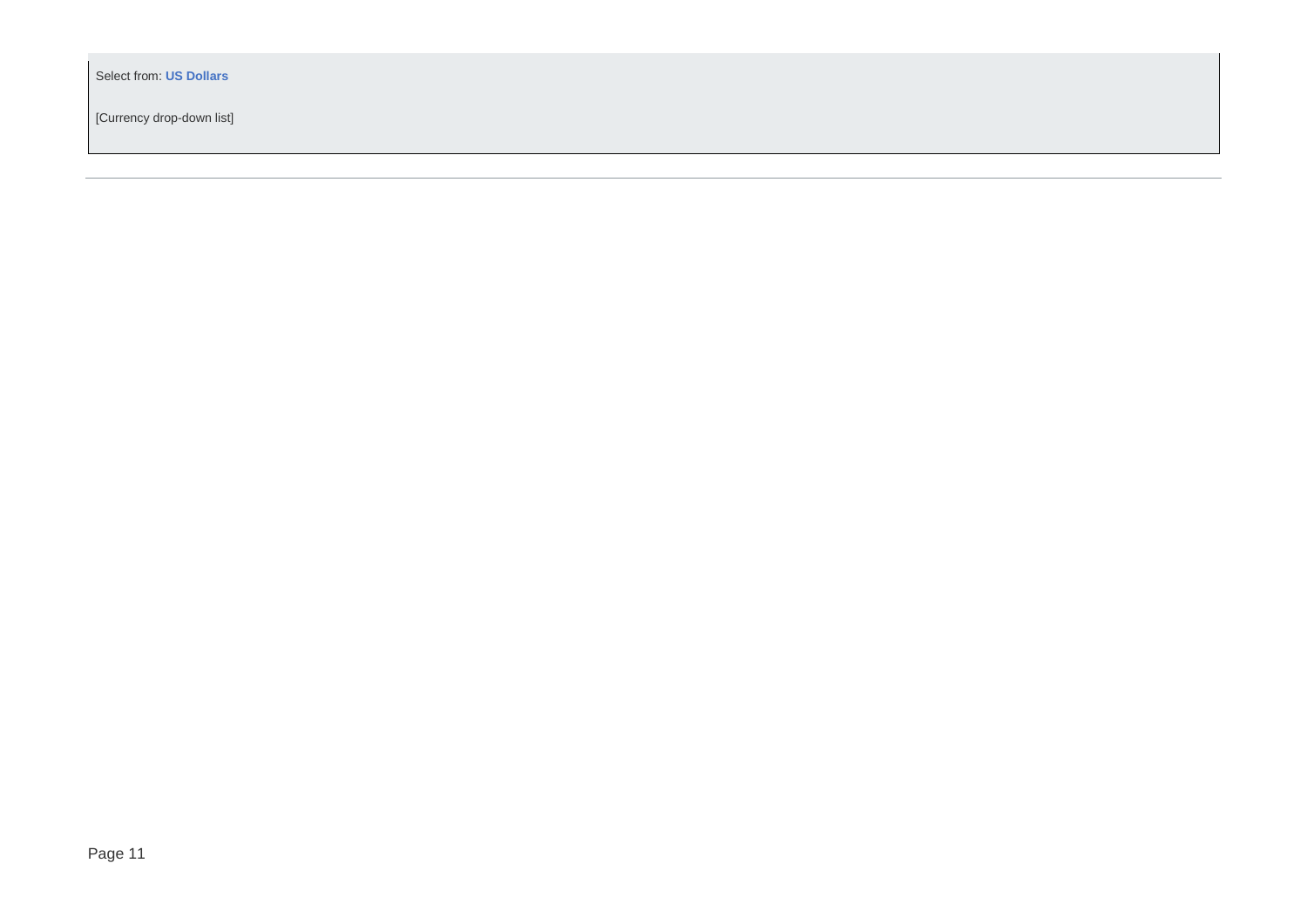Select from: **US Dollars**

[Currency drop-down list]

---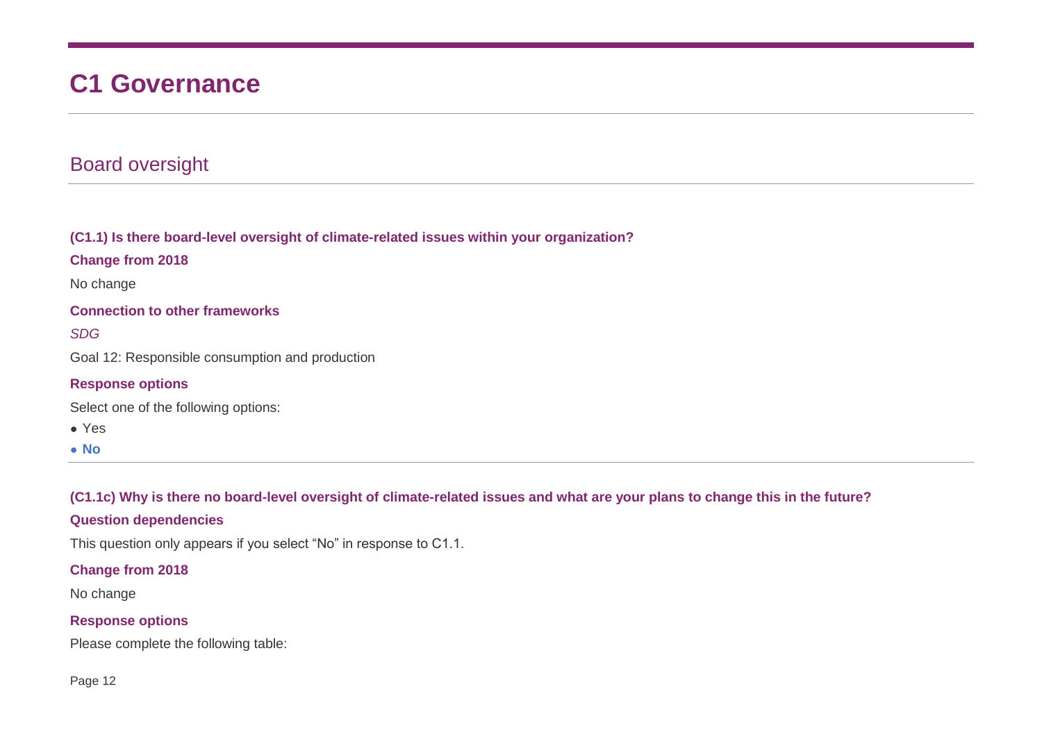# C1 Governance

## Board oversight

**(C1.1) Is there board-level oversight of climate-related issues within your organization?**

**Change from 2018**

No change

**Connection to other frameworks**

*SDG*

Goal 12: Responsible consumption and production

**Response options**

Select one of the following options:

- Yes
- **No**

**(C1.1c) Why is there no board-level oversight of climate-related issues and what are your plans to change this in the future?**

**Question dependencies**

This question only appears if you select “No” in response to C1.1.

**Change from 2018**

No change

**Response options**

Please complete the following table: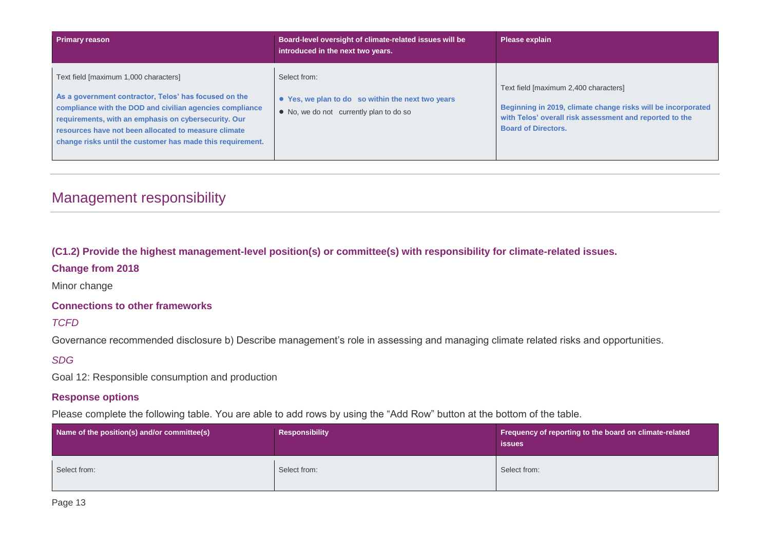| Primary reason | Board-level oversight of climate-related issues will be introduced in the next two years. | Please explain |
|---|---|---|
| Text field [maximum 1,000 characters]<br><br>**As a government contractor, Telos' has focused on the compliance with the DOD and civilian agencies compliance requirements, with an emphasis on cybersecurity. Our resources have not been allocated to measure climate change risks until the customer has made this requirement.** | Select from:<br><br>• **Yes, we plan to do so within the next two years**<br>• No, we do not currently plan to do so | Text field [maximum 2,400 characters]<br><br>**Beginning in 2019, climate change risks will be incorporated with Telos' overall risk assessment and reported to the Board of Directors.** |

## Management responsibility

### (C1.2) Provide the highest management-level position(s) or committee(s) with responsibility for climate-related issues.

#### Change from 2018

Minor change

#### Connections to other frameworks

*TCFD*

Governance recommended disclosure b) Describe management's role in assessing and managing climate related risks and opportunities.

*SDG*

Goal 12: Responsible consumption and production

#### Response options

Please complete the following table. You are able to add rows by using the "Add Row" button at the bottom of the table.

| Name of the position(s) and/or committee(s) | Responsibility | Frequency of reporting to the board on climate-related issues |
|---|---|---|
| Select from: | Select from: | Select from: |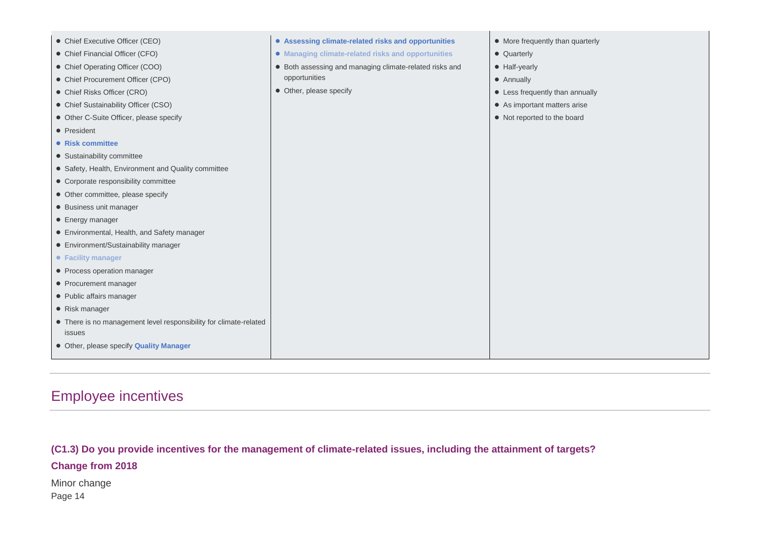| | | |
|---|---|---|
| • Chief Executive Officer (CEO)<br>• Chief Financial Officer (CFO)<br>• Chief Operating Officer (COO)<br>• Chief Procurement Officer (CPO)<br>• Chief Risks Officer (CRO)<br>• Chief Sustainability Officer (CSO)<br>• Other C-Suite Officer, please specify<br>• President<br>• **Risk committee**<br>• Sustainability committee<br>• Safety, Health, Environment and Quality committee<br>• Corporate responsibility committee<br>• Other committee, please specify<br>• Business unit manager<br>• Energy manager<br>• Environmental, Health, and Safety manager<br>• Environment/Sustainability manager<br>• **Facility manager**<br>• Process operation manager<br>• Procurement manager<br>• Public affairs manager<br>• Risk manager<br>• There is no management level responsibility for climate-related issues<br>• Other, please specify **Quality Manager** | • **Assessing climate-related risks and opportunities**<br>• **Managing climate-related risks and opportunities**<br>• Both assessing and managing climate-related risks and opportunities<br>• Other, please specify | • More frequently than quarterly<br>• Quarterly<br>• Half-yearly<br>• Annually<br>• Less frequently than annually<br>• As important matters arise<br>• Not reported to the board |

## Employee incentives

**(C1.3) Do you provide incentives for the management of climate-related issues, including the attainment of targets?**

**Change from 2018**

Minor change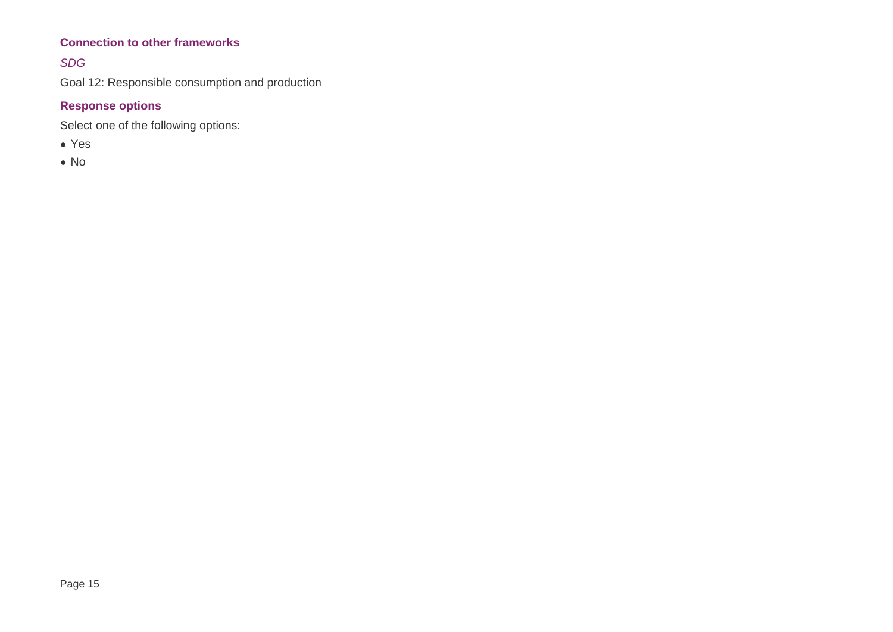### Connection to other frameworks

*SDG*

Goal 12: Responsible consumption and production

### Response options

Select one of the following options:

- Yes
- No

---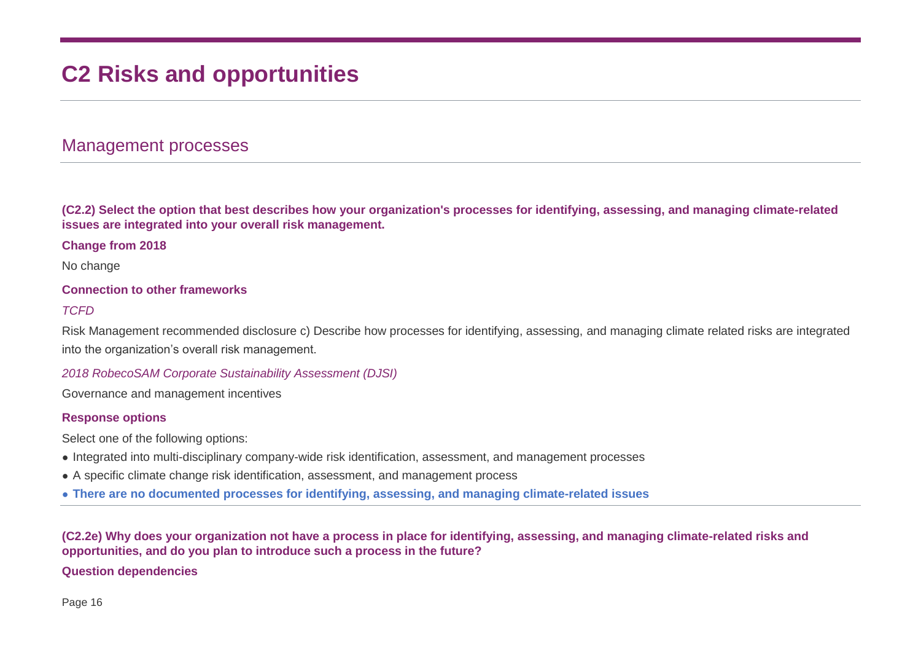# C2 Risks and opportunities

## Management processes

**(C2.2) Select the option that best describes how your organization's processes for identifying, assessing, and managing climate-related issues are integrated into your overall risk management.**

**Change from 2018**

No change

**Connection to other frameworks**

*TCFD*

Risk Management recommended disclosure c) Describe how processes for identifying, assessing, and managing climate related risks are integrated into the organization's overall risk management.

*2018 RobecoSAM Corporate Sustainability Assessment (DJSI)*

Governance and management incentives

**Response options**

Select one of the following options:

- Integrated into multi-disciplinary company-wide risk identification, assessment, and management processes
- A specific climate change risk identification, assessment, and management process
- **There are no documented processes for identifying, assessing, and managing climate-related issues**

**(C2.2e) Why does your organization not have a process in place for identifying, assessing, and managing climate-related risks and opportunities, and do you plan to introduce such a process in the future?**

**Question dependencies**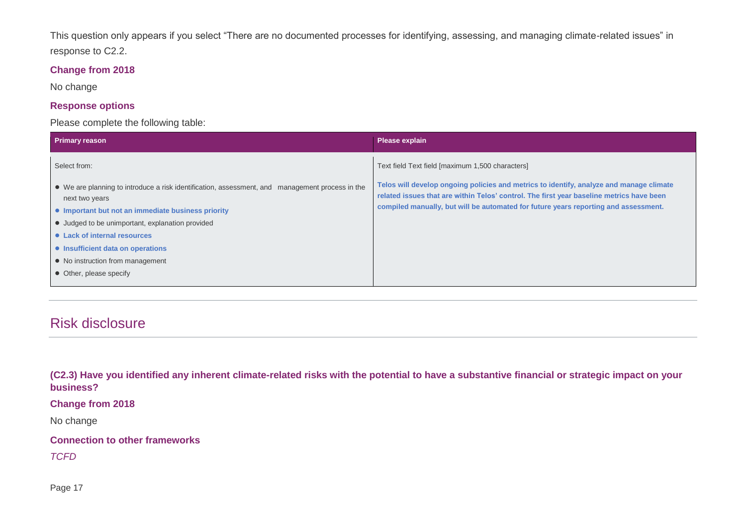This question only appears if you select “There are no documented processes for identifying, assessing, and managing climate-related issues” in response to C2.2.

**Change from 2018**

No change

**Response options**

Please complete the following table:

| Primary reason | Please explain |
|---|---|
| Select from:<br><br>• We are planning to introduce a risk identification, assessment, and management process in the next two years<br>• **Important but not an immediate business priority**<br>• Judged to be unimportant, explanation provided<br>• **Lack of internal resources**<br>• **Insufficient data on operations**<br>• No instruction from management<br>• Other, please specify | Text field Text field [maximum 1,500 characters]<br><br>**Telos will develop ongoing policies and metrics to identify, analyze and manage climate related issues that are within Telos’ control. The first year baseline metrics have been compiled manually, but will be automated for future years reporting and assessment.** |

# Risk disclosure

**(C2.3) Have you identified any inherent climate-related risks with the potential to have a substantive financial or strategic impact on your business?**

**Change from 2018**

No change

**Connection to other frameworks**

*TCFD*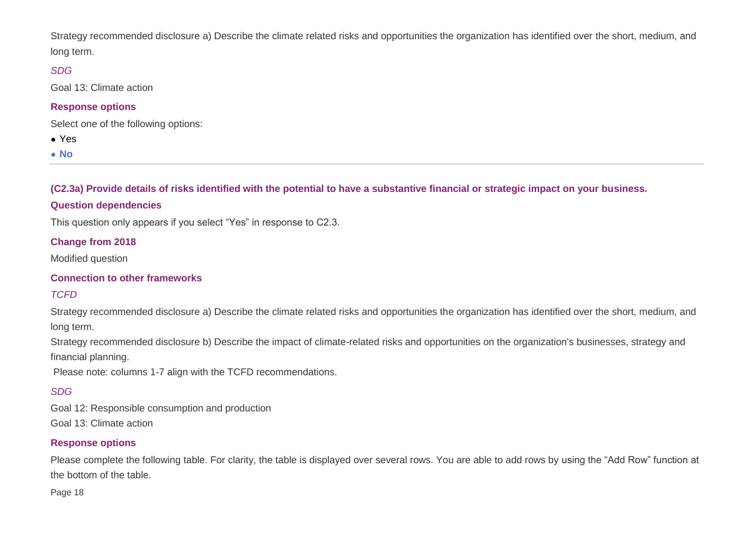Strategy recommended disclosure a) Describe the climate related risks and opportunities the organization has identified over the short, medium, and long term.

*SDG*

Goal 13: Climate action

**Response options**

Select one of the following options:

- Yes
- **No**

---

### (C2.3a) Provide details of risks identified with the potential to have a substantive financial or strategic impact on your business.

**Question dependencies**

This question only appears if you select "Yes" in response to C2.3.

**Change from 2018**

Modified question

**Connection to other frameworks**

*TCFD*

Strategy recommended disclosure a) Describe the climate related risks and opportunities the organization has identified over the short, medium, and long term.

Strategy recommended disclosure b) Describe the impact of climate-related risks and opportunities on the organization's businesses, strategy and financial planning.

Please note: columns 1-7 align with the TCFD recommendations.

*SDG*

Goal 12: Responsible consumption and production

Goal 13: Climate action

**Response options**

Please complete the following table. For clarity, the table is displayed over several rows. You are able to add rows by using the "Add Row" function at the bottom of the table.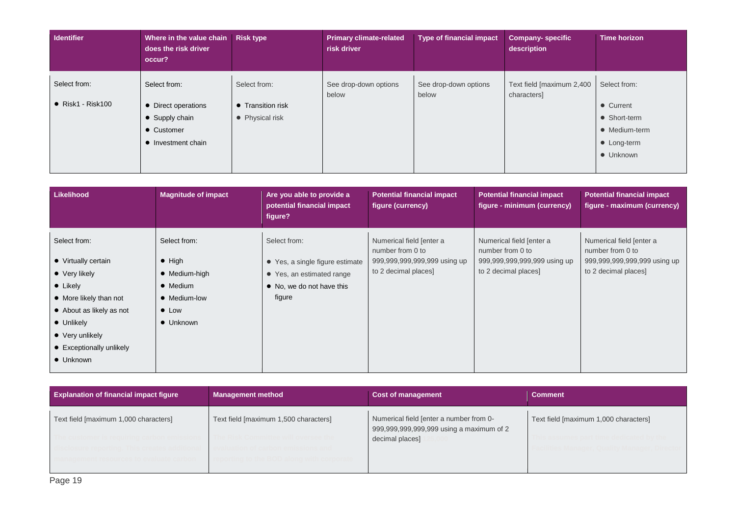| Identifier | Where in the value chain does the risk driver occur? | Risk type | Primary climate-related risk driver | Type of financial impact | Company- specific description | Time horizon |
|---|---|---|---|---|---|---|
| Select from:<br>• Risk1 - Risk100 | Select from:<br>• Direct operations<br>• Supply chain<br>• Customer<br>• Investment chain | Select from:<br>• Transition risk<br>• Physical risk | See drop-down options below | See drop-down options below | Text field [maximum 2,400 characters] | Select from:<br>• Current<br>• Short-term<br>• Medium-term<br>• Long-term<br>• Unknown |

| Likelihood | Magnitude of impact | Are you able to provide a potential financial impact figure? | Potential financial impact figure (currency) | Potential financial impact figure - minimum (currency) | Potential financial impact figure - maximum (currency) |
|---|---|---|---|---|---|
| Select from:<br>• Virtually certain<br>• Very likely<br>• Likely<br>• More likely than not<br>• About as likely as not<br>• Unlikely<br>• Very unlikely<br>• Exceptionally unlikely<br>• Unknown | Select from:<br>• High<br>• Medium-high<br>• Medium<br>• Medium-low<br>• Low<br>• Unknown | Select from:<br>• Yes, a single figure estimate<br>• Yes, an estimated range<br>• No, we do not have this figure | Numerical field [enter a number from 0 to 999,999,999,999,999 using up to 2 decimal places] | Numerical field [enter a number from 0 to 999,999,999,999,999 using up to 2 decimal places] | Numerical field [enter a number from 0 to 999,999,999,999,999 using up to 2 decimal places] |

| Explanation of financial impact figure | Management method | Cost of management | Comment |
|---|---|---|---|
| Text field [maximum 1,000 characters]<br>The customer is requiring carbon emissions disclosure reporting. This creates additional management resources to evaluate carbon | Text field [maximum 1,500 characters]<br>The Risk Committee will oversee the evaluation of carbon emissions and reporting to the SGO along with corporate | Numerical field [enter a number from 0-999,999,999,999,999 using a maximum of 2 decimal places] £25,000 | Text field [maximum 1,000 characters]<br>This assumes part time dedicated by the Facilities Manager, Quality Manager, Director |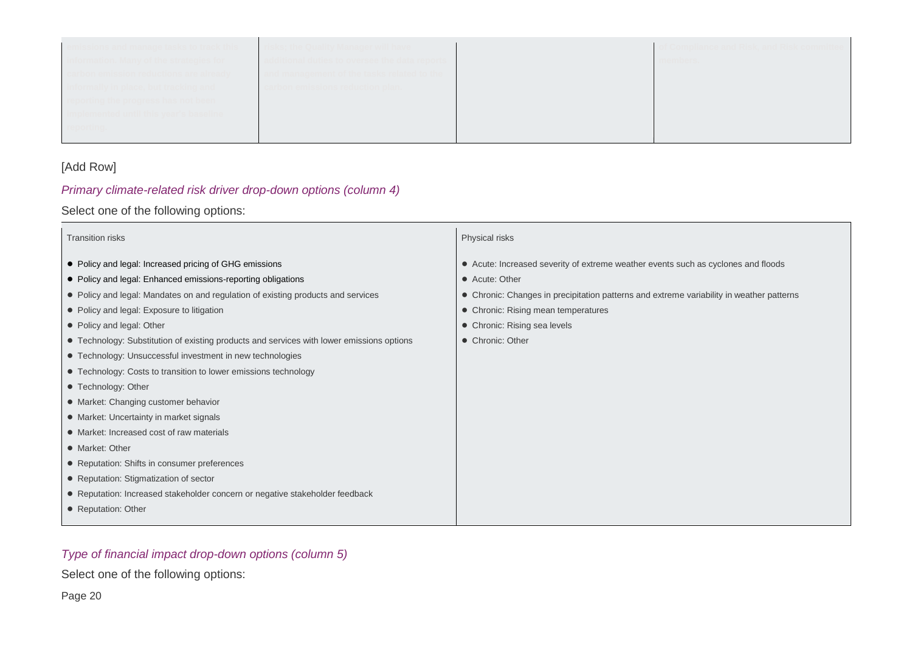| | | | |
|---|---|---|---|
| emissions and manage tasks to track this information. Many of the strategies for carbon emission reductions are already informally in place, but tracking and reporting the progress has not been implemented until this year's baseline reporting. | risks, the Quality Manager will have additional duties to oversee the data reports and management of the tasks related to the carbon emissions reduction plan. | | of Compliance and Risk, and Risk committee members. |

[Add Row]

*Primary climate-related risk driver drop-down options (column 4)*

Select one of the following options:

| Transition risks | Physical risks |
|---|---|
| • Policy and legal: Increased pricing of GHG emissions<br>• Policy and legal: Enhanced emissions-reporting obligations<br>• Policy and legal: Mandates on and regulation of existing products and services<br>• Policy and legal: Exposure to litigation<br>• Policy and legal: Other<br>• Technology: Substitution of existing products and services with lower emissions options<br>• Technology: Unsuccessful investment in new technologies<br>• Technology: Costs to transition to lower emissions technology<br>• Technology: Other<br>• Market: Changing customer behavior<br>• Market: Uncertainty in market signals<br>• Market: Increased cost of raw materials<br>• Market: Other<br>• Reputation: Shifts in consumer preferences<br>• Reputation: Stigmatization of sector<br>• Reputation: Increased stakeholder concern or negative stakeholder feedback<br>• Reputation: Other | • Acute: Increased severity of extreme weather events such as cyclones and floods<br>• Acute: Other<br>• Chronic: Changes in precipitation patterns and extreme variability in weather patterns<br>• Chronic: Rising mean temperatures<br>• Chronic: Rising sea levels<br>• Chronic: Other |

*Type of financial impact drop-down options (column 5)*

Select one of the following options: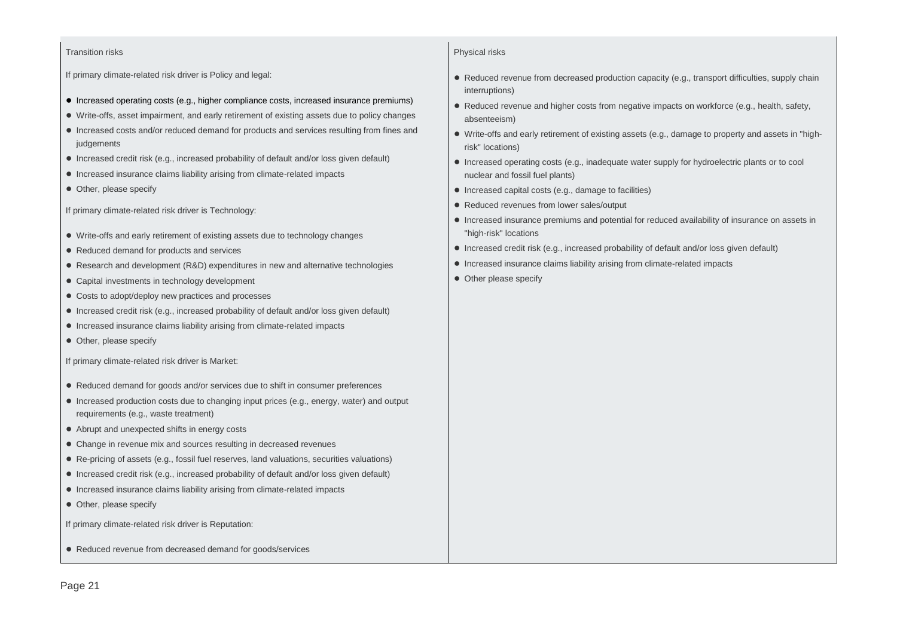| Transition risks | Physical risks |
| --- | --- |
| If primary climate-related risk driver is Policy and legal:<br><br>• Increased operating costs (e.g., higher compliance costs, increased insurance premiums)<br>• Write-offs, asset impairment, and early retirement of existing assets due to policy changes<br>• Increased costs and/or reduced demand for products and services resulting from fines and judgements<br>• Increased credit risk (e.g., increased probability of default and/or loss given default)<br>• Increased insurance claims liability arising from climate-related impacts<br>• Other, please specify<br><br>If primary climate-related risk driver is Technology:<br><br>• Write-offs and early retirement of existing assets due to technology changes<br>• Reduced demand for products and services<br>• Research and development (R&D) expenditures in new and alternative technologies<br>• Capital investments in technology development<br>• Costs to adopt/deploy new practices and processes<br>• Increased credit risk (e.g., increased probability of default and/or loss given default)<br>• Increased insurance claims liability arising from climate-related impacts<br>• Other, please specify<br><br>If primary climate-related risk driver is Market:<br><br>• Reduced demand for goods and/or services due to shift in consumer preferences<br>• Increased production costs due to changing input prices (e.g., energy, water) and output requirements (e.g., waste treatment)<br>• Abrupt and unexpected shifts in energy costs<br>• Change in revenue mix and sources resulting in decreased revenues<br>• Re-pricing of assets (e.g., fossil fuel reserves, land valuations, securities valuations)<br>• Increased credit risk (e.g., increased probability of default and/or loss given default)<br>• Increased insurance claims liability arising from climate-related impacts<br>• Other, please specify<br><br>If primary climate-related risk driver is Reputation:<br><br>• Reduced revenue from decreased demand for goods/services | • Reduced revenue from decreased production capacity (e.g., transport difficulties, supply chain interruptions)<br>• Reduced revenue and higher costs from negative impacts on workforce (e.g., health, safety, absenteeism)<br>• Write-offs and early retirement of existing assets (e.g., damage to property and assets in "high-risk" locations)<br>• Increased operating costs (e.g., inadequate water supply for hydroelectric plants or to cool nuclear and fossil fuel plants)<br>• Increased capital costs (e.g., damage to facilities)<br>• Reduced revenues from lower sales/output<br>• Increased insurance premiums and potential for reduced availability of insurance on assets in "high-risk" locations<br>• Increased credit risk (e.g., increased probability of default and/or loss given default)<br>• Increased insurance claims liability arising from climate-related impacts<br>• Other please specify |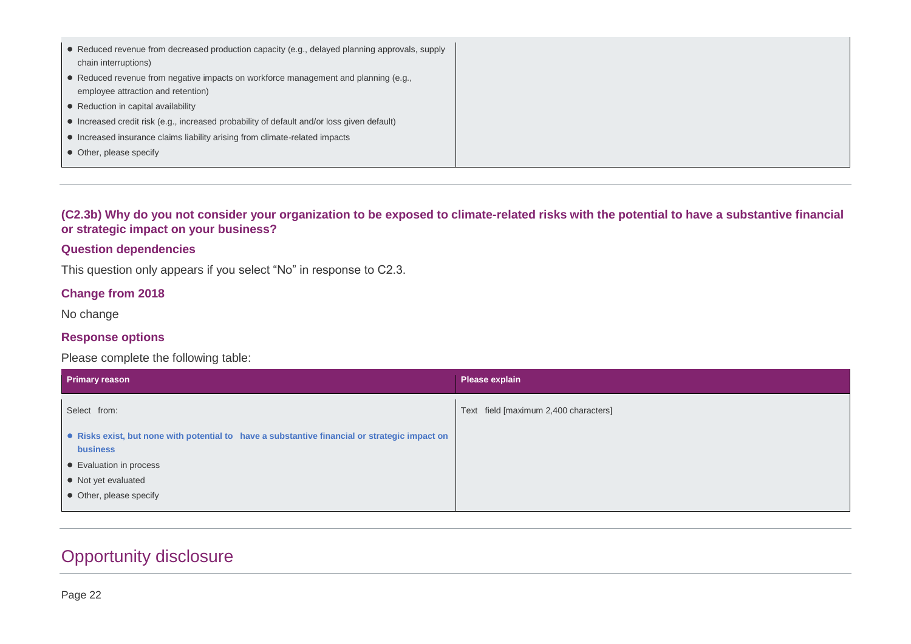| | |
|---|---|
| • Reduced revenue from decreased production capacity (e.g., delayed planning approvals, supply chain interruptions)<br>• Reduced revenue from negative impacts on workforce management and planning (e.g., employee attraction and retention)<br>• Reduction in capital availability<br>• Increased credit risk (e.g., increased probability of default and/or loss given default)<br>• Increased insurance claims liability arising from climate-related impacts<br>• Other, please specify | |

### (C2.3b) Why do you not consider your organization to be exposed to climate-related risks with the potential to have a substantive financial or strategic impact on your business?

#### Question dependencies

This question only appears if you select “No” in response to C2.3.

#### Change from 2018

No change

#### Response options

Please complete the following table:

| Primary reason | Please explain |
|---|---|
| Select from:<br>• **Risks exist, but none with potential to have a substantive financial or strategic impact on business**<br>• Evaluation in process<br>• Not yet evaluated<br>• Other, please specify | Text field [maximum 2,400 characters] |

## Opportunity disclosure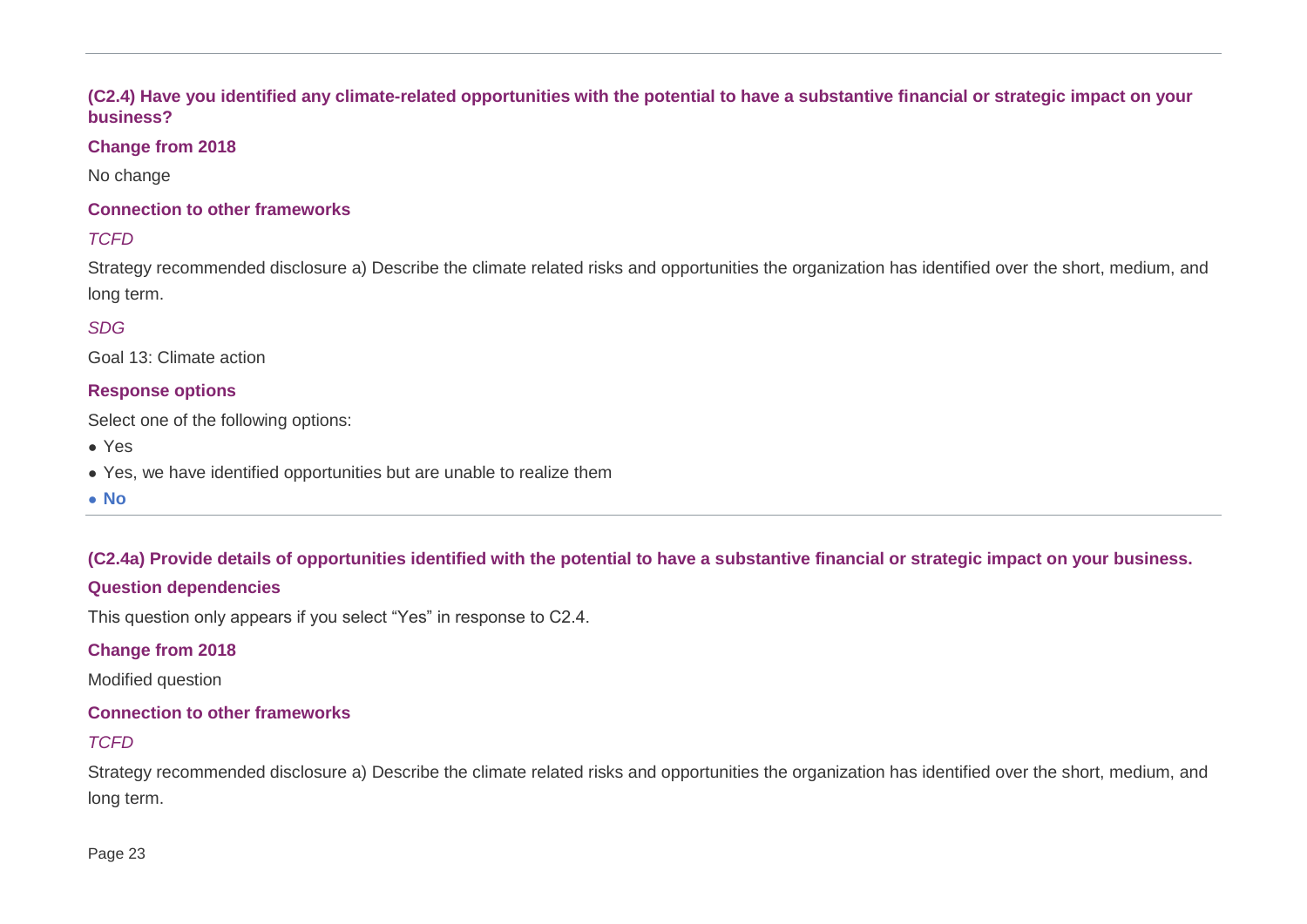### (C2.4) Have you identified any climate-related opportunities with the potential to have a substantive financial or strategic impact on your business?

**Change from 2018**

No change

**Connection to other frameworks**

*TCFD*

Strategy recommended disclosure a) Describe the climate related risks and opportunities the organization has identified over the short, medium, and long term.

*SDG*

Goal 13: Climate action

**Response options**

Select one of the following options:

- Yes
- Yes, we have identified opportunities but are unable to realize them
- **No**

### (C2.4a) Provide details of opportunities identified with the potential to have a substantive financial or strategic impact on your business.

**Question dependencies**

This question only appears if you select "Yes" in response to C2.4.

**Change from 2018**

Modified question

**Connection to other frameworks**

*TCFD*

Strategy recommended disclosure a) Describe the climate related risks and opportunities the organization has identified over the short, medium, and long term.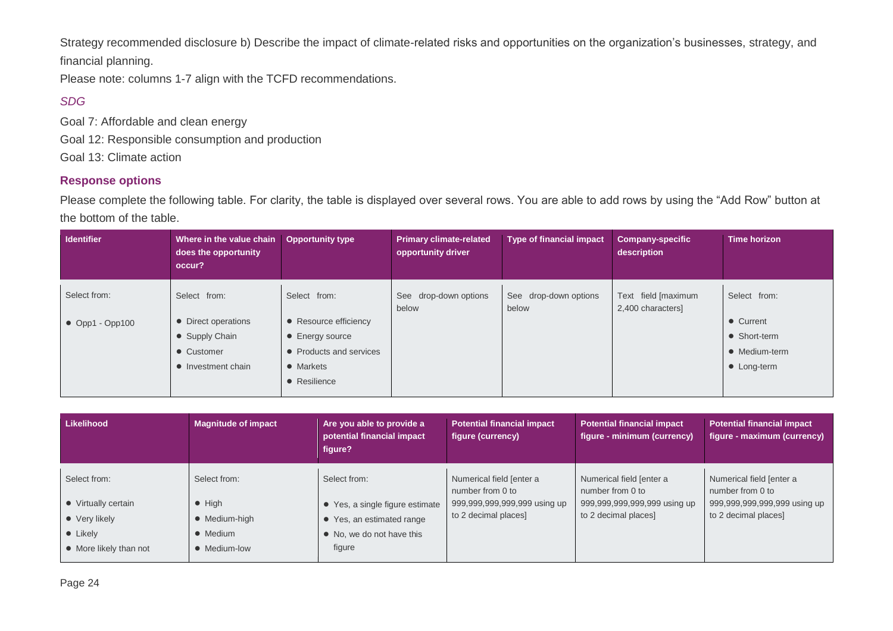Strategy recommended disclosure b) Describe the impact of climate-related risks and opportunities on the organization's businesses, strategy, and financial planning.

Please note: columns 1-7 align with the TCFD recommendations.

*SDG*

Goal 7: Affordable and clean energy

Goal 12: Responsible consumption and production

Goal 13: Climate action

### Response options

Please complete the following table. For clarity, the table is displayed over several rows. You are able to add rows by using the "Add Row" button at the bottom of the table.

| Identifier | Where in the value chain does the opportunity occur? | Opportunity type | Primary climate-related opportunity driver | Type of financial impact | Company-specific description | Time horizon |
|---|---|---|---|---|---|---|
| Select from:<br>• Opp1 - Opp100 | Select from:<br>• Direct operations<br>• Supply Chain<br>• Customer<br>• Investment chain | Select from:<br>• Resource efficiency<br>• Energy source<br>• Products and services<br>• Markets<br>• Resilience | See drop-down options below | See drop-down options below | Text field [maximum 2,400 characters] | Select from:<br>• Current<br>• Short-term<br>• Medium-term<br>• Long-term |

| Likelihood | Magnitude of impact | Are you able to provide a potential financial impact figure? | Potential financial impact figure (currency) | Potential financial impact figure - minimum (currency) | Potential financial impact figure - maximum (currency) |
|---|---|---|---|---|---|
| Select from:<br>• Virtually certain<br>• Very likely<br>• Likely<br>• More likely than not | Select from:<br>• High<br>• Medium-high<br>• Medium<br>• Medium-low | Select from:<br>• Yes, a single figure estimate<br>• Yes, an estimated range<br>• No, we do not have this figure | Numerical field [enter a number from 0 to 999,999,999,999,999 using up to 2 decimal places] | Numerical field [enter a number from 0 to 999,999,999,999,999 using up to 2 decimal places] | Numerical field [enter a number from 0 to 999,999,999,999,999 using up to 2 decimal places] |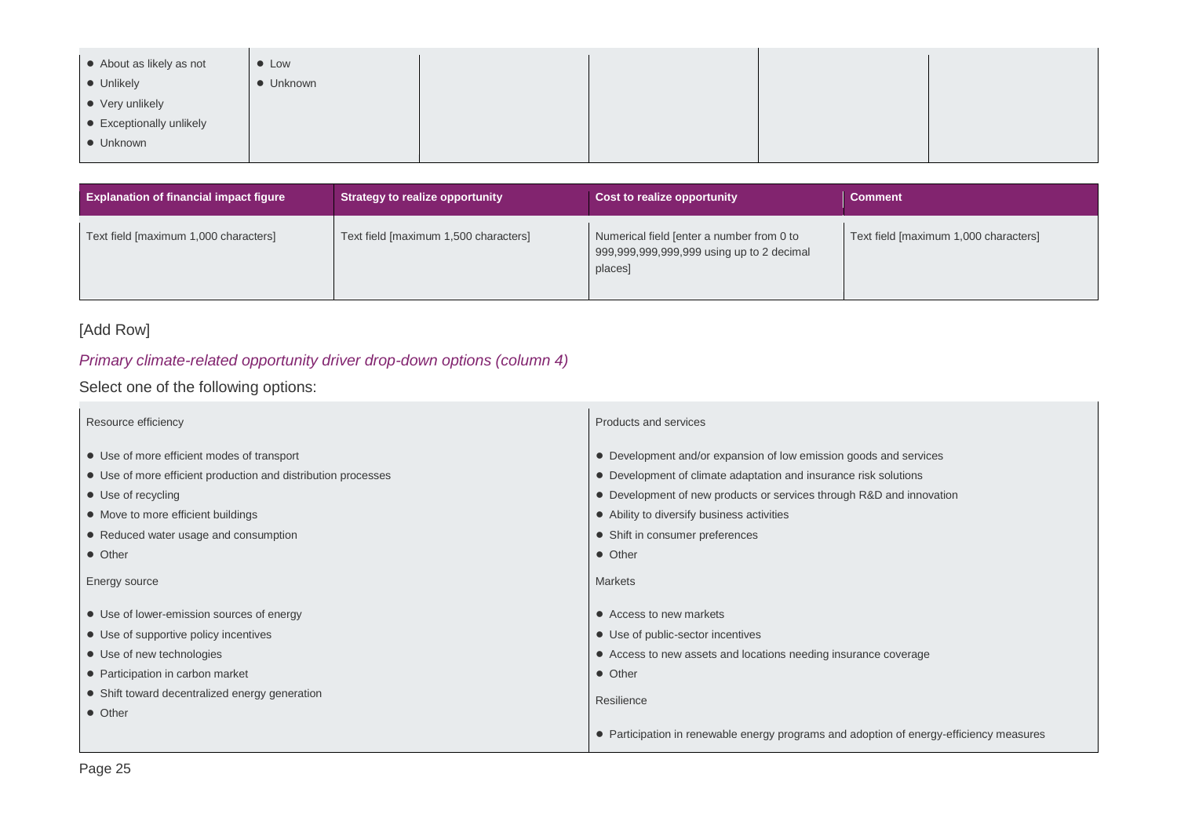| | | | | | |
|---|---|---|---|---|---|
| • About as likely as not<br>• Unlikely<br>• Very unlikely<br>• Exceptionally unlikely<br>• Unknown | • Low<br>• Unknown | | | | |

| Explanation of financial impact figure | Strategy to realize opportunity | Cost to realize opportunity | Comment |
|---|---|---|---|
| Text field [maximum 1,000 characters] | Text field [maximum 1,500 characters] | Numerical field [enter a number from 0 to 999,999,999,999,999 using up to 2 decimal places] | Text field [maximum 1,000 characters] |

[Add Row]

*Primary climate-related opportunity driver drop-down options (column 4)*

Select one of the following options:

Resource efficiency

- Use of more efficient modes of transport
- Use of more efficient production and distribution processes
- Use of recycling
- Move to more efficient buildings
- Reduced water usage and consumption
- Other

Energy source

- Use of lower-emission sources of energy
- Use of supportive policy incentives
- Use of new technologies
- Participation in carbon market
- Shift toward decentralized energy generation
- Other

Products and services

- Development and/or expansion of low emission goods and services
- Development of climate adaptation and insurance risk solutions
- Development of new products or services through R&D and innovation
- Ability to diversify business activities
- Shift in consumer preferences
- Other

Markets

- Access to new markets
- Use of public-sector incentives
- Access to new assets and locations needing insurance coverage
- Other

Resilience

- Participation in renewable energy programs and adoption of energy-efficiency measures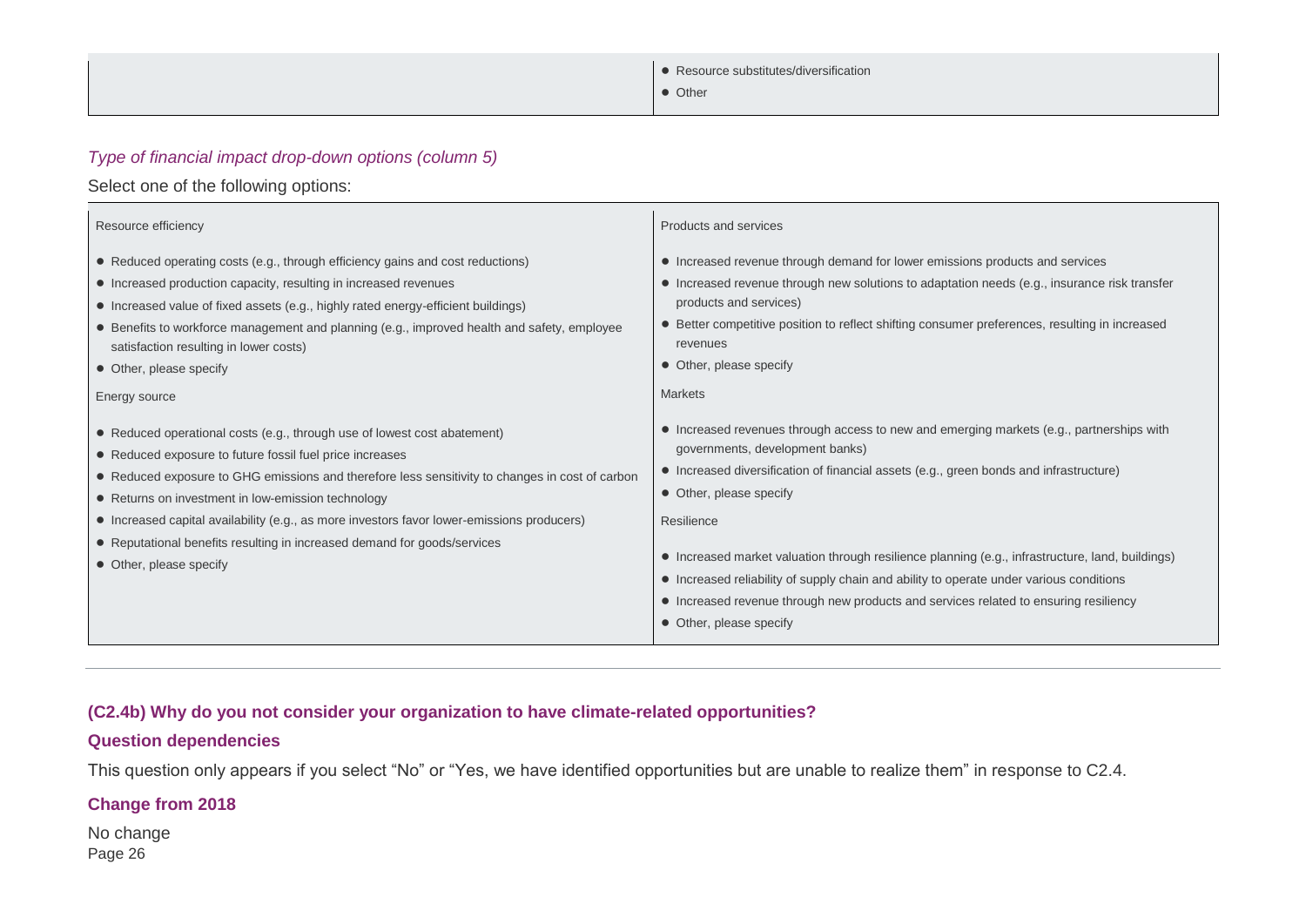| | • Resource substitutes/diversification<br>• Other |
|---|---|

*Type of financial impact drop-down options (column 5)*

Select one of the following options:

| Resource efficiency | Products and services |
|---|---|
| • Reduced operating costs (e.g., through efficiency gains and cost reductions)<br>• Increased production capacity, resulting in increased revenues<br>• Increased value of fixed assets (e.g., highly rated energy-efficient buildings)<br>• Benefits to workforce management and planning (e.g., improved health and safety, employee satisfaction resulting in lower costs)<br>• Other, please specify | • Increased revenue through demand for lower emissions products and services<br>• Increased revenue through new solutions to adaptation needs (e.g., insurance risk transfer products and services)<br>• Better competitive position to reflect shifting consumer preferences, resulting in increased revenues<br>• Other, please specify |
| Energy source | Markets |
| • Reduced operational costs (e.g., through use of lowest cost abatement)<br>• Reduced exposure to future fossil fuel price increases<br>• Reduced exposure to GHG emissions and therefore less sensitivity to changes in cost of carbon<br>• Returns on investment in low-emission technology<br>• Increased capital availability (e.g., as more investors favor lower-emissions producers)<br>• Reputational benefits resulting in increased demand for goods/services<br>• Other, please specify | • Increased revenues through access to new and emerging markets (e.g., partnerships with governments, development banks)<br>• Increased diversification of financial assets (e.g., green bonds and infrastructure)<br>• Other, please specify<br><br>Resilience<br><br>• Increased market valuation through resilience planning (e.g., infrastructure, land, buildings)<br>• Increased reliability of supply chain and ability to operate under various conditions<br>• Increased revenue through new products and services related to ensuring resiliency<br>• Other, please specify |

---

### (C2.4b) Why do you not consider your organization to have climate-related opportunities?

#### Question dependencies

This question only appears if you select “No” or “Yes, we have identified opportunities but are unable to realize them” in response to C2.4.

#### Change from 2018

No change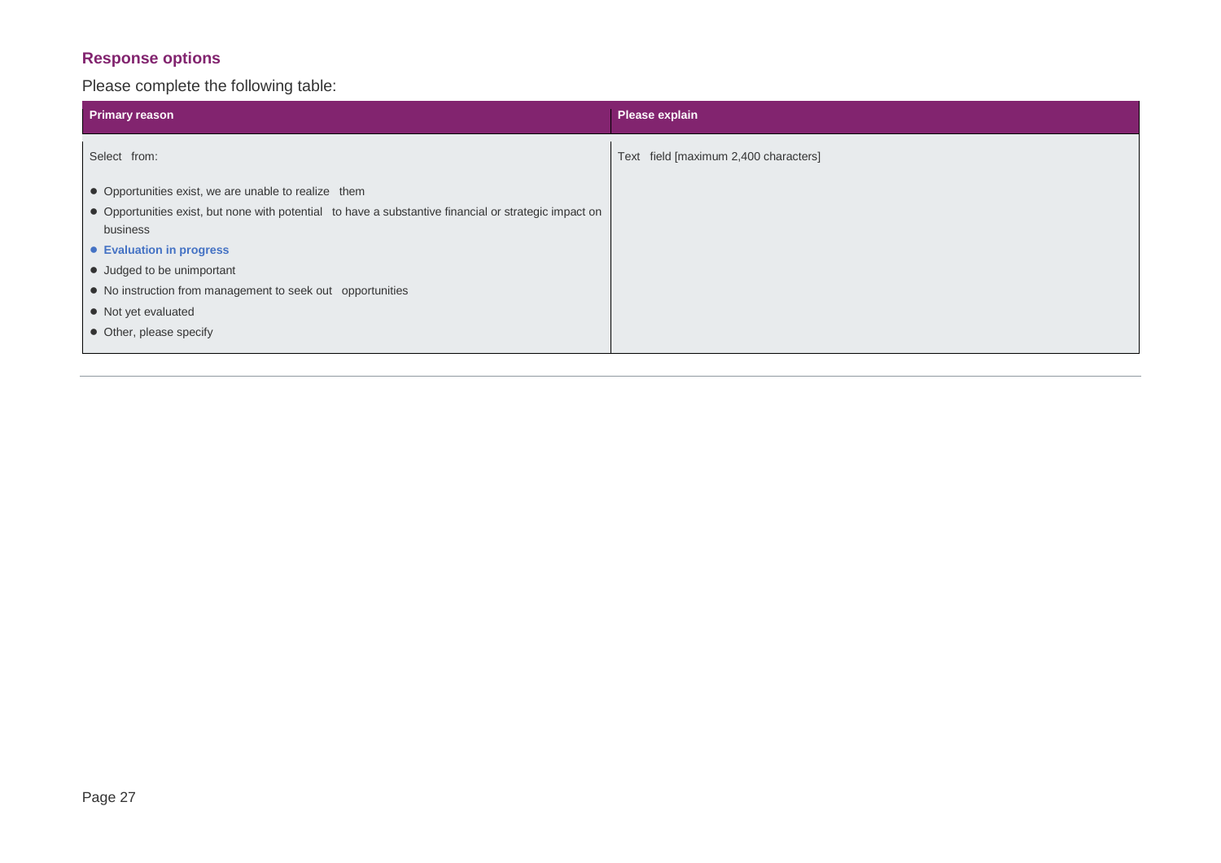### Response options

Please complete the following table:

| Primary reason | Please explain |
|---|---|
| Select from:<br>• Opportunities exist, we are unable to realize them<br>• Opportunities exist, but none with potential to have a substantive financial or strategic impact on business<br>• **Evaluation in progress**<br>• Judged to be unimportant<br>• No instruction from management to seek out opportunities<br>• Not yet evaluated<br>• Other, please specify | Text field [maximum 2,400 characters] |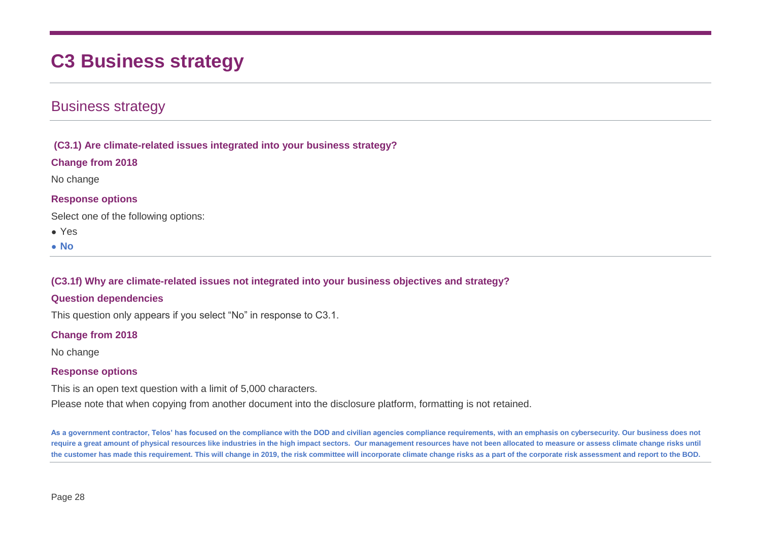# C3 Business strategy

## Business strategy

**(C3.1) Are climate-related issues integrated into your business strategy?**

**Change from 2018**

No change

**Response options**

Select one of the following options:

- Yes
- **No**

**(C3.1f) Why are climate-related issues not integrated into your business objectives and strategy?**

**Question dependencies**

This question only appears if you select "No" in response to C3.1.

**Change from 2018**

No change

**Response options**

This is an open text question with a limit of 5,000 characters.

Please note that when copying from another document into the disclosure platform, formatting is not retained.

**As a government contractor, Telos' has focused on the compliance with the DOD and civilian agencies compliance requirements, with an emphasis on cybersecurity. Our business does not require a great amount of physical resources like industries in the high impact sectors. Our management resources have not been allocated to measure or assess climate change risks until the customer has made this requirement. This will change in 2019, the risk committee will incorporate climate change risks as a part of the corporate risk assessment and report to the BOD.**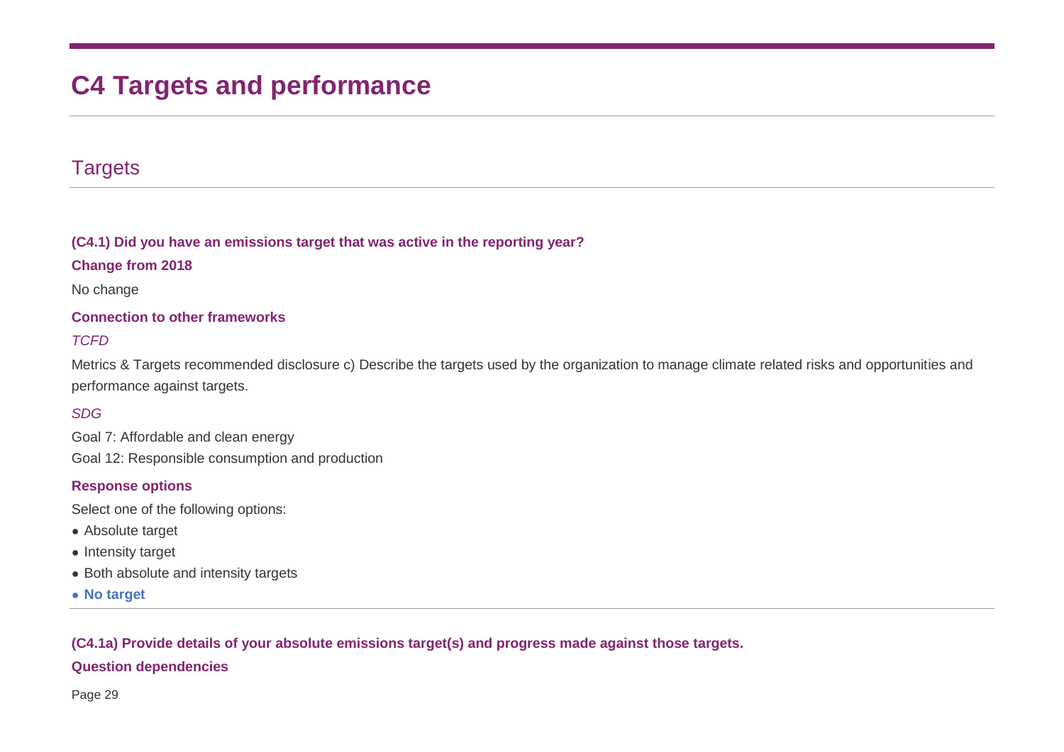# C4 Targets and performance

## Targets

**(C4.1) Did you have an emissions target that was active in the reporting year?**

**Change from 2018**

No change

**Connection to other frameworks**

*TCFD*

Metrics & Targets recommended disclosure c) Describe the targets used by the organization to manage climate related risks and opportunities and performance against targets.

*SDG*

Goal 7: Affordable and clean energy

Goal 12: Responsible consumption and production

**Response options**

Select one of the following options:

- Absolute target
- Intensity target
- Both absolute and intensity targets
- **No target**

**(C4.1a) Provide details of your absolute emissions target(s) and progress made against those targets.**

**Question dependencies**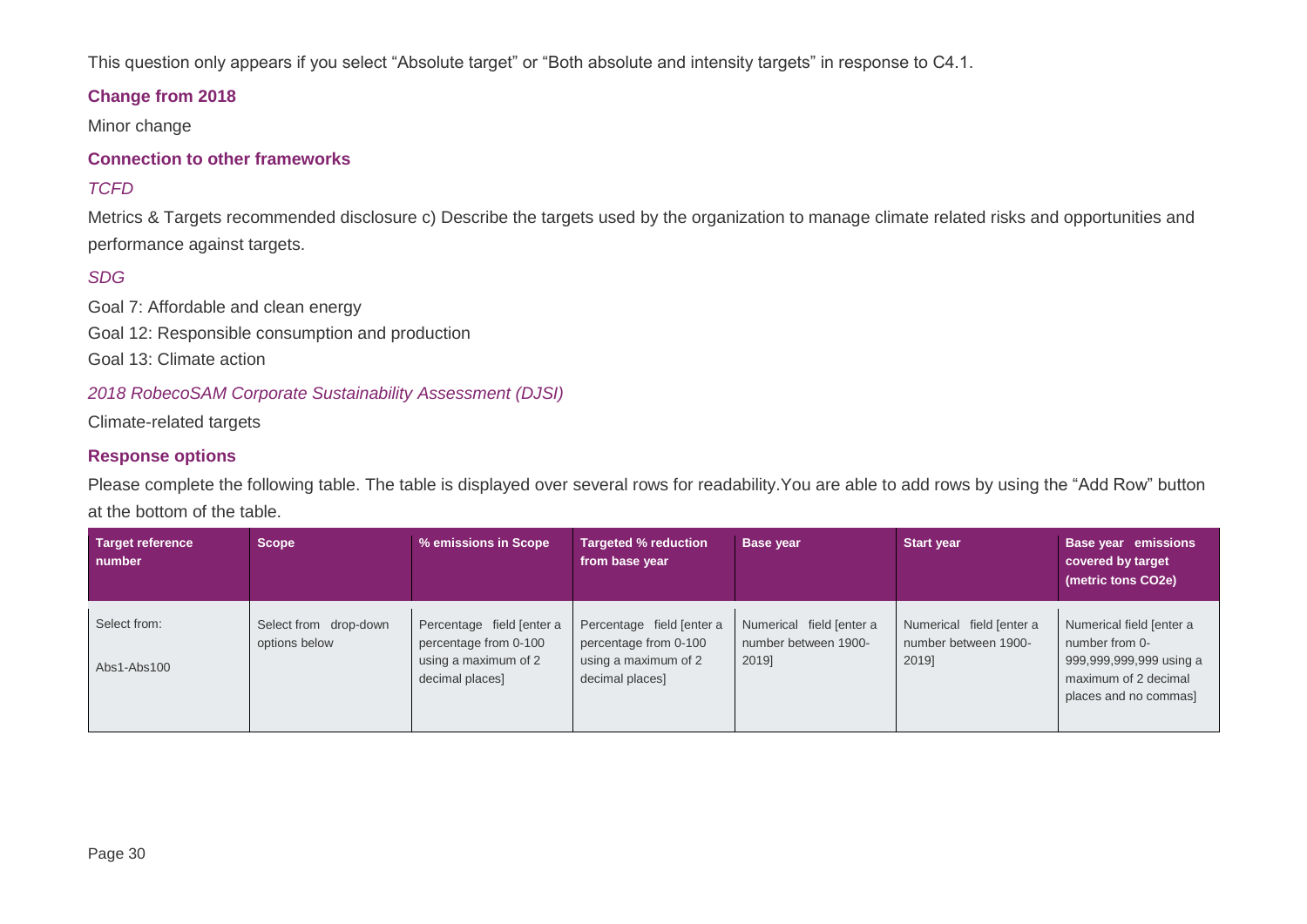This question only appears if you select “Absolute target” or “Both absolute and intensity targets” in response to C4.1.

### Change from 2018

Minor change

### Connection to other frameworks

*TCFD*

Metrics & Targets recommended disclosure c) Describe the targets used by the organization to manage climate related risks and opportunities and performance against targets.

*SDG*

Goal 7: Affordable and clean energy

Goal 12: Responsible consumption and production

Goal 13: Climate action

*2018 RobecoSAM Corporate Sustainability Assessment (DJSI)*

Climate-related targets

### Response options

Please complete the following table. The table is displayed over several rows for readability.You are able to add rows by using the “Add Row” button at the bottom of the table.

| Target reference number | Scope | % emissions in Scope | Targeted % reduction from base year | Base year | Start year | Base year emissions covered by target (metric tons CO2e) |
|---|---|---|---|---|---|---|
| Select from: Abs1-Abs100 | Select from drop-down options below | Percentage field [enter a percentage from 0-100 using a maximum of 2 decimal places] | Percentage field [enter a percentage from 0-100 using a maximum of 2 decimal places] | Numerical field [enter a number between 1900-2019] | Numerical field [enter a number between 1900-2019] | Numerical field [enter a number from 0-999,999,999,999 using a maximum of 2 decimal places and no commas] |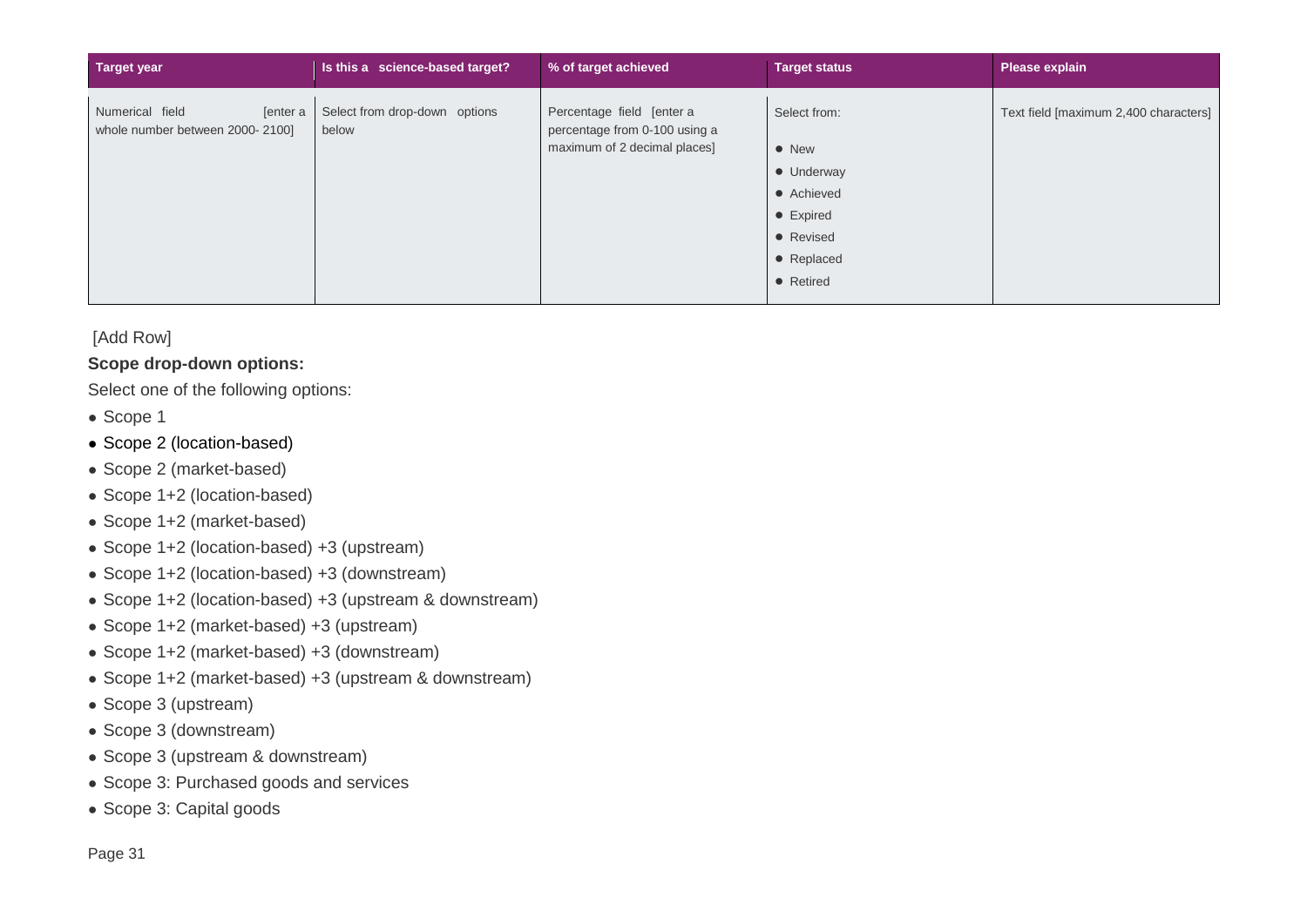| Target year | Is this a science-based target? | % of target achieved | Target status | Please explain |
| --- | --- | --- | --- | --- |
| Numerical field [enter a whole number between 2000- 2100] | Select from drop-down options below | Percentage field [enter a percentage from 0-100 using a maximum of 2 decimal places] | Select from: <br>• New <br>• Underway <br>• Achieved <br>• Expired <br>• Revised <br>• Replaced <br>• Retired | Text field [maximum 2,400 characters] |

[Add Row]

**Scope drop-down options:**

Select one of the following options:

- Scope 1
- Scope 2 (location-based)
- Scope 2 (market-based)
- Scope 1+2 (location-based)
- Scope 1+2 (market-based)
- Scope 1+2 (location-based) +3 (upstream)
- Scope 1+2 (location-based) +3 (downstream)
- Scope 1+2 (location-based) +3 (upstream & downstream)
- Scope 1+2 (market-based) +3 (upstream)
- Scope 1+2 (market-based) +3 (downstream)
- Scope 1+2 (market-based) +3 (upstream & downstream)
- Scope 3 (upstream)
- Scope 3 (downstream)
- Scope 3 (upstream & downstream)
- Scope 3: Purchased goods and services
- Scope 3: Capital goods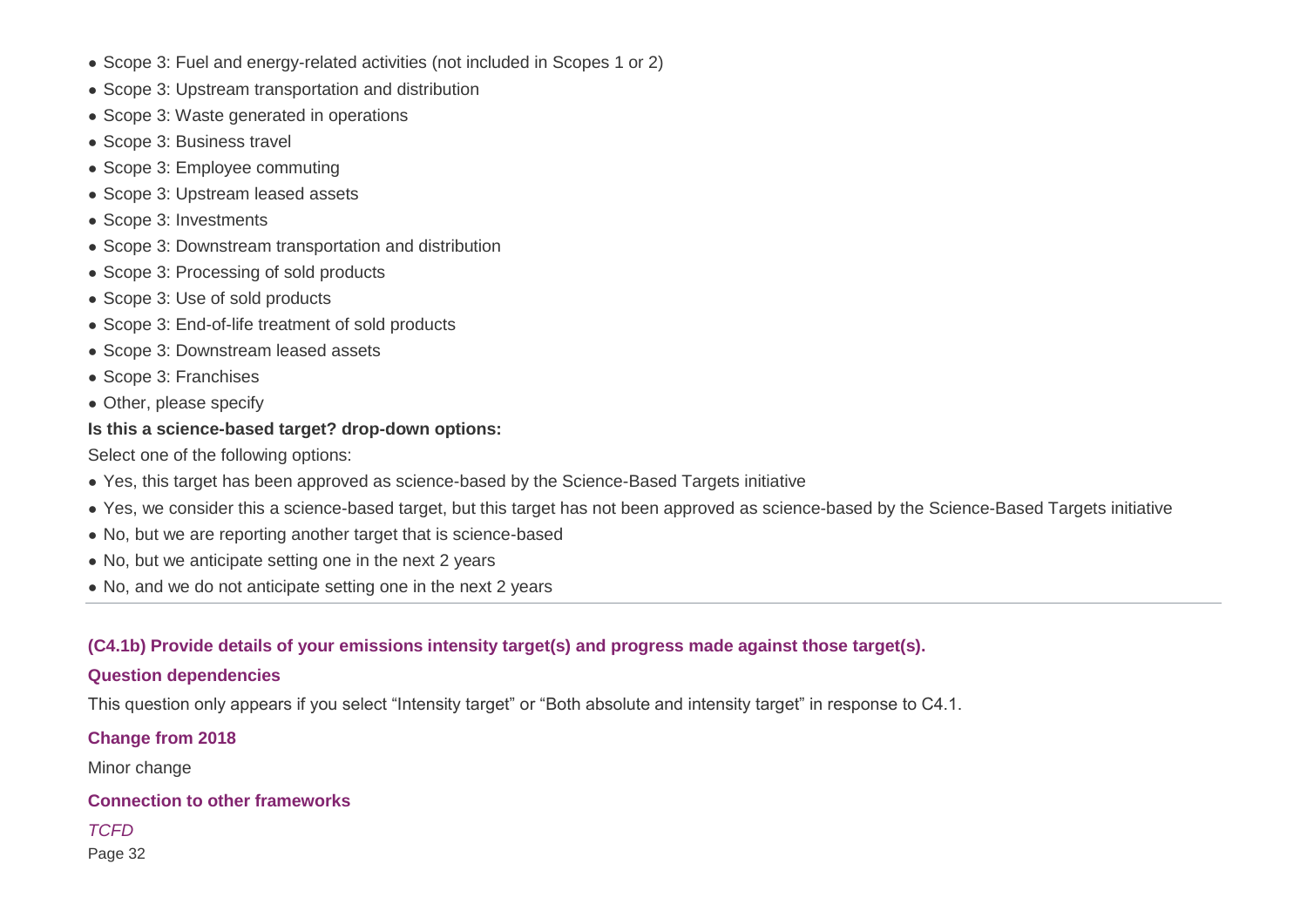- Scope 3: Fuel and energy-related activities (not included in Scopes 1 or 2)
- Scope 3: Upstream transportation and distribution
- Scope 3: Waste generated in operations
- Scope 3: Business travel
- Scope 3: Employee commuting
- Scope 3: Upstream leased assets
- Scope 3: Investments
- Scope 3: Downstream transportation and distribution
- Scope 3: Processing of sold products
- Scope 3: Use of sold products
- Scope 3: End-of-life treatment of sold products
- Scope 3: Downstream leased assets
- Scope 3: Franchises
- Other, please specify

**Is this a science-based target? drop-down options:**

Select one of the following options:

- Yes, this target has been approved as science-based by the Science-Based Targets initiative
- Yes, we consider this a science-based target, but this target has not been approved as science-based by the Science-Based Targets initiative
- No, but we are reporting another target that is science-based
- No, but we anticipate setting one in the next 2 years
- No, and we do not anticipate setting one in the next 2 years

---

### (C4.1b) Provide details of your emissions intensity target(s) and progress made against those target(s).

#### Question dependencies

This question only appears if you select “Intensity target” or “Both absolute and intensity target” in response to C4.1.

#### Change from 2018

Minor change

#### Connection to other frameworks

*TCFD*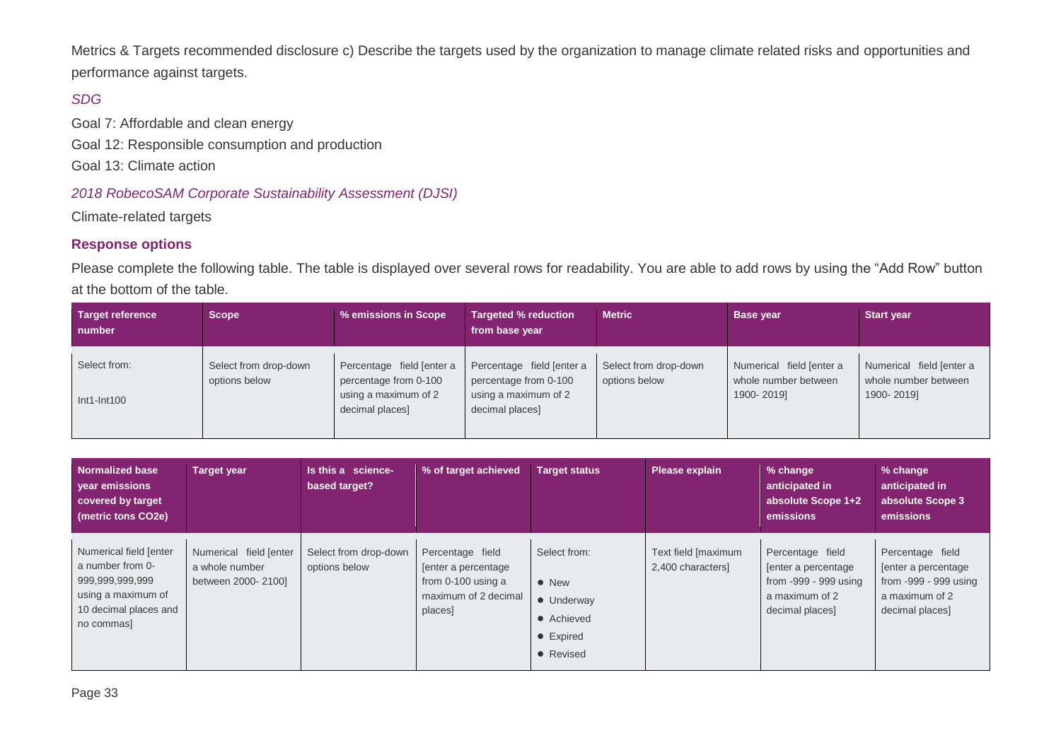Metrics & Targets recommended disclosure c) Describe the targets used by the organization to manage climate related risks and opportunities and performance against targets.

*SDG*

Goal 7: Affordable and clean energy

Goal 12: Responsible consumption and production

Goal 13: Climate action

*2018 RobecoSAM Corporate Sustainability Assessment (DJSI)*

Climate-related targets

### Response options

Please complete the following table. The table is displayed over several rows for readability. You are able to add rows by using the "Add Row" button at the bottom of the table.

| Target reference number | Scope | % emissions in Scope | Targeted % reduction from base year | Metric | Base year | Start year |
|---|---|---|---|---|---|---|
| Select from: Int1-Int100 | Select from drop-down options below | Percentage field [enter a percentage from 0-100 using a maximum of 2 decimal places] | Percentage field [enter a percentage from 0-100 using a maximum of 2 decimal places] | Select from drop-down options below | Numerical field [enter a whole number between 1900- 2019] | Numerical field [enter a whole number between 1900- 2019] |

| Normalized base year emissions covered by target (metric tons CO2e) | Target year | Is this a science-based target? | % of target achieved | Target status | Please explain | % change anticipated in absolute Scope 1+2 emissions | % change anticipated in absolute Scope 3 emissions |
|---|---|---|---|---|---|---|---|
| Numerical field [enter a number from 0-999,999,999,999 using a maximum of 10 decimal places and no commas] | Numerical field [enter a whole number between 2000- 2100] | Select from drop-down options below | Percentage field [enter a percentage from 0-100 using a maximum of 2 decimal places] | Select from: <br>• New <br>• Underway <br>• Achieved <br>• Expired <br>• Revised | Text field [maximum 2,400 characters] | Percentage field [enter a percentage from -999 - 999 using a maximum of 2 decimal places] | Percentage field [enter a percentage from -999 - 999 using a maximum of 2 decimal places] |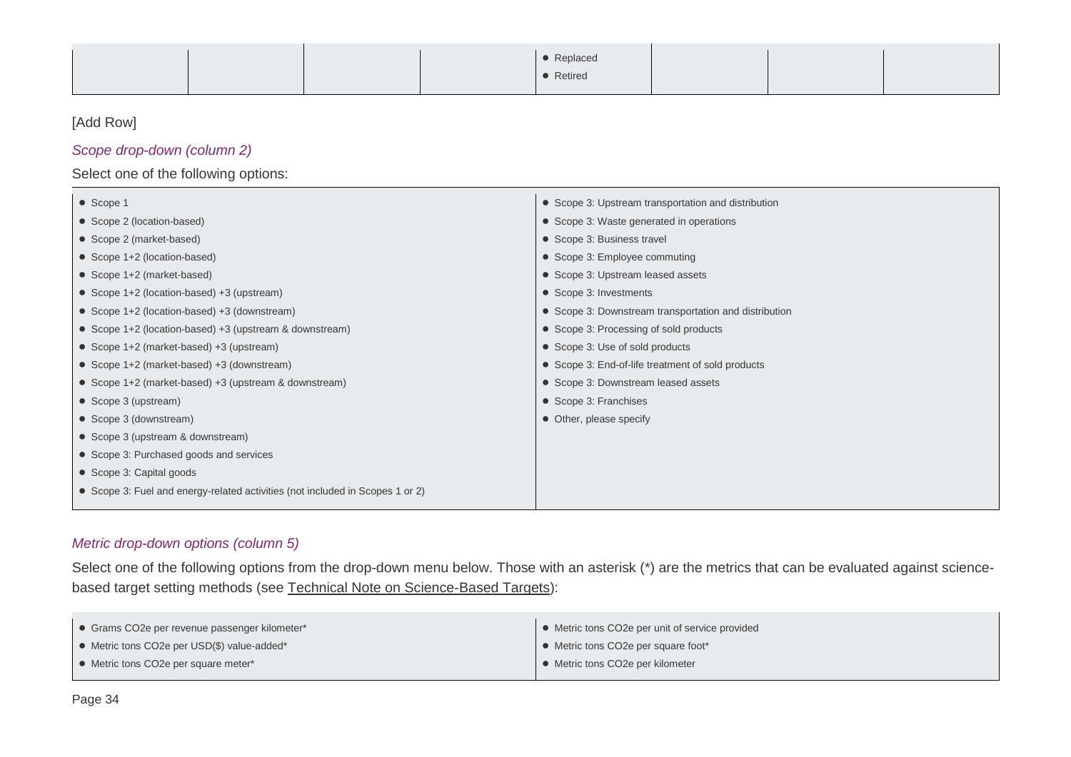|  |  |  |  | • Replaced<br>• Retired |  |  |  |
|---|---|---|---|---|---|---|---|

[Add Row]

*Scope drop-down (column 2)*

Select one of the following options:

- Scope 1
- Scope 2 (location-based)
- Scope 2 (market-based)
- Scope 1+2 (location-based)
- Scope 1+2 (market-based)
- Scope 1+2 (location-based) +3 (upstream)
- Scope 1+2 (location-based) +3 (downstream)
- Scope 1+2 (location-based) +3 (upstream & downstream)
- Scope 1+2 (market-based) +3 (upstream)
- Scope 1+2 (market-based) +3 (downstream)
- Scope 1+2 (market-based) +3 (upstream & downstream)
- Scope 3 (upstream)
- Scope 3 (downstream)
- Scope 3 (upstream & downstream)
- Scope 3: Purchased goods and services
- Scope 3: Capital goods
- Scope 3: Fuel and energy-related activities (not included in Scopes 1 or 2)
- Scope 3: Upstream transportation and distribution
- Scope 3: Waste generated in operations
- Scope 3: Business travel
- Scope 3: Employee commuting
- Scope 3: Upstream leased assets
- Scope 3: Investments
- Scope 3: Downstream transportation and distribution
- Scope 3: Processing of sold products
- Scope 3: Use of sold products
- Scope 3: End-of-life treatment of sold products
- Scope 3: Downstream leased assets
- Scope 3: Franchises
- Other, please specify

*Metric drop-down options (column 5)*

Select one of the following options from the drop-down menu below. Those with an asterisk (*) are the metrics that can be evaluated against science-based target setting methods (see Technical Note on Science-Based Targets):

- Grams CO2e per revenue passenger kilometer*
- Metric tons CO2e per USD($) value-added*
- Metric tons CO2e per square meter*
- Metric tons CO2e per unit of service provided
- Metric tons CO2e per square foot*
- Metric tons CO2e per kilometer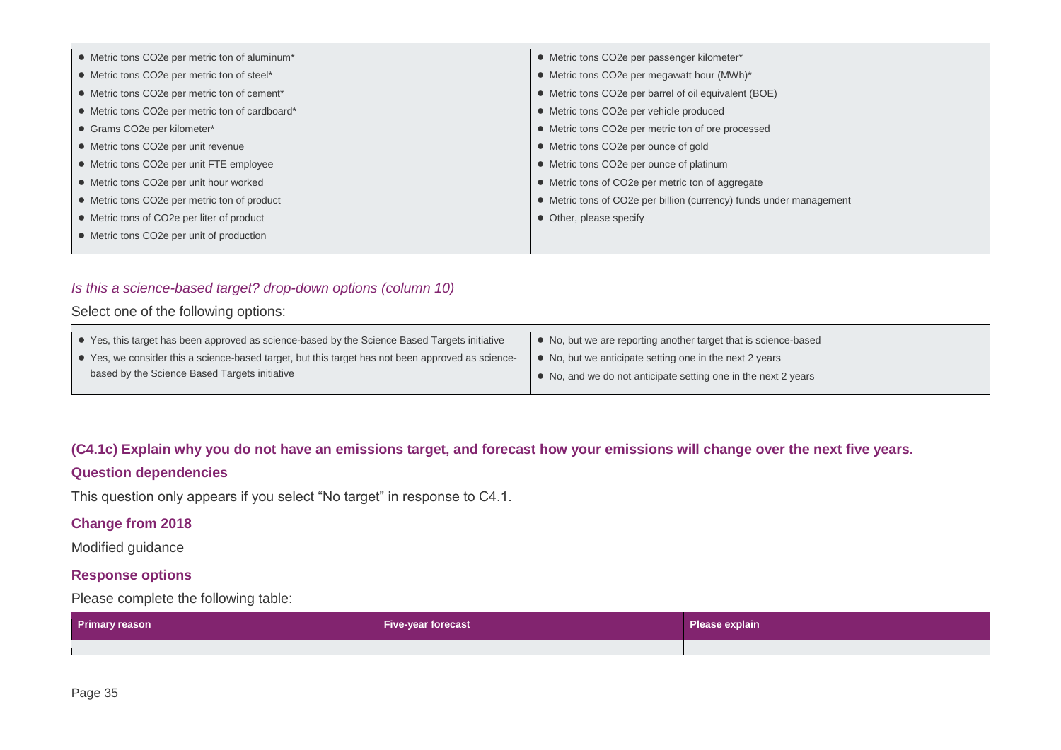| | |
|---|---|
| ● Metric tons CO2e per metric ton of aluminum*<br>● Metric tons CO2e per metric ton of steel*<br>● Metric tons CO2e per metric ton of cement*<br>● Metric tons CO2e per metric ton of cardboard*<br>● Grams CO2e per kilometer*<br>● Metric tons CO2e per unit revenue<br>● Metric tons CO2e per unit FTE employee<br>● Metric tons CO2e per unit hour worked<br>● Metric tons CO2e per metric ton of product<br>● Metric tons of CO2e per liter of product<br>● Metric tons CO2e per unit of production | ● Metric tons CO2e per passenger kilometer*<br>● Metric tons CO2e per megawatt hour (MWh)*<br>● Metric tons CO2e per barrel of oil equivalent (BOE)<br>● Metric tons CO2e per vehicle produced<br>● Metric tons CO2e per metric ton of ore processed<br>● Metric tons CO2e per ounce of gold<br>● Metric tons CO2e per ounce of platinum<br>● Metric tons of CO2e per metric ton of aggregate<br>● Metric tons of CO2e per billion (currency) funds under management<br>● Other, please specify |

*Is this a science-based target? drop-down options (column 10)*

Select one of the following options:

| | |
|---|---|
| ● Yes, this target has been approved as science-based by the Science Based Targets initiative<br>● Yes, we consider this a science-based target, but this target has not been approved as science-based by the Science Based Targets initiative | ● No, but we are reporting another target that is science-based<br>● No, but we anticipate setting one in the next 2 years<br>● No, and we do not anticipate setting one in the next 2 years |

---

### (C4.1c) Explain why you do not have an emissions target, and forecast how your emissions will change over the next five years.

#### Question dependencies

This question only appears if you select "No target" in response to C4.1.

#### Change from 2018

Modified guidance

#### Response options

Please complete the following table:

| Primary reason | Five-year forecast | Please explain |
|---|---|---|
| | | |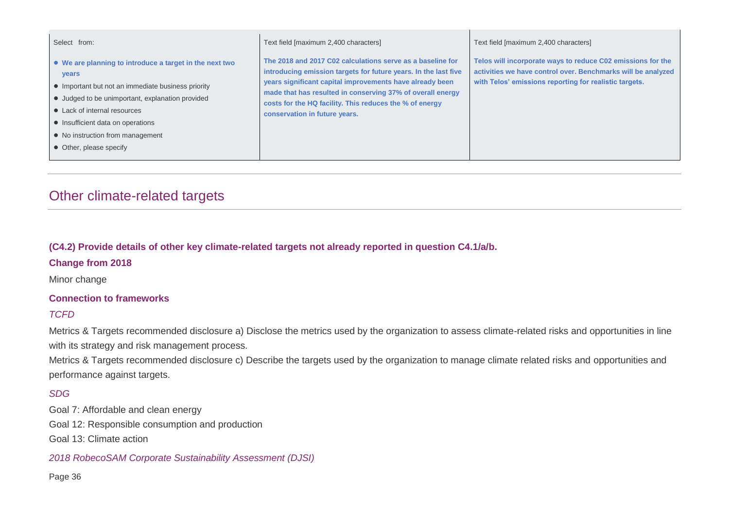| Select from: | Text field [maximum 2,400 characters] | Text field [maximum 2,400 characters] |
| --- | --- | --- |
| • **We are planning to introduce a target in the next two years**<br>• Important but not an immediate business priority<br>• Judged to be unimportant, explanation provided<br>• Lack of internal resources<br>• Insufficient data on operations<br>• No instruction from management<br>• Other, please specify | **The 2018 and 2017 C02 calculations serve as a baseline for introducing emission targets for future years. In the last five years significant capital improvements have already been made that has resulted in conserving 37% of overall energy costs for the HQ facility. This reduces the % of energy conservation in future years.** | **Telos will incorporate ways to reduce C02 emissions for the activities we have control over. Benchmarks will be analyzed with Telos' emissions reporting for realistic targets.** |

## Other climate-related targets

### (C4.2) Provide details of other key climate-related targets not already reported in question C4.1/a/b.

**Change from 2018**

Minor change

**Connection to frameworks**

*TCFD*

Metrics & Targets recommended disclosure a) Disclose the metrics used by the organization to assess climate-related risks and opportunities in line with its strategy and risk management process.

Metrics & Targets recommended disclosure c) Describe the targets used by the organization to manage climate related risks and opportunities and performance against targets.

*SDG*

Goal 7: Affordable and clean energy

Goal 12: Responsible consumption and production

Goal 13: Climate action

*2018 RobecoSAM Corporate Sustainability Assessment (DJSI)*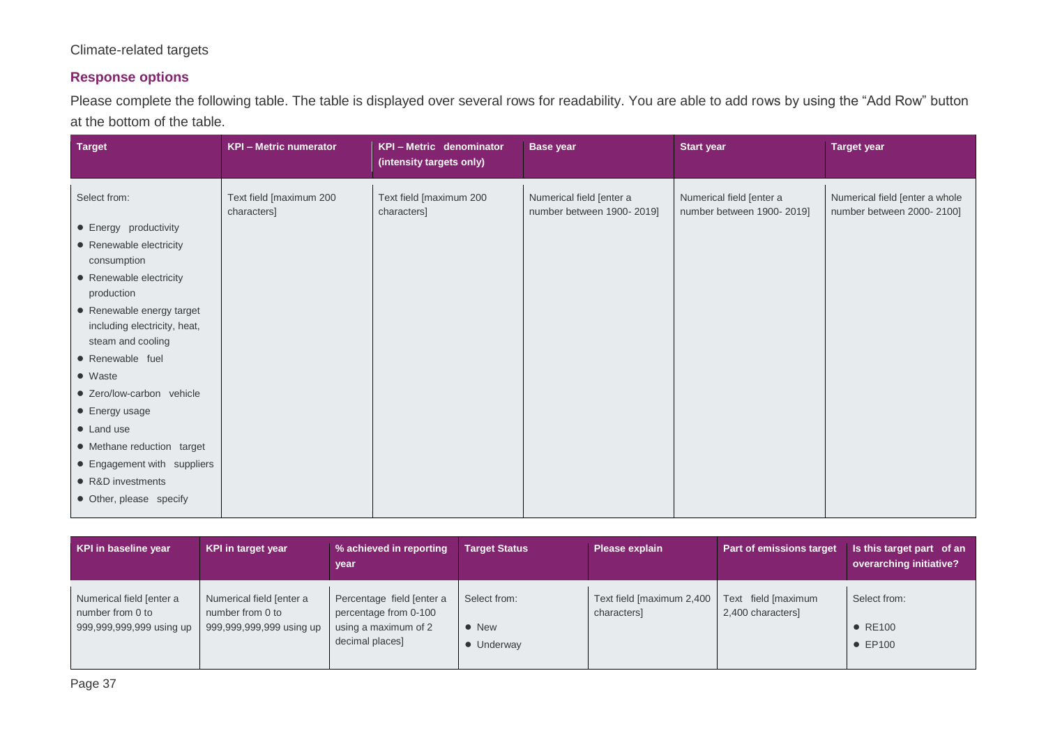Climate-related targets

### Response options

Please complete the following table. The table is displayed over several rows for readability. You are able to add rows by using the "Add Row" button at the bottom of the table.

| Target | KPI – Metric numerator | KPI – Metric denominator (intensity targets only) | Base year | Start year | Target year |
|---|---|---|---|---|---|
| Select from:<br>• Energy productivity<br>• Renewable electricity consumption<br>• Renewable electricity production<br>• Renewable energy target including electricity, heat, steam and cooling<br>• Renewable fuel<br>• Waste<br>• Zero/low-carbon vehicle<br>• Energy usage<br>• Land use<br>• Methane reduction target<br>• Engagement with suppliers<br>• R&D investments<br>• Other, please specify | Text field [maximum 200 characters] | Text field [maximum 200 characters] | Numerical field [enter a number between 1900- 2019] | Numerical field [enter a number between 1900- 2019] | Numerical field [enter a whole number between 2000- 2100] |

| KPI in baseline year | KPI in target year | % achieved in reporting year | Target Status | Please explain | Part of emissions target | Is this target part of an overarching initiative? |
|---|---|---|---|---|---|---|
| Numerical field [enter a number from 0 to 999,999,999,999 using up | Numerical field [enter a number from 0 to 999,999,999,999 using up | Percentage field [enter a percentage from 0-100 using a maximum of 2 decimal places] | Select from:<br>• New<br>• Underway | Text field [maximum 2,400 characters] | Text field [maximum 2,400 characters] | Select from:<br>• RE100<br>• EP100 |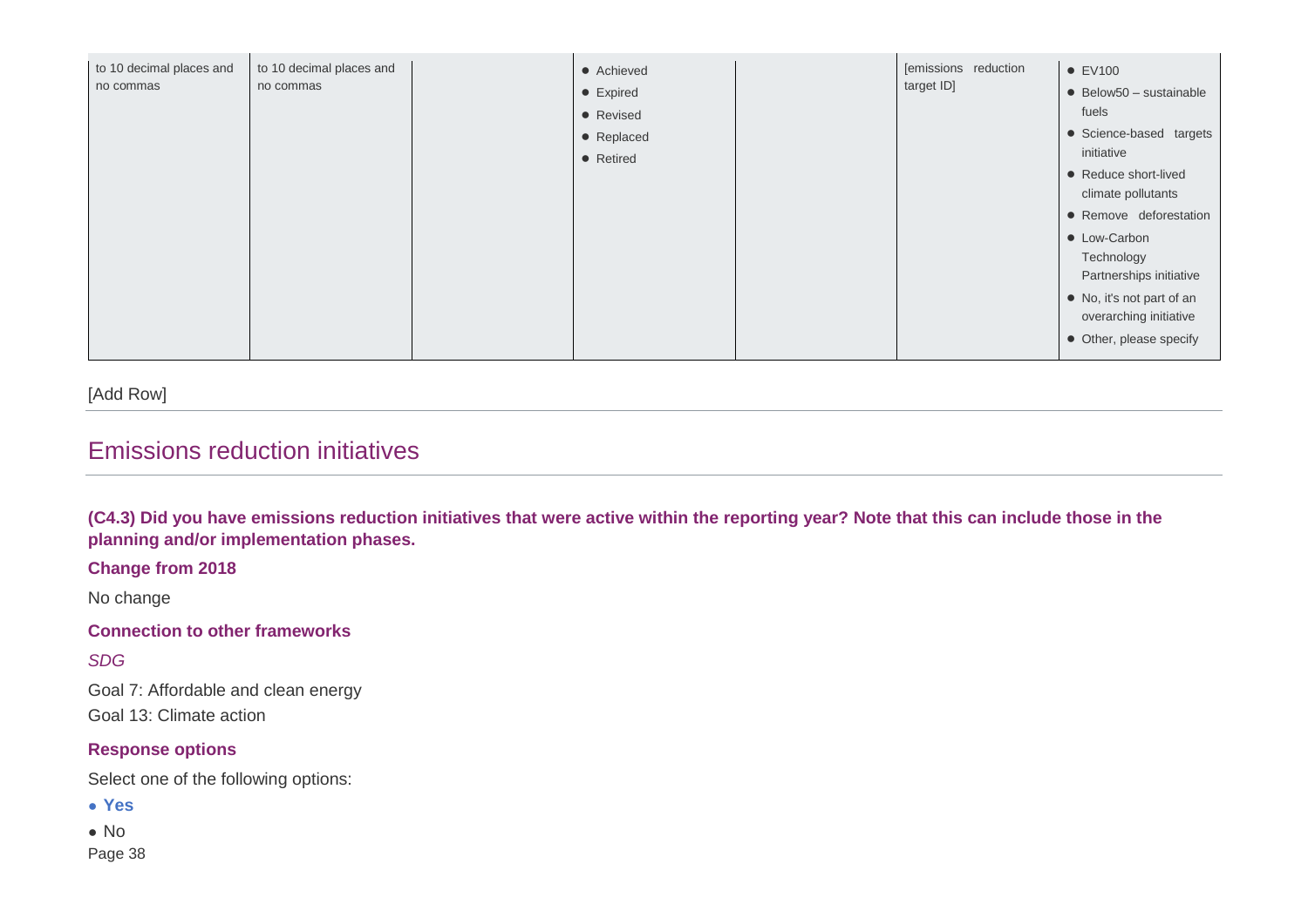| | | | | | | |
|---|---|---|---|---|---|---|
| to 10 decimal places and no commas | to 10 decimal places and no commas | | • Achieved<br>• Expired<br>• Revised<br>• Replaced<br>• Retired | | [emissions reduction target ID] | • EV100<br>• Below50 – sustainable fuels<br>• Science-based targets initiative<br>• Reduce short-lived climate pollutants<br>• Remove deforestation<br>• Low-Carbon Technology Partnerships initiative<br>• No, it's not part of an overarching initiative<br>• Other, please specify |

[Add Row]

## Emissions reduction initiatives

**(C4.3) Did you have emissions reduction initiatives that were active within the reporting year? Note that this can include those in the planning and/or implementation phases.**

**Change from 2018**

No change

**Connection to other frameworks**

*SDG*

Goal 7: Affordable and clean energy

Goal 13: Climate action

**Response options**

Select one of the following options:

- **Yes**
- No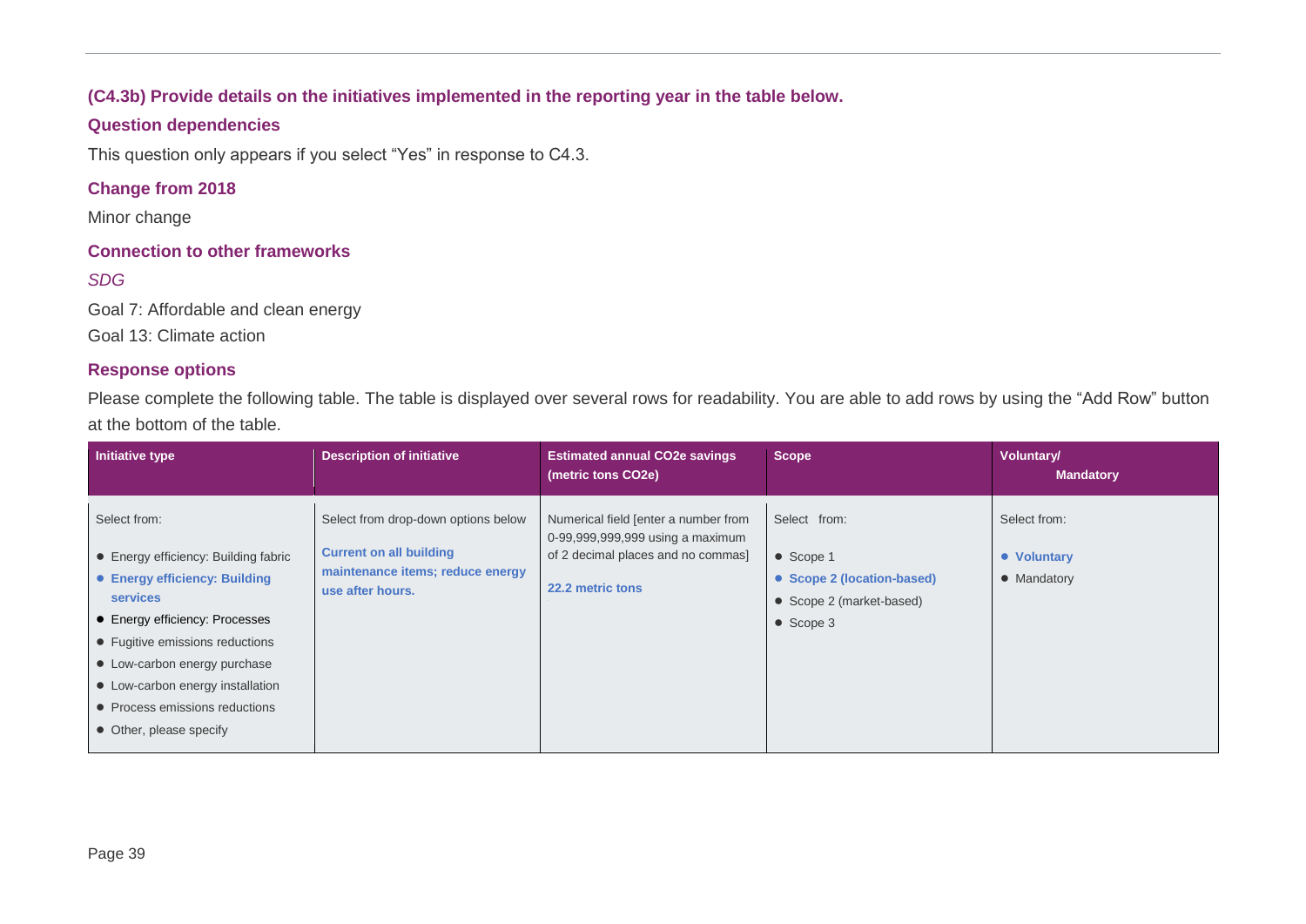#### (C4.3b) Provide details on the initiatives implemented in the reporting year in the table below.

#### Question dependencies

This question only appears if you select "Yes" in response to C4.3.

#### Change from 2018

Minor change

#### Connection to other frameworks

*SDG*

Goal 7: Affordable and clean energy

Goal 13: Climate action

#### Response options

Please complete the following table. The table is displayed over several rows for readability. You are able to add rows by using the "Add Row" button at the bottom of the table.

| Initiative type | Description of initiative | Estimated annual CO2e savings (metric tons CO2e) | Scope | Voluntary/ Mandatory |
|---|---|---|---|---|
| Select from:<br>• Energy efficiency: Building fabric<br>• **Energy efficiency: Building services**<br>• Energy efficiency: Processes<br>• Fugitive emissions reductions<br>• Low-carbon energy purchase<br>• Low-carbon energy installation<br>• Process emissions reductions<br>• Other, please specify | Select from drop-down options below<br>**Current on all building maintenance items; reduce energy use after hours.** | Numerical field [enter a number from 0-99,999,999,999 using a maximum of 2 decimal places and no commas]<br>**22.2 metric tons** | Select from:<br>• Scope 1<br>• **Scope 2 (location-based)**<br>• Scope 2 (market-based)<br>• Scope 3 | Select from:<br>• **Voluntary**<br>• Mandatory |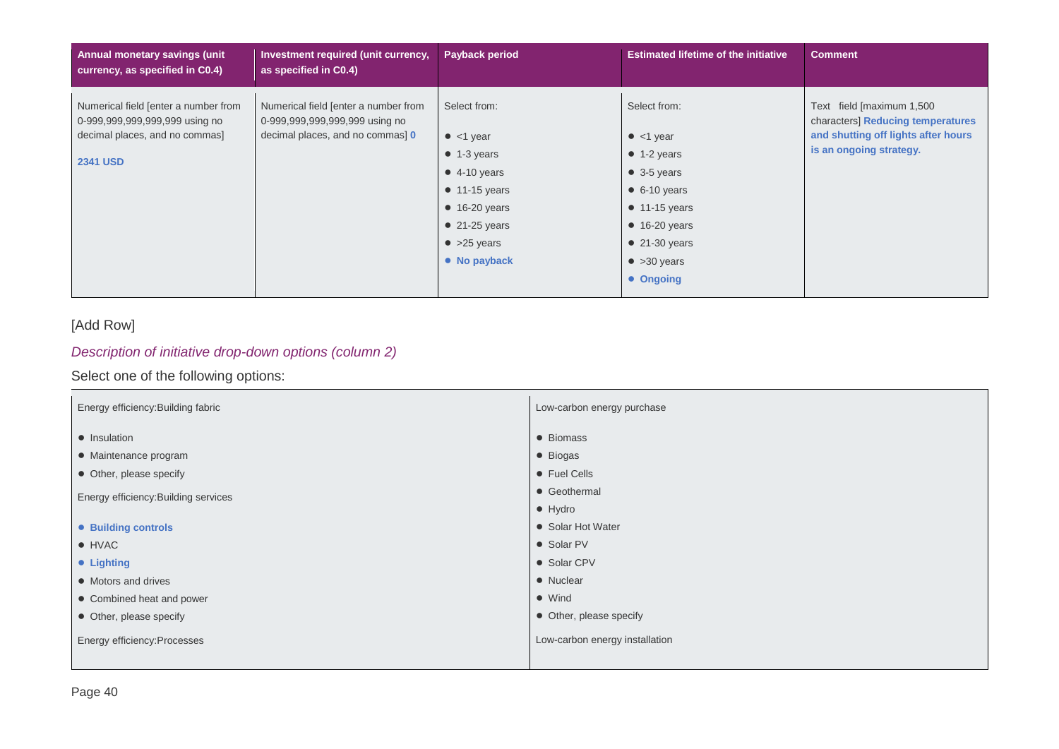| Annual monetary savings (unit currency, as specified in C0.4) | Investment required (unit currency, as specified in C0.4) | Payback period | Estimated lifetime of the initiative | Comment |
|---|---|---|---|---|
| Numerical field [enter a number from 0-999,999,999,999,999 using no decimal places, and no commas]<br><br>**2341 USD** | Numerical field [enter a number from 0-999,999,999,999,999 using no decimal places, and no commas] **0** | Select from:<br><br>• <1 year<br>• 1-3 years<br>• 4-10 years<br>• 11-15 years<br>• 16-20 years<br>• 21-25 years<br>• >25 years<br>• **No payback** | Select from:<br><br>• <1 year<br>• 1-2 years<br>• 3-5 years<br>• 6-10 years<br>• 11-15 years<br>• 16-20 years<br>• 21-30 years<br>• >30 years<br>• **Ongoing** | Text field [maximum 1,500 characters] **Reducing temperatures and shutting off lights after hours is an ongoing strategy.** |

[Add Row]

*Description of initiative drop-down options (column 2)*

Select one of the following options:

Energy efficiency:Building fabric

- Insulation
- Maintenance program
- Other, please specify

Energy efficiency:Building services

- **Building controls**
- HVAC
- **Lighting**
- Motors and drives
- Combined heat and power
- Other, please specify

Energy efficiency:Processes

Low-carbon energy purchase

- Biomass
- Biogas
- Fuel Cells
- Geothermal
- Hydro
- Solar Hot Water
- Solar PV
- Solar CPV
- Nuclear
- Wind
- Other, please specify

Low-carbon energy installation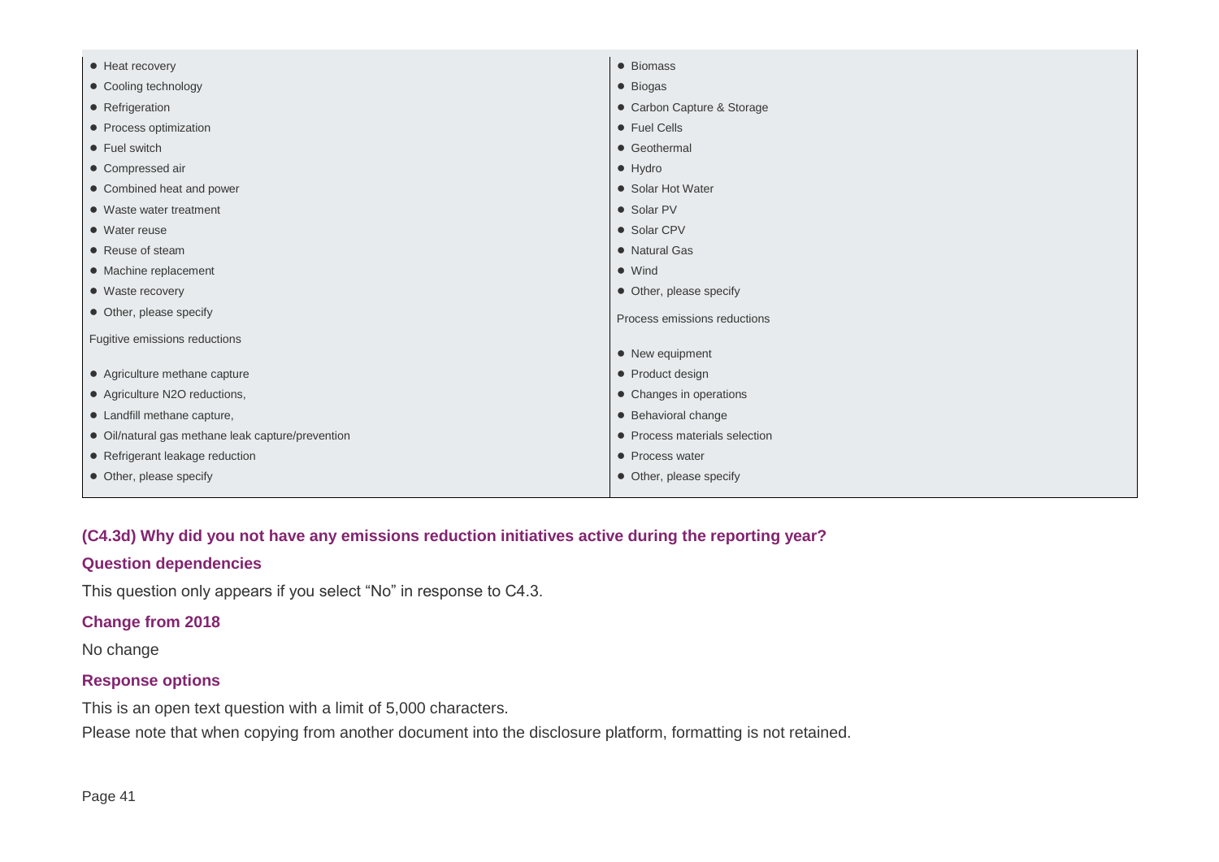| | |
|---|---|
| • Heat recovery<br>• Cooling technology<br>• Refrigeration<br>• Process optimization<br>• Fuel switch<br>• Compressed air<br>• Combined heat and power<br>• Waste water treatment<br>• Water reuse<br>• Reuse of steam<br>• Machine replacement<br>• Waste recovery<br>• Other, please specify<br><br>Fugitive emissions reductions<br><br>• Agriculture methane capture<br>• Agriculture N2O reductions,<br>• Landfill methane capture,<br>• Oil/natural gas methane leak capture/prevention<br>• Refrigerant leakage reduction<br>• Other, please specify | • Biomass<br>• Biogas<br>• Carbon Capture & Storage<br>• Fuel Cells<br>• Geothermal<br>• Hydro<br>• Solar Hot Water<br>• Solar PV<br>• Solar CPV<br>• Natural Gas<br>• Wind<br>• Other, please specify<br><br>Process emissions reductions<br><br>• New equipment<br>• Product design<br>• Changes in operations<br>• Behavioral change<br>• Process materials selection<br>• Process water<br>• Other, please specify |

### (C4.3d) Why did you not have any emissions reduction initiatives active during the reporting year?

#### Question dependencies

This question only appears if you select "No" in response to C4.3.

#### Change from 2018

No change

#### Response options

This is an open text question with a limit of 5,000 characters.

Please note that when copying from another document into the disclosure platform, formatting is not retained.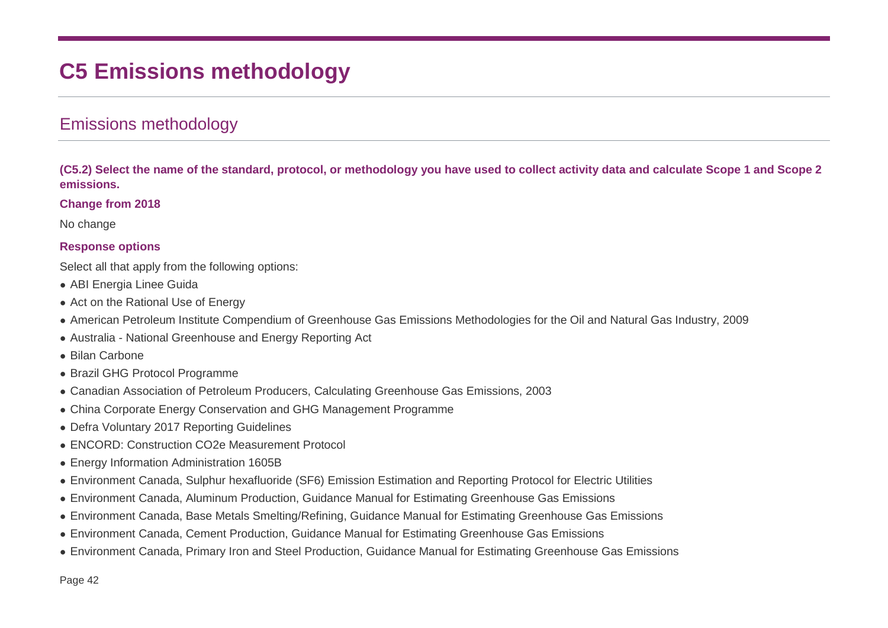# C5 Emissions methodology

## Emissions methodology

**(C5.2) Select the name of the standard, protocol, or methodology you have used to collect activity data and calculate Scope 1 and Scope 2 emissions.**

**Change from 2018**

No change

**Response options**

Select all that apply from the following options:

- ABI Energia Linee Guida
- Act on the Rational Use of Energy
- American Petroleum Institute Compendium of Greenhouse Gas Emissions Methodologies for the Oil and Natural Gas Industry, 2009
- Australia - National Greenhouse and Energy Reporting Act
- Bilan Carbone
- Brazil GHG Protocol Programme
- Canadian Association of Petroleum Producers, Calculating Greenhouse Gas Emissions, 2003
- China Corporate Energy Conservation and GHG Management Programme
- Defra Voluntary 2017 Reporting Guidelines
- ENCORD: Construction CO2e Measurement Protocol
- Energy Information Administration 1605B
- Environment Canada, Sulphur hexafluoride (SF6) Emission Estimation and Reporting Protocol for Electric Utilities
- Environment Canada, Aluminum Production, Guidance Manual for Estimating Greenhouse Gas Emissions
- Environment Canada, Base Metals Smelting/Refining, Guidance Manual for Estimating Greenhouse Gas Emissions
- Environment Canada, Cement Production, Guidance Manual for Estimating Greenhouse Gas Emissions
- Environment Canada, Primary Iron and Steel Production, Guidance Manual for Estimating Greenhouse Gas Emissions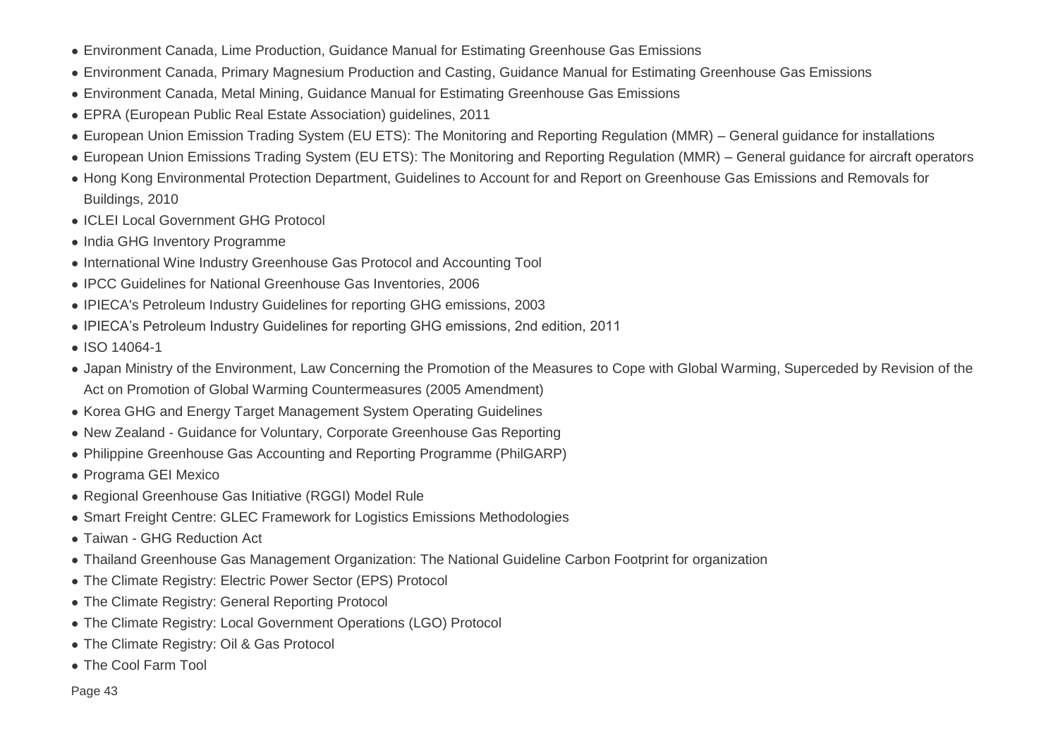- Environment Canada, Lime Production, Guidance Manual for Estimating Greenhouse Gas Emissions
- Environment Canada, Primary Magnesium Production and Casting, Guidance Manual for Estimating Greenhouse Gas Emissions
- Environment Canada, Metal Mining, Guidance Manual for Estimating Greenhouse Gas Emissions
- EPRA (European Public Real Estate Association) guidelines, 2011
- European Union Emission Trading System (EU ETS): The Monitoring and Reporting Regulation (MMR) – General guidance for installations
- European Union Emissions Trading System (EU ETS): The Monitoring and Reporting Regulation (MMR) – General guidance for aircraft operators
- Hong Kong Environmental Protection Department, Guidelines to Account for and Report on Greenhouse Gas Emissions and Removals for Buildings, 2010
- ICLEI Local Government GHG Protocol
- India GHG Inventory Programme
- International Wine Industry Greenhouse Gas Protocol and Accounting Tool
- IPCC Guidelines for National Greenhouse Gas Inventories, 2006
- IPIECA's Petroleum Industry Guidelines for reporting GHG emissions, 2003
- IPIECA’s Petroleum Industry Guidelines for reporting GHG emissions, 2nd edition, 2011
- ISO 14064-1
- Japan Ministry of the Environment, Law Concerning the Promotion of the Measures to Cope with Global Warming, Superceded by Revision of the Act on Promotion of Global Warming Countermeasures (2005 Amendment)
- Korea GHG and Energy Target Management System Operating Guidelines
- New Zealand - Guidance for Voluntary, Corporate Greenhouse Gas Reporting
- Philippine Greenhouse Gas Accounting and Reporting Programme (PhilGARP)
- Programa GEI Mexico
- Regional Greenhouse Gas Initiative (RGGI) Model Rule
- Smart Freight Centre: GLEC Framework for Logistics Emissions Methodologies
- Taiwan - GHG Reduction Act
- Thailand Greenhouse Gas Management Organization: The National Guideline Carbon Footprint for organization
- The Climate Registry: Electric Power Sector (EPS) Protocol
- The Climate Registry: General Reporting Protocol
- The Climate Registry: Local Government Operations (LGO) Protocol
- The Climate Registry: Oil & Gas Protocol
- The Cool Farm Tool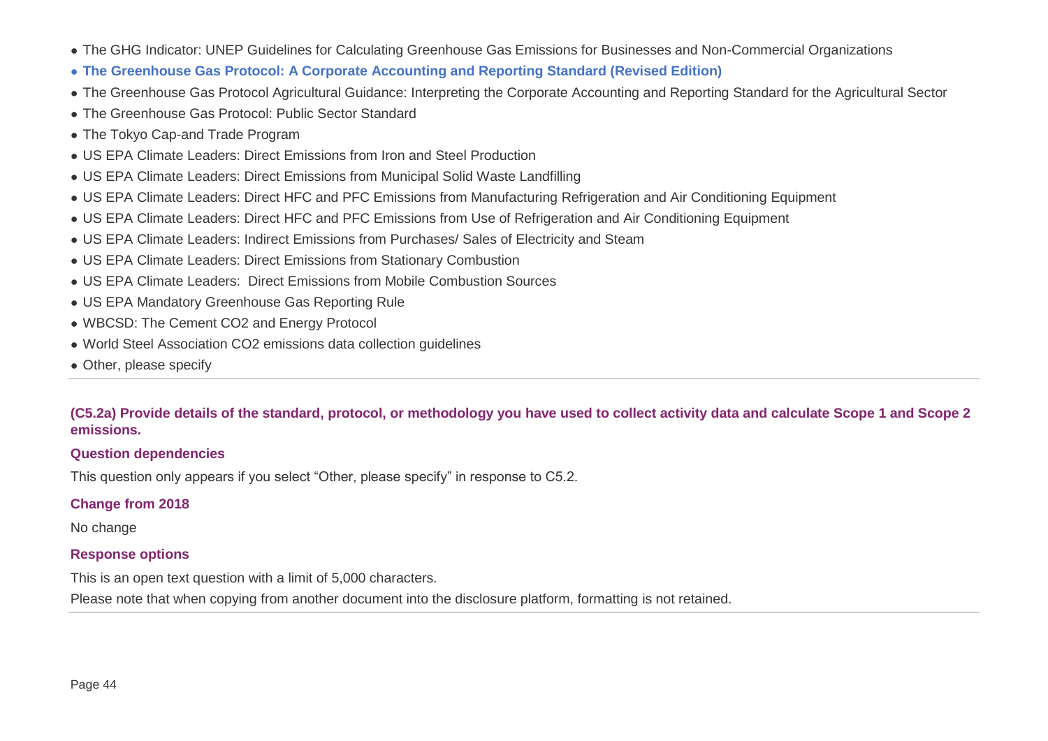- The GHG Indicator: UNEP Guidelines for Calculating Greenhouse Gas Emissions for Businesses and Non-Commercial Organizations
- **The Greenhouse Gas Protocol: A Corporate Accounting and Reporting Standard (Revised Edition)**
- The Greenhouse Gas Protocol Agricultural Guidance: Interpreting the Corporate Accounting and Reporting Standard for the Agricultural Sector
- The Greenhouse Gas Protocol: Public Sector Standard
- The Tokyo Cap-and Trade Program
- US EPA Climate Leaders: Direct Emissions from Iron and Steel Production
- US EPA Climate Leaders: Direct Emissions from Municipal Solid Waste Landfilling
- US EPA Climate Leaders: Direct HFC and PFC Emissions from Manufacturing Refrigeration and Air Conditioning Equipment
- US EPA Climate Leaders: Direct HFC and PFC Emissions from Use of Refrigeration and Air Conditioning Equipment
- US EPA Climate Leaders: Indirect Emissions from Purchases/ Sales of Electricity and Steam
- US EPA Climate Leaders: Direct Emissions from Stationary Combustion
- US EPA Climate Leaders: Direct Emissions from Mobile Combustion Sources
- US EPA Mandatory Greenhouse Gas Reporting Rule
- WBCSD: The Cement CO2 and Energy Protocol
- World Steel Association CO2 emissions data collection guidelines
- Other, please specify

---

### (C5.2a) Provide details of the standard, protocol, or methodology you have used to collect activity data and calculate Scope 1 and Scope 2 emissions.

#### Question dependencies

This question only appears if you select "Other, please specify" in response to C5.2.

#### Change from 2018

No change

#### Response options

This is an open text question with a limit of 5,000 characters.

Please note that when copying from another document into the disclosure platform, formatting is not retained.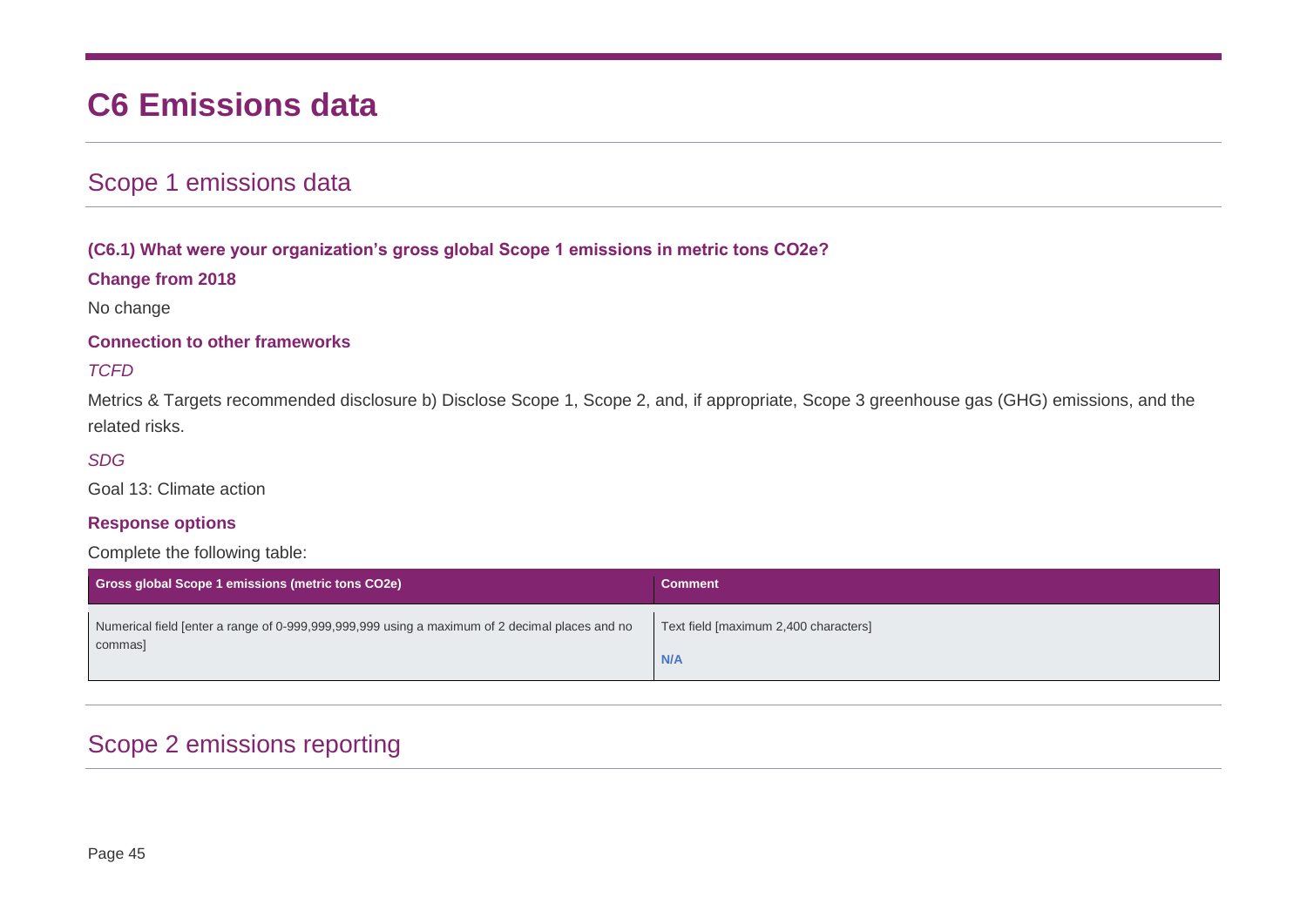# C6 Emissions data

## Scope 1 emissions data

**(C6.1) What were your organization's gross global Scope 1 emissions in metric tons CO2e?**

**Change from 2018**

No change

**Connection to other frameworks**

*TCFD*

Metrics & Targets recommended disclosure b) Disclose Scope 1, Scope 2, and, if appropriate, Scope 3 greenhouse gas (GHG) emissions, and the related risks.

*SDG*

Goal 13: Climate action

**Response options**

Complete the following table:

| Gross global Scope 1 emissions (metric tons CO2e) | Comment |
| --- | --- |
| Numerical field [enter a range of 0-999,999,999,999 using a maximum of 2 decimal places and no commas] | Text field [maximum 2,400 characters]<br><br>**N/A** |

## Scope 2 emissions reporting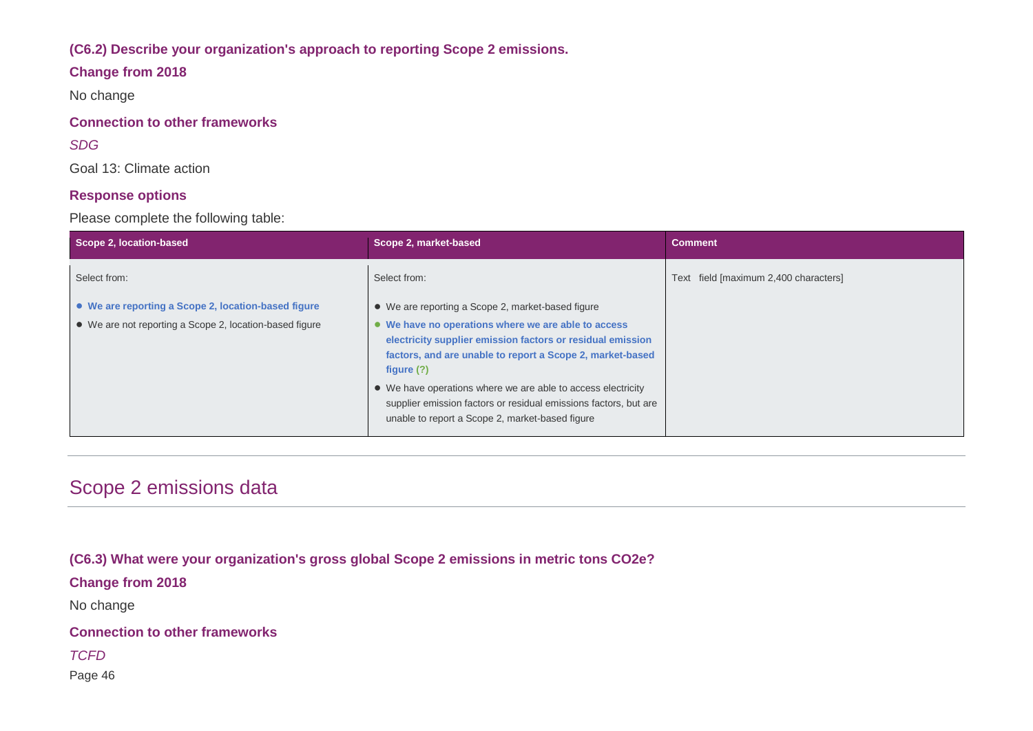### (C6.2) Describe your organization's approach to reporting Scope 2 emissions.

**Change from 2018**

No change

**Connection to other frameworks**

*SDG*

Goal 13: Climate action

**Response options**

Please complete the following table:

| Scope 2, location-based | Scope 2, market-based | Comment |
|---|---|---|
| Select from:<br>• **We are reporting a Scope 2, location-based figure**<br>• We are not reporting a Scope 2, location-based figure | Select from:<br>• We are reporting a Scope 2, market-based figure<br>• **We have no operations where we are able to access electricity supplier emission factors or residual emission factors, and are unable to report a Scope 2, market-based figure (?)**<br>• We have operations where we are able to access electricity supplier emission factors or residual emissions factors, but are unable to report a Scope 2, market-based figure | Text field [maximum 2,400 characters] |

## Scope 2 emissions data

### (C6.3) What were your organization's gross global Scope 2 emissions in metric tons CO2e?

**Change from 2018**

No change

**Connection to other frameworks**

*TCFD*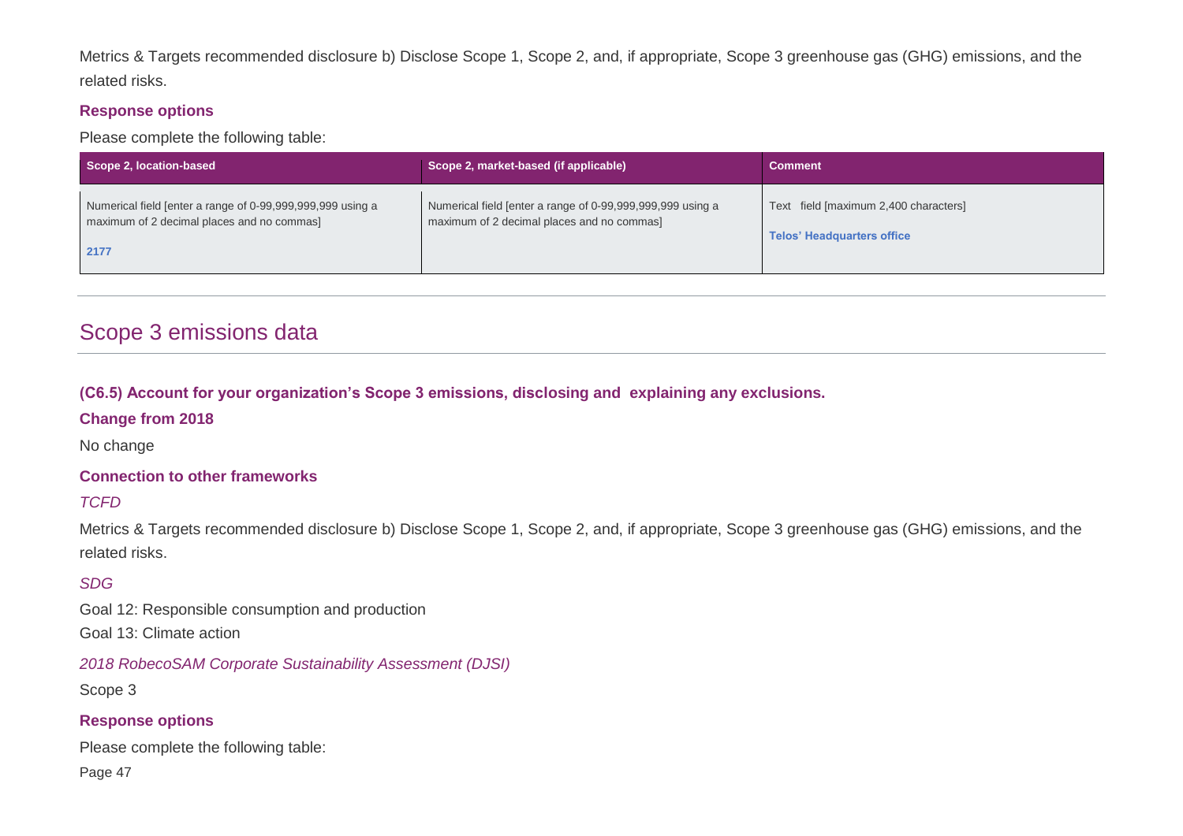Metrics & Targets recommended disclosure b) Disclose Scope 1, Scope 2, and, if appropriate, Scope 3 greenhouse gas (GHG) emissions, and the related risks.

**Response options**

Please complete the following table:

| Scope 2, location-based | Scope 2, market-based (if applicable) | Comment |
|---|---|---|
| Numerical field [enter a range of 0-99,999,999,999 using a maximum of 2 decimal places and no commas] **2177** | Numerical field [enter a range of 0-99,999,999,999 using a maximum of 2 decimal places and no commas] | Text field [maximum 2,400 characters] **Telos' Headquarters office** |

## Scope 3 emissions data

**(C6.5) Account for your organization's Scope 3 emissions, disclosing and explaining any exclusions.**

**Change from 2018**

No change

**Connection to other frameworks**

*TCFD*

Metrics & Targets recommended disclosure b) Disclose Scope 1, Scope 2, and, if appropriate, Scope 3 greenhouse gas (GHG) emissions, and the related risks.

*SDG*

Goal 12: Responsible consumption and production

Goal 13: Climate action

*2018 RobecoSAM Corporate Sustainability Assessment (DJSI)*

Scope 3

**Response options**

Please complete the following table: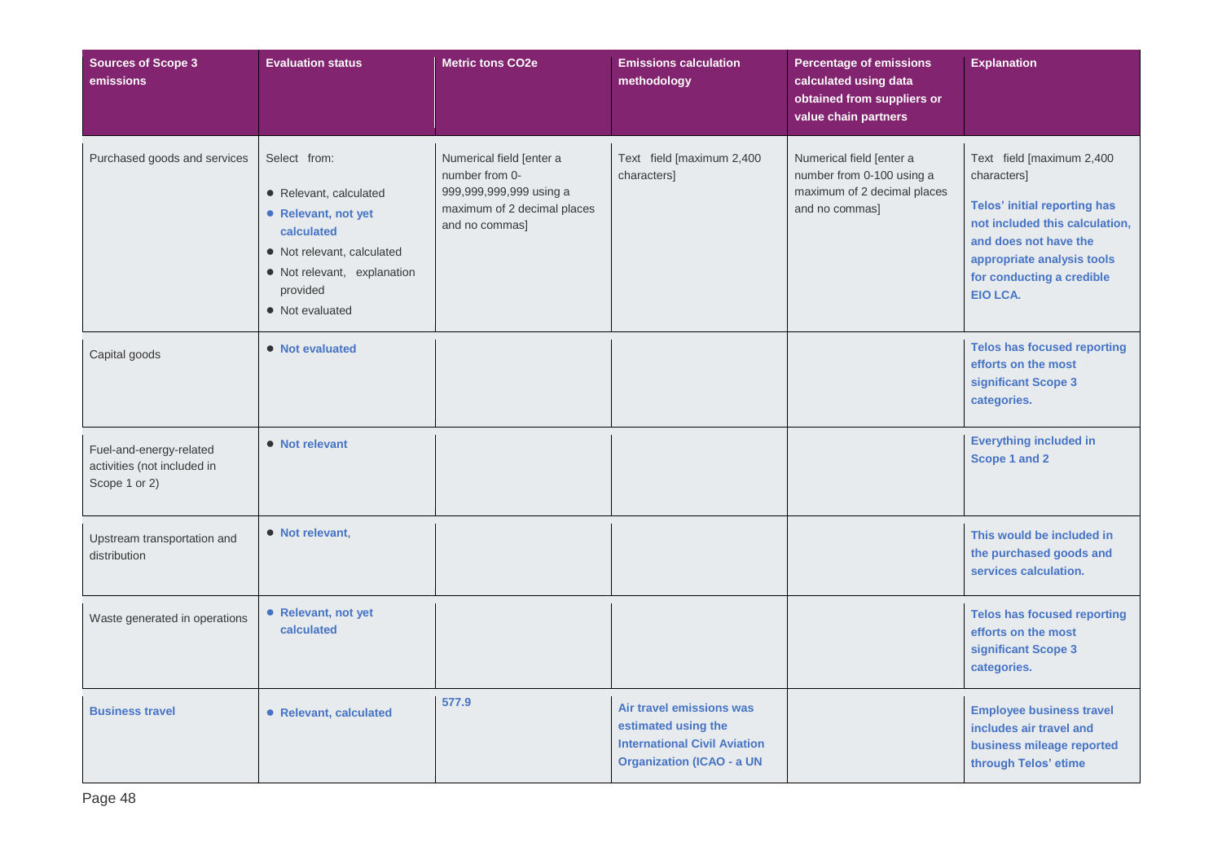| Sources of Scope 3 emissions | Evaluation status | Metric tons CO2e | Emissions calculation methodology | Percentage of emissions calculated using data obtained from suppliers or value chain partners | Explanation |
|---|---|---|---|---|---|
| Purchased goods and services | Select from:<br>• Relevant, calculated<br>• **Relevant, not yet calculated**<br>• Not relevant, calculated<br>• Not relevant, explanation provided<br>• Not evaluated | Numerical field [enter a number from 0-999,999,999,999 using a maximum of 2 decimal places and no commas] | Text field [maximum 2,400 characters] | Numerical field [enter a number from 0-100 using a maximum of 2 decimal places and no commas] | Text field [maximum 2,400 characters]<br>**Telos' initial reporting has not included this calculation, and does not have the appropriate analysis tools for conducting a credible EIO LCA.** |
| Capital goods | • **Not evaluated** | | | | **Telos has focused reporting efforts on the most significant Scope 3 categories.** |
| Fuel-and-energy-related activities (not included in Scope 1 or 2) | • **Not relevant** | | | | **Everything included in Scope 1 and 2** |
| Upstream transportation and distribution | • **Not relevant**, | | | | **This would be included in the purchased goods and services calculation.** |
| Waste generated in operations | • **Relevant, not yet calculated** | | | | **Telos has focused reporting efforts on the most significant Scope 3 categories.** |
| **Business travel** | • **Relevant, calculated** | **577.9** | **Air travel emissions was estimated using the International Civil Aviation Organization (ICAO - a UN** | | **Employee business travel includes air travel and business mileage reported through Telos' etime** |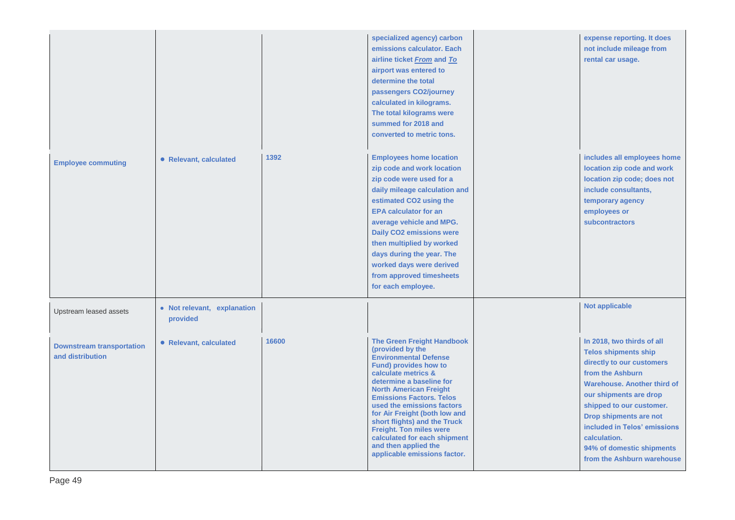| | | | | | |
|---|---|---|---|---|---|
| | | | **specialized agency) carbon emissions calculator. Each airline ticket *From* and *To* airport was entered to determine the total passengers CO2/journey calculated in kilograms. The total kilograms were summed for 2018 and converted to metric tons.** | | **expense reporting. It does not include mileage from rental car usage.** |
| **Employee commuting** | • **Relevant, calculated** | **1392** | **Employees home location zip code and work location zip code were used for a daily mileage calculation and estimated CO2 using the EPA calculator for an average vehicle and MPG. Daily CO2 emissions were then multiplied by worked days during the year. The worked days were derived from approved timesheets for each employee.** | | **includes all employees home location zip code and work location zip code; does not include consultants, temporary agency employees or subcontractors** |
| Upstream leased assets | • **Not relevant, explanation provided** | | | | **Not applicable** |
| **Downstream transportation and distribution** | • **Relevant, calculated** | **16600** | **The Green Freight Handbook (provided by the Environmental Defense Fund) provides how to calculate metrics & determine a baseline for North American Freight Emissions Factors. Telos used the emissions factors for Air Freight (both low and short flights) and the Truck Freight. Ton miles were calculated for each shipment and then applied the applicable emissions factor.** | | **In 2018, two thirds of all Telos shipments ship directly to our customers from the Ashburn Warehouse. Another third of our shipments are drop shipped to our customer. Drop shipments are not included in Telos' emissions calculation. 94% of domestic shipments from the Ashburn warehouse** |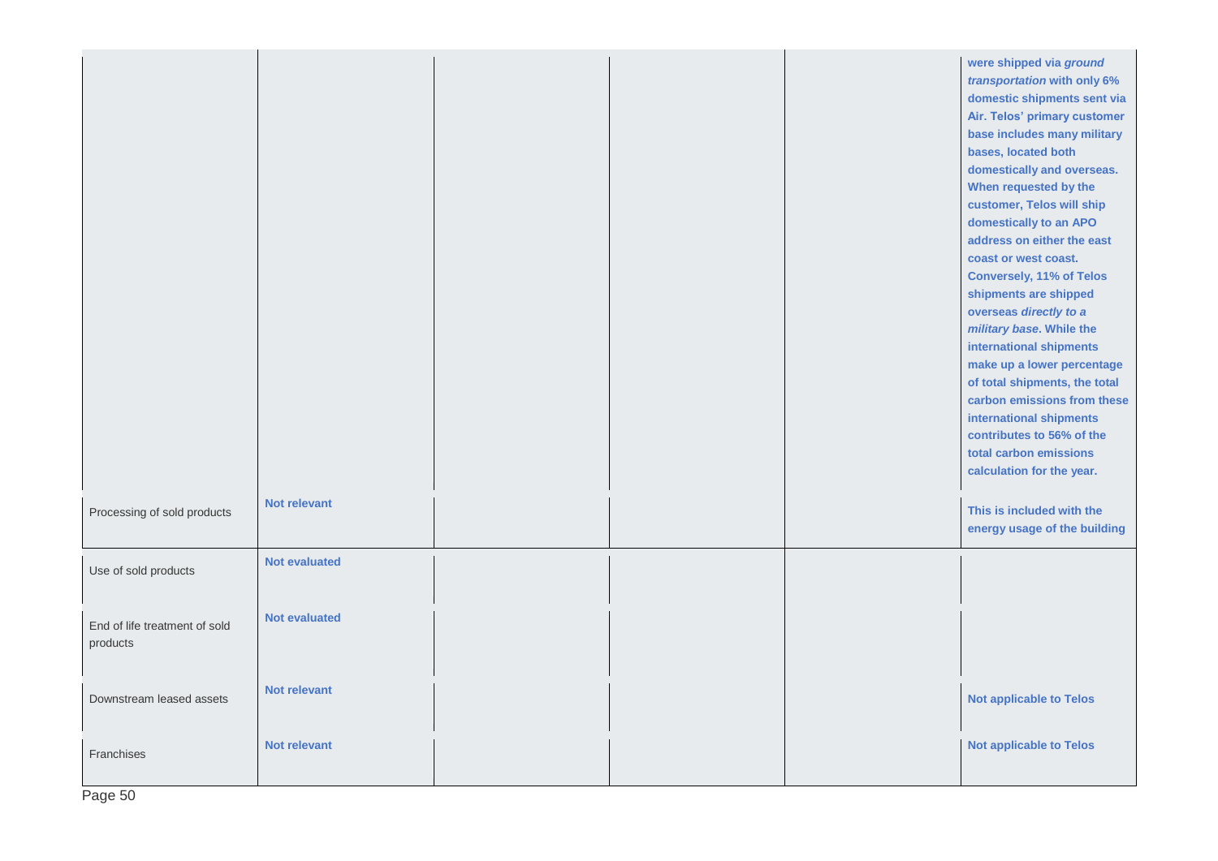| | | | | | |
|---|---|---|---|---|---|
| | | | | | were shipped via ***ground transportation*** with only 6% domestic shipments sent via Air. Telos' primary customer base includes many military bases, located both domestically and overseas. When requested by the customer, Telos will ship domestically to an APO address on either the east coast or west coast. Conversely, 11% of Telos shipments are shipped overseas ***directly to a military base***. While the international shipments make up a lower percentage of total shipments, the total carbon emissions from these international shipments contributes to 56% of the total carbon emissions calculation for the year. |
| Processing of sold products | **Not relevant** | | | | **This is included with the energy usage of the building** |
| Use of sold products | **Not evaluated** | | | | |
| End of life treatment of sold products | **Not evaluated** | | | | |
| Downstream leased assets | **Not relevant** | | | | **Not applicable to Telos** |
| Franchises | **Not relevant** | | | | **Not applicable to Telos** |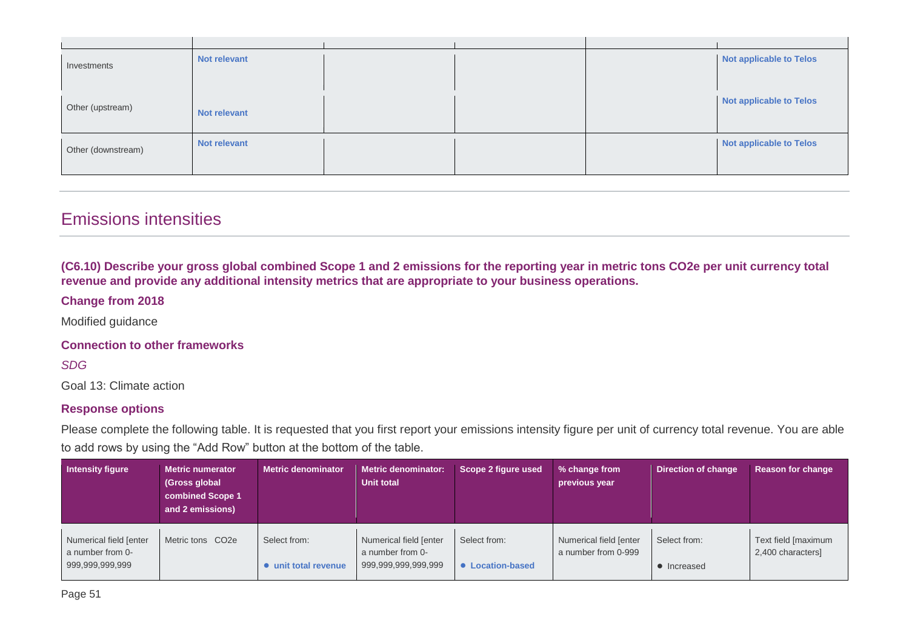| | | | | | |
|---|---|---|---|---|---|
| Investments | Not relevant | | | | Not applicable to Telos |
| Other (upstream) | Not relevant | | | | Not applicable to Telos |
| Other (downstream) | Not relevant | | | | Not applicable to Telos |

# Emissions intensities

**(C6.10) Describe your gross global combined Scope 1 and 2 emissions for the reporting year in metric tons CO2e per unit currency total revenue and provide any additional intensity metrics that are appropriate to your business operations.**

### Change from 2018

Modified guidance

### Connection to other frameworks

*SDG*

Goal 13: Climate action

### Response options

Please complete the following table. It is requested that you first report your emissions intensity figure per unit of currency total revenue. You are able to add rows by using the "Add Row" button at the bottom of the table.

| Intensity figure | Metric numerator (Gross global combined Scope 1 and 2 emissions) | Metric denominator | Metric denominator: Unit total | Scope 2 figure used | % change from previous year | Direction of change | Reason for change |
|---|---|---|---|---|---|---|---|
| Numerical field [enter a number from 0-999,999,999,999 | Metric tons CO2e | Select from:<br>• unit total revenue | Numerical field [enter a number from 0-999,999,999,999,999 | Select from:<br>• Location-based | Numerical field [enter a number from 0-999 | Select from:<br>• Increased | Text field [maximum 2,400 characters] |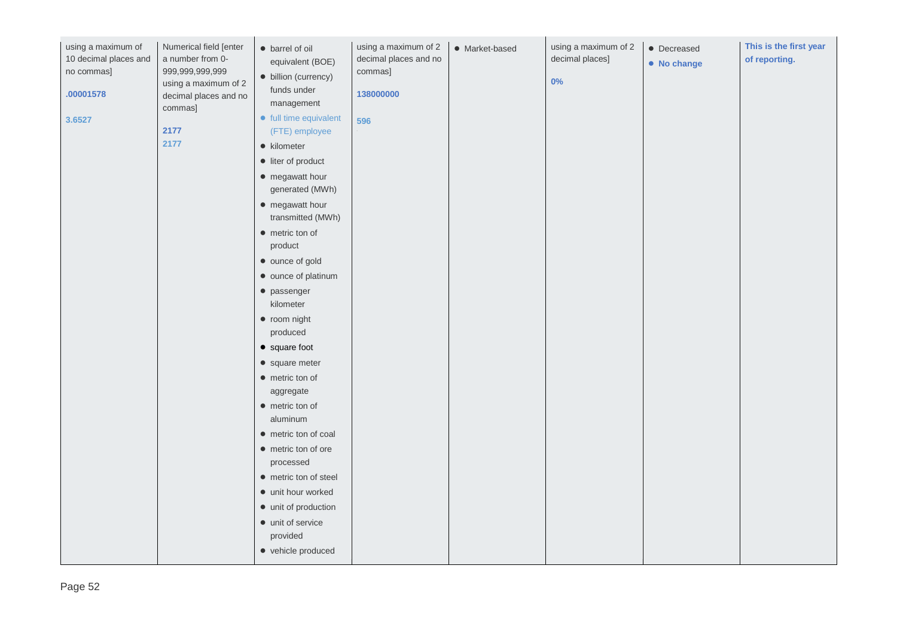| | | | | | | | |
|---|---|---|---|---|---|---|---|
| using a maximum of 10 decimal places and no commas]<br><br>**.00001578**<br><br>**3.6527** | Numerical field [enter a number from 0-999,999,999,999 using a maximum of 2 decimal places and no commas]<br><br>**2177**<br>**2177** | • barrel of oil equivalent (BOE)<br>• billion (currency) funds under management<br>• full time equivalent (FTE) employee<br>• kilometer<br>• liter of product<br>• megawatt hour generated (MWh)<br>• megawatt hour transmitted (MWh)<br>• metric ton of product<br>• ounce of gold<br>• ounce of platinum<br>• passenger kilometer<br>• room night produced<br>• square foot<br>• square meter<br>• metric ton of aggregate<br>• metric ton of aluminum<br>• metric ton of coal<br>• metric ton of ore processed<br>• metric ton of steel<br>• unit hour worked<br>• unit of production<br>• unit of service provided<br>• vehicle produced | using a maximum of 2 decimal places and no commas]<br><br>**138000000**<br><br>**596** | • Market-based | using a maximum of 2 decimal places]<br><br>**0%** | • Decreased<br>• **No change** | **This is the first year of reporting.** |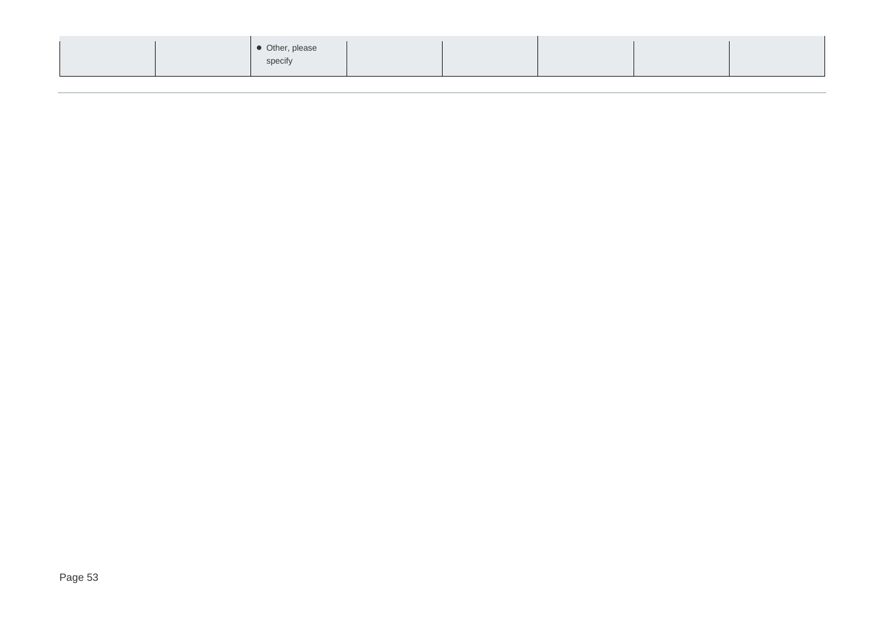| | | | | | | | |
|---|---|---|---|---|---|---|---|
| | | • Other, please specify | | | | | |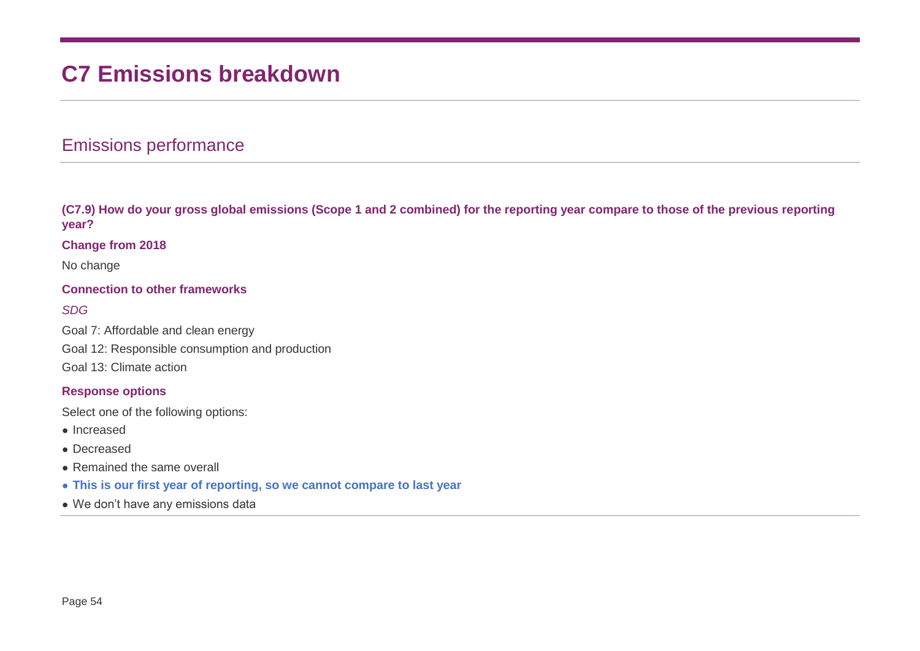# C7 Emissions breakdown

## Emissions performance

**(C7.9) How do your gross global emissions (Scope 1 and 2 combined) for the reporting year compare to those of the previous reporting year?**

**Change from 2018**

No change

**Connection to other frameworks**

*SDG*

Goal 7: Affordable and clean energy

Goal 12: Responsible consumption and production

Goal 13: Climate action

**Response options**

Select one of the following options:

- Increased
- Decreased
- Remained the same overall
- **This is our first year of reporting, so we cannot compare to last year**
- We don't have any emissions data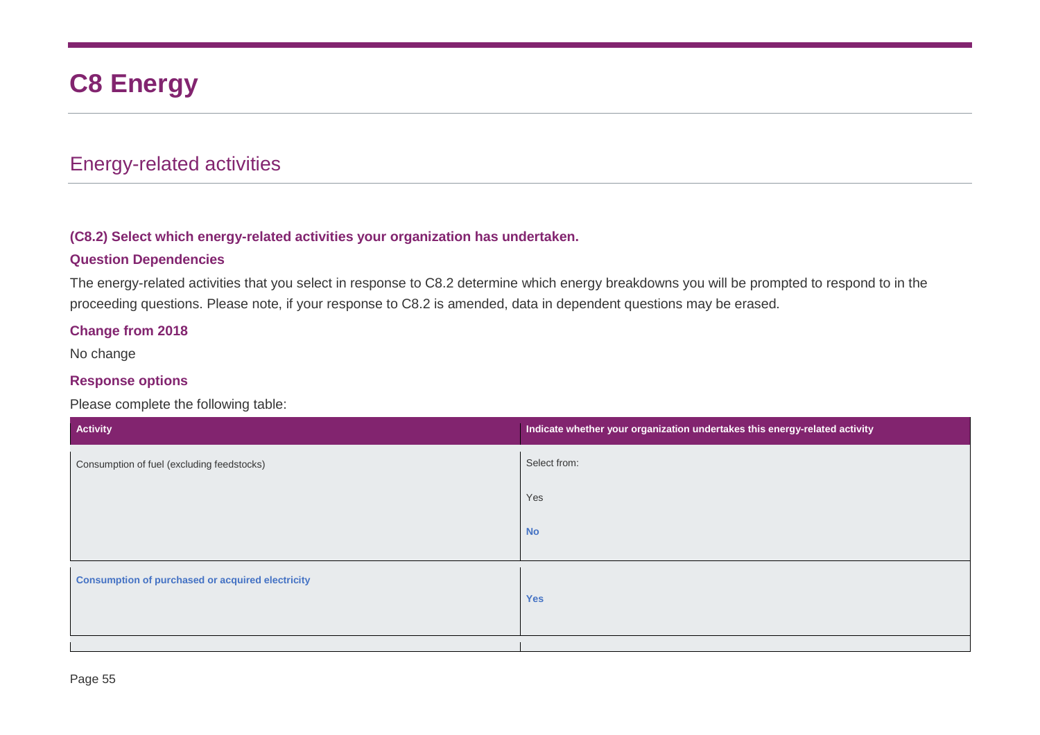# C8 Energy

## Energy-related activities

**(C8.2) Select which energy-related activities your organization has undertaken.**

**Question Dependencies**

The energy-related activities that you select in response to C8.2 determine which energy breakdowns you will be prompted to respond to in the proceeding questions. Please note, if your response to C8.2 is amended, data in dependent questions may be erased.

**Change from 2018**

No change

**Response options**

Please complete the following table:

| Activity | Indicate whether your organization undertakes this energy-related activity |
|---|---|
| Consumption of fuel (excluding feedstocks) | Select from:<br>Yes<br>**No** |
| **Consumption of purchased or acquired electricity** | **Yes** |
| | |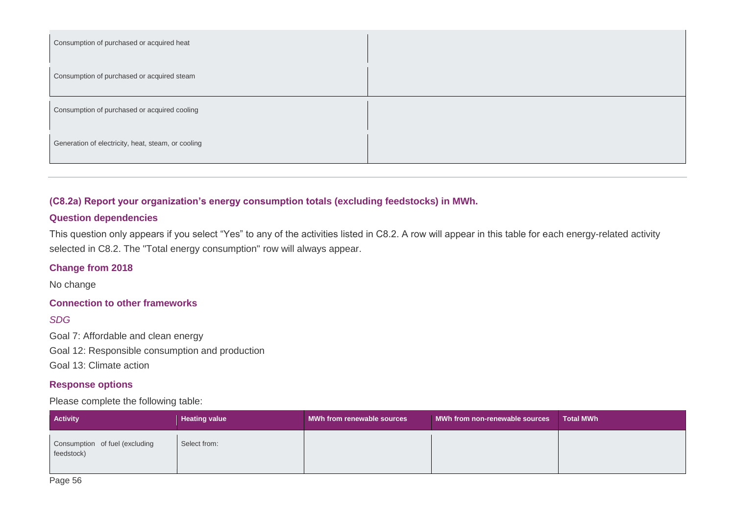| | |
|---|---|
| Consumption of purchased or acquired heat | |
| Consumption of purchased or acquired steam | |
| Consumption of purchased or acquired cooling | |
| Generation of electricity, heat, steam, or cooling | |

**(C8.2a) Report your organization's energy consumption totals (excluding feedstocks) in MWh.**

**Question dependencies**

This question only appears if you select "Yes" to any of the activities listed in C8.2. A row will appear in this table for each energy-related activity selected in C8.2. The "Total energy consumption" row will always appear.

**Change from 2018**

No change

**Connection to other frameworks**

*SDG*

Goal 7: Affordable and clean energy

Goal 12: Responsible consumption and production

Goal 13: Climate action

**Response options**

Please complete the following table:

| Activity | Heating value | MWh from renewable sources | MWh from non-renewable sources | Total MWh |
|---|---|---|---|---|
| Consumption of fuel (excluding feedstock) | Select from: | | | |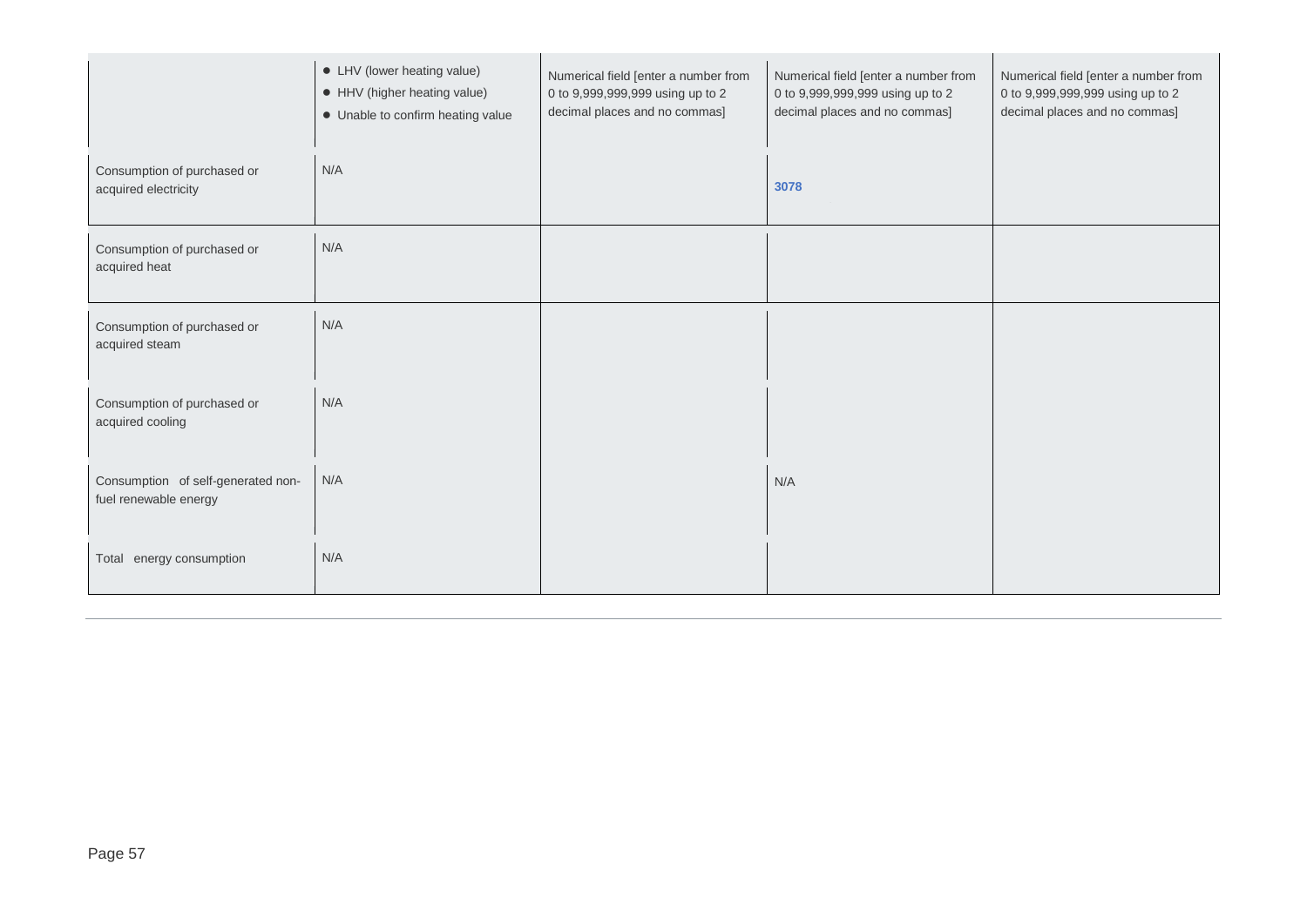| | • LHV (lower heating value) <br> • HHV (higher heating value) <br> • Unable to confirm heating value | Numerical field [enter a number from 0 to 9,999,999,999 using up to 2 decimal places and no commas] | Numerical field [enter a number from 0 to 9,999,999,999 using up to 2 decimal places and no commas] | Numerical field [enter a number from 0 to 9,999,999,999 using up to 2 decimal places and no commas] |
|---|---|---|---|---|
| Consumption of purchased or acquired electricity | N/A | | **3078** | |
| Consumption of purchased or acquired heat | N/A | | | |
| Consumption of purchased or acquired steam | N/A | | | |
| Consumption of purchased or acquired cooling | N/A | | | |
| Consumption of self-generated non-fuel renewable energy | N/A | | N/A | |
| Total energy consumption | N/A | | | |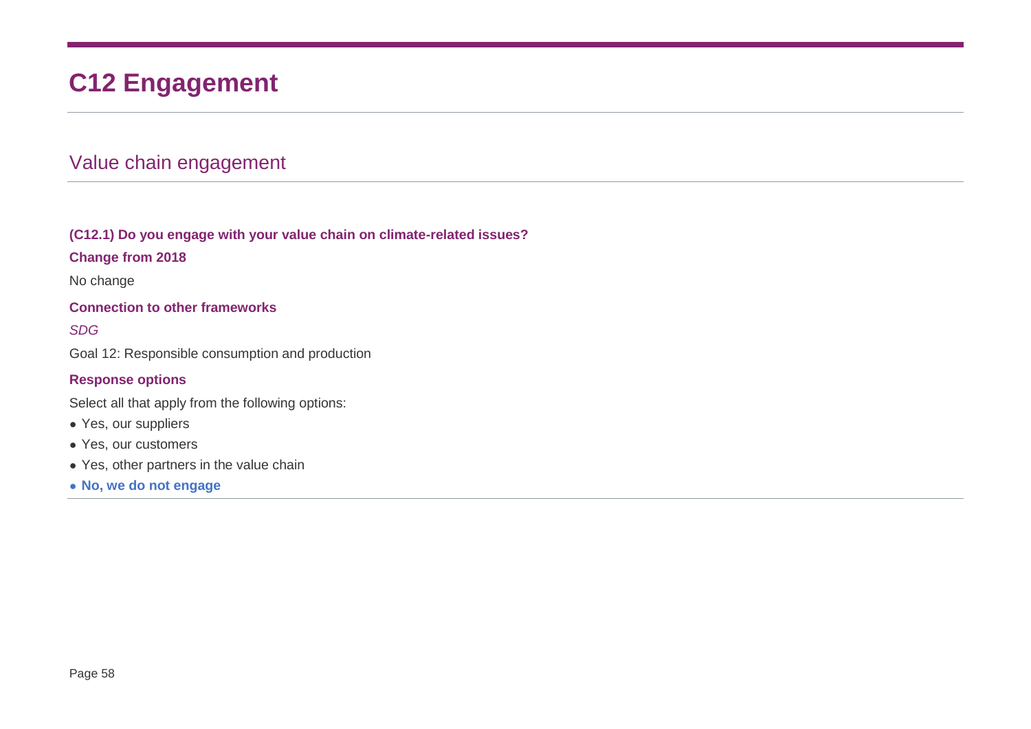# C12 Engagement

## Value chain engagement

**(C12.1) Do you engage with your value chain on climate-related issues?**

**Change from 2018**

No change

**Connection to other frameworks**

*SDG*

Goal 12: Responsible consumption and production

**Response options**

Select all that apply from the following options:

- Yes, our suppliers
- Yes, our customers
- Yes, other partners in the value chain
- **No, we do not engage**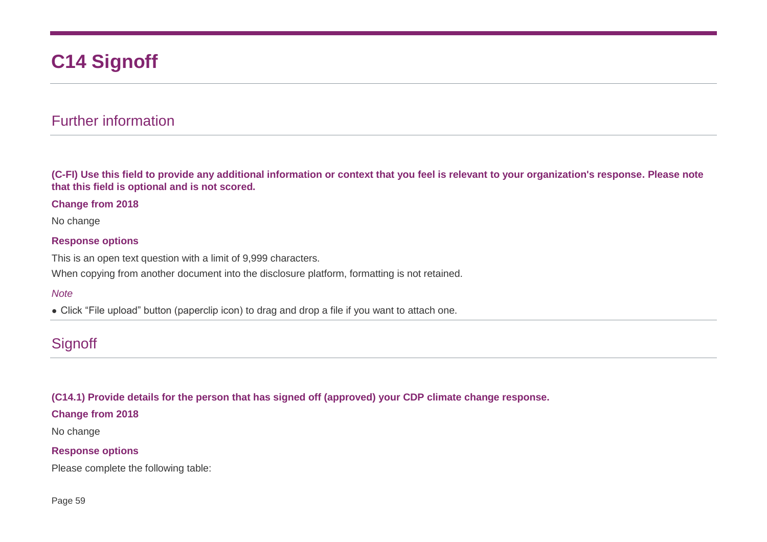# C14 Signoff

## Further information

**(C-FI) Use this field to provide any additional information or context that you feel is relevant to your organization's response. Please note that this field is optional and is not scored.**

**Change from 2018**

No change

**Response options**

This is an open text question with a limit of 9,999 characters.

When copying from another document into the disclosure platform, formatting is not retained.

*Note*

- Click “File upload” button (paperclip icon) to drag and drop a file if you want to attach one.

## Signoff

**(C14.1) Provide details for the person that has signed off (approved) your CDP climate change response.**

**Change from 2018**

No change

**Response options**

Please complete the following table: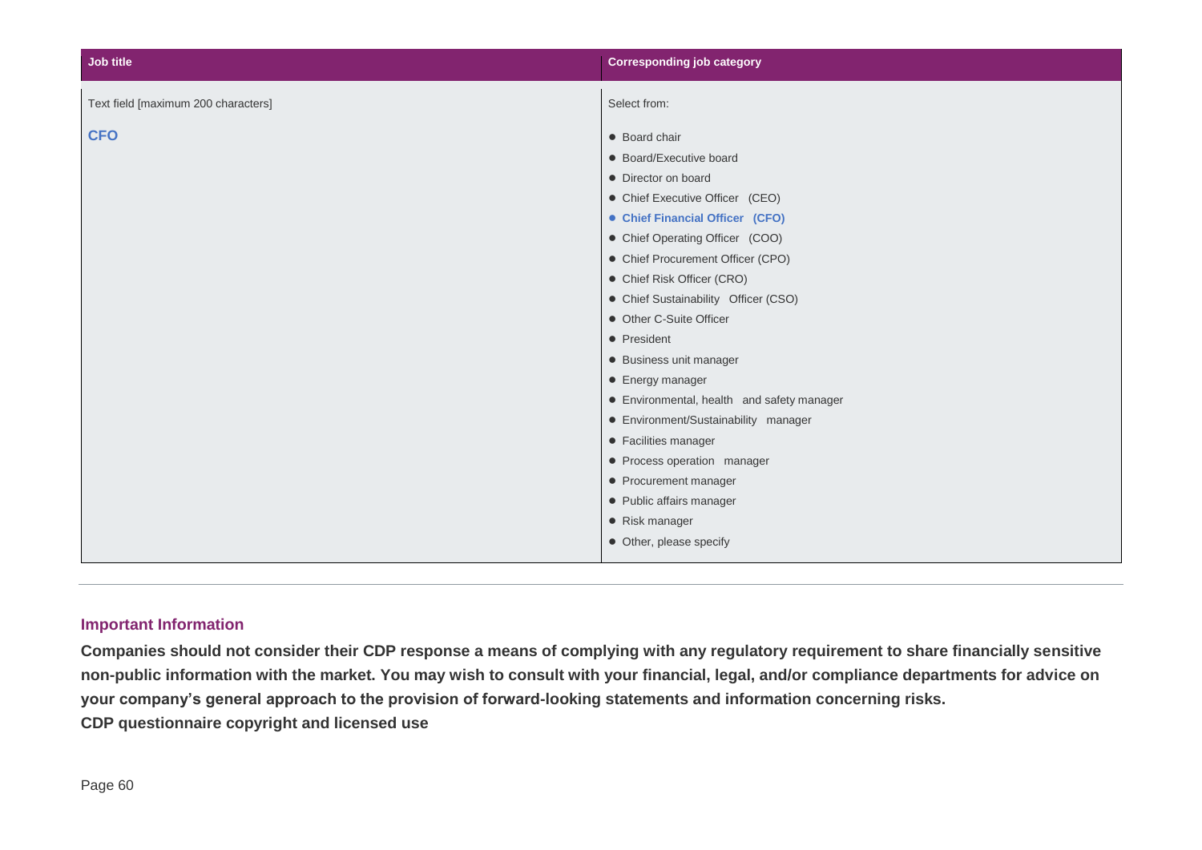| Job title | Corresponding job category |
| --- | --- |
| Text field [maximum 200 characters]<br><br>**CFO** | Select from:<br><br>• Board chair<br>• Board/Executive board<br>• Director on board<br>• Chief Executive Officer (CEO)<br>• **Chief Financial Officer (CFO)**<br>• Chief Operating Officer (COO)<br>• Chief Procurement Officer (CPO)<br>• Chief Risk Officer (CRO)<br>• Chief Sustainability Officer (CSO)<br>• Other C-Suite Officer<br>• President<br>• Business unit manager<br>• Energy manager<br>• Environmental, health and safety manager<br>• Environment/Sustainability manager<br>• Facilities manager<br>• Process operation manager<br>• Procurement manager<br>• Public affairs manager<br>• Risk manager<br>• Other, please specify |

---

### Important Information

**Companies should not consider their CDP response a means of complying with any regulatory requirement to share financially sensitive non-public information with the market. You may wish to consult with your financial, legal, and/or compliance departments for advice on your company's general approach to the provision of forward-looking statements and information concerning risks.**

**CDP questionnaire copyright and licensed use**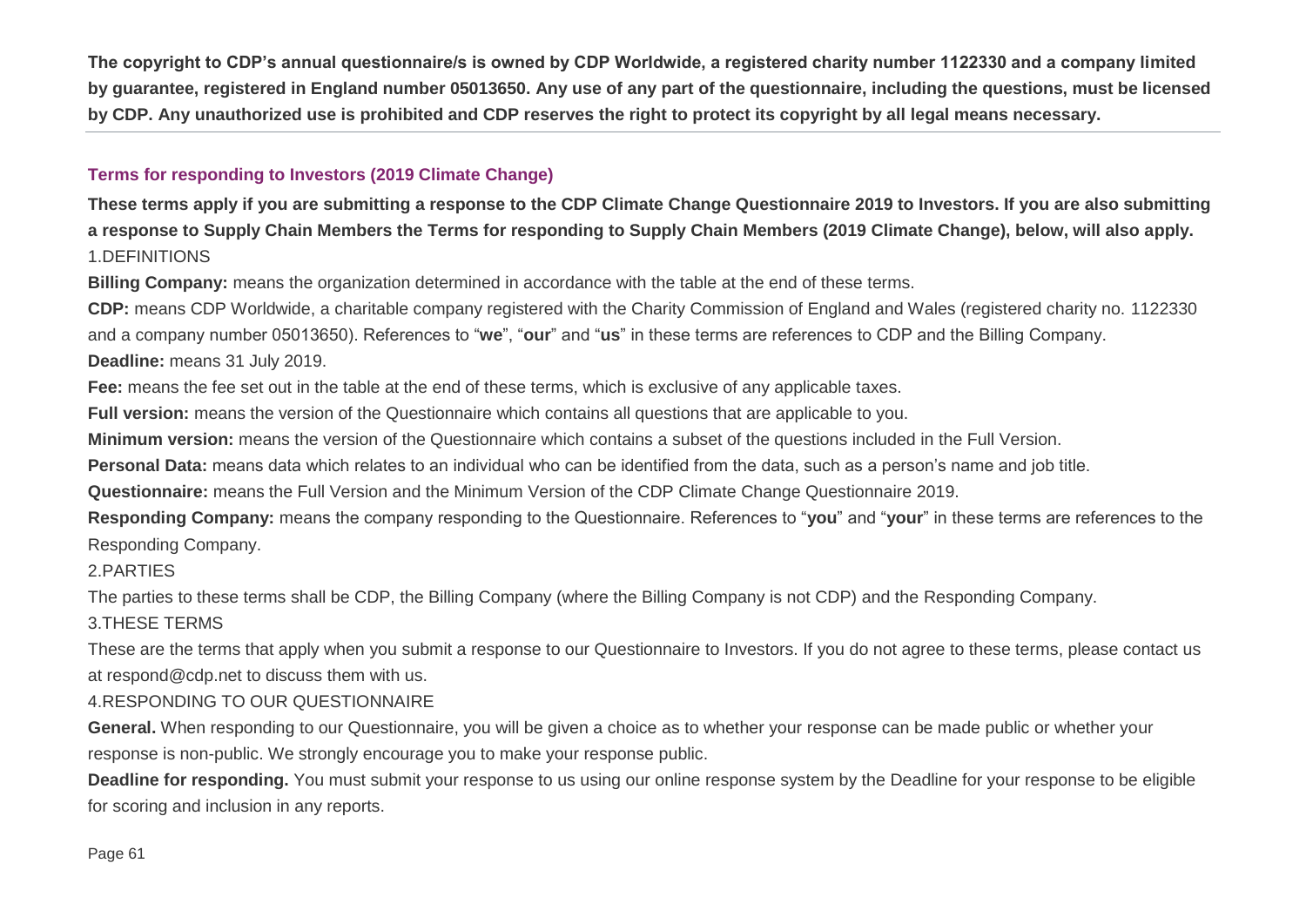**The copyright to CDP's annual questionnaire/s is owned by CDP Worldwide, a registered charity number 1122330 and a company limited by guarantee, registered in England number 05013650. Any use of any part of the questionnaire, including the questions, must be licensed by CDP. Any unauthorized use is prohibited and CDP reserves the right to protect its copyright by all legal means necessary.**

---

### Terms for responding to Investors (2019 Climate Change)

**These terms apply if you are submitting a response to the CDP Climate Change Questionnaire 2019 to Investors. If you are also submitting a response to Supply Chain Members the Terms for responding to Supply Chain Members (2019 Climate Change), below, will also apply.**

1.DEFINITIONS

**Billing Company:** means the organization determined in accordance with the table at the end of these terms.

**CDP:** means CDP Worldwide, a charitable company registered with the Charity Commission of England and Wales (registered charity no. 1122330 and a company number 05013650). References to "**we**", "**our**" and "**us**" in these terms are references to CDP and the Billing Company.

**Deadline:** means 31 July 2019.

**Fee:** means the fee set out in the table at the end of these terms, which is exclusive of any applicable taxes.

**Full version:** means the version of the Questionnaire which contains all questions that are applicable to you.

**Minimum version:** means the version of the Questionnaire which contains a subset of the questions included in the Full Version.

**Personal Data:** means data which relates to an individual who can be identified from the data, such as a person's name and job title.

**Questionnaire:** means the Full Version and the Minimum Version of the CDP Climate Change Questionnaire 2019.

**Responding Company:** means the company responding to the Questionnaire. References to "**you**" and "**your**" in these terms are references to the Responding Company.

2.PARTIES

The parties to these terms shall be CDP, the Billing Company (where the Billing Company is not CDP) and the Responding Company.

3.THESE TERMS

These are the terms that apply when you submit a response to our Questionnaire to Investors. If you do not agree to these terms, please contact us at respond@cdp.net to discuss them with us.

4.RESPONDING TO OUR QUESTIONNAIRE

**General.** When responding to our Questionnaire, you will be given a choice as to whether your response can be made public or whether your response is non-public. We strongly encourage you to make your response public.

**Deadline for responding.** You must submit your response to us using our online response system by the Deadline for your response to be eligible for scoring and inclusion in any reports.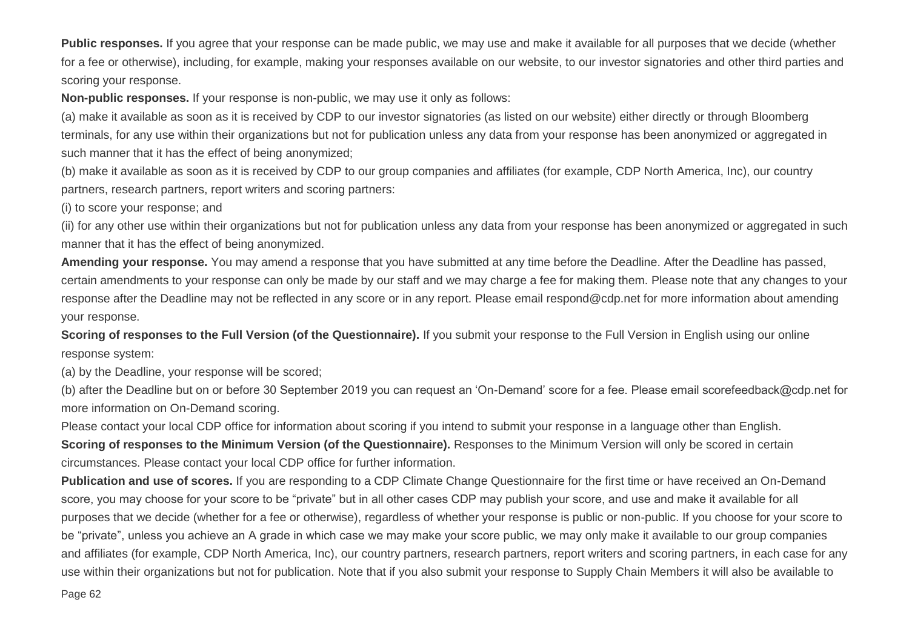**Public responses.** If you agree that your response can be made public, we may use and make it available for all purposes that we decide (whether for a fee or otherwise), including, for example, making your responses available on our website, to our investor signatories and other third parties and scoring your response.

**Non-public responses.** If your response is non-public, we may use it only as follows:

(a) make it available as soon as it is received by CDP to our investor signatories (as listed on our website) either directly or through Bloomberg terminals, for any use within their organizations but not for publication unless any data from your response has been anonymized or aggregated in such manner that it has the effect of being anonymized;

(b) make it available as soon as it is received by CDP to our group companies and affiliates (for example, CDP North America, Inc), our country partners, research partners, report writers and scoring partners:

(i) to score your response; and

(ii) for any other use within their organizations but not for publication unless any data from your response has been anonymized or aggregated in such manner that it has the effect of being anonymized.

**Amending your response.** You may amend a response that you have submitted at any time before the Deadline. After the Deadline has passed, certain amendments to your response can only be made by our staff and we may charge a fee for making them. Please note that any changes to your response after the Deadline may not be reflected in any score or in any report. Please email respond@cdp.net for more information about amending your response.

**Scoring of responses to the Full Version (of the Questionnaire).** If you submit your response to the Full Version in English using our online response system:

(a) by the Deadline, your response will be scored;

(b) after the Deadline but on or before 30 September 2019 you can request an 'On-Demand' score for a fee. Please email scorefeedback@cdp.net for more information on On-Demand scoring.

Please contact your local CDP office for information about scoring if you intend to submit your response in a language other than English.

**Scoring of responses to the Minimum Version (of the Questionnaire).** Responses to the Minimum Version will only be scored in certain circumstances. Please contact your local CDP office for further information.

**Publication and use of scores.** If you are responding to a CDP Climate Change Questionnaire for the first time or have received an On-Demand score, you may choose for your score to be "private" but in all other cases CDP may publish your score, and use and make it available for all purposes that we decide (whether for a fee or otherwise), regardless of whether your response is public or non-public. If you choose for your score to be "private", unless you achieve an A grade in which case we may make your score public, we may only make it available to our group companies and affiliates (for example, CDP North America, Inc), our country partners, research partners, report writers and scoring partners, in each case for any use within their organizations but not for publication. Note that if you also submit your response to Supply Chain Members it will also be available to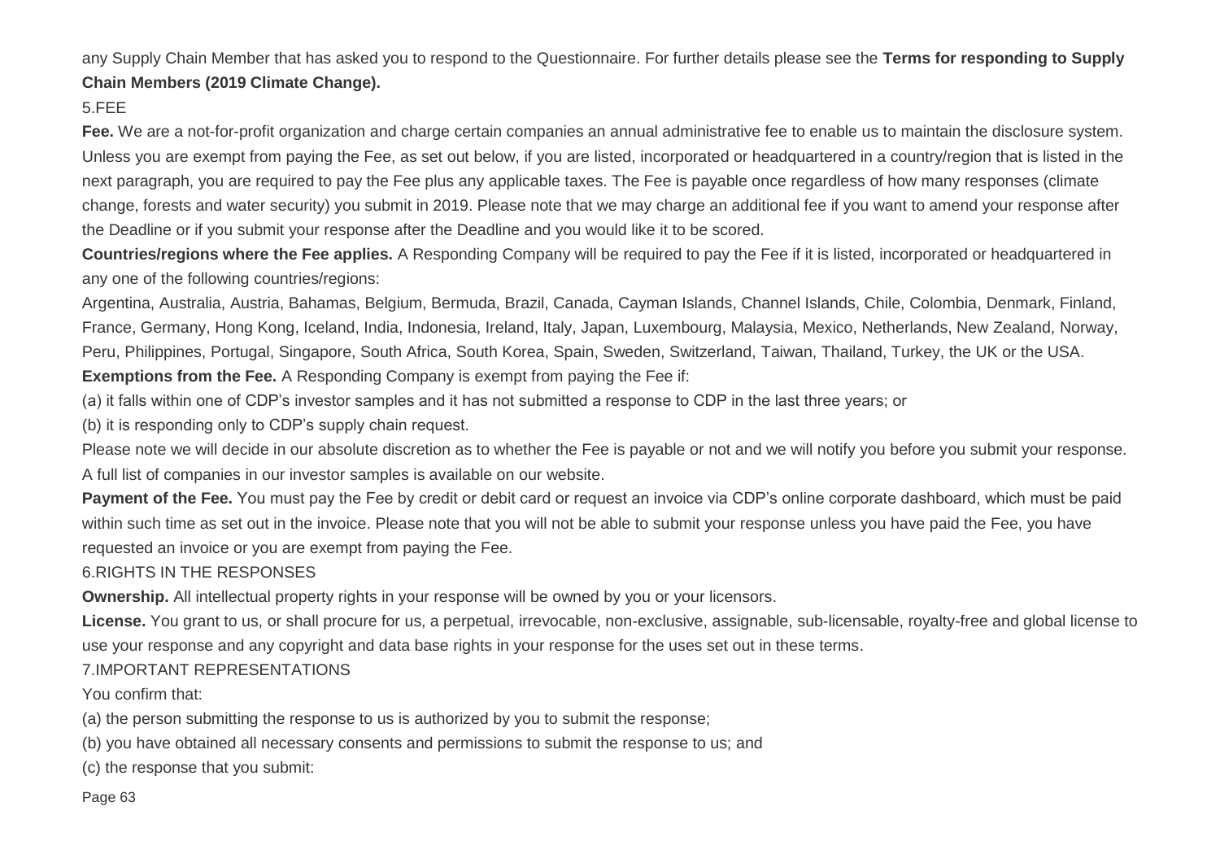any Supply Chain Member that has asked you to respond to the Questionnaire. For further details please see the **Terms for responding to Supply Chain Members (2019 Climate Change).**

5.FEE

**Fee.** We are a not-for-profit organization and charge certain companies an annual administrative fee to enable us to maintain the disclosure system. Unless you are exempt from paying the Fee, as set out below, if you are listed, incorporated or headquartered in a country/region that is listed in the next paragraph, you are required to pay the Fee plus any applicable taxes. The Fee is payable once regardless of how many responses (climate change, forests and water security) you submit in 2019. Please note that we may charge an additional fee if you want to amend your response after the Deadline or if you submit your response after the Deadline and you would like it to be scored.

**Countries/regions where the Fee applies.** A Responding Company will be required to pay the Fee if it is listed, incorporated or headquartered in any one of the following countries/regions:

Argentina, Australia, Austria, Bahamas, Belgium, Bermuda, Brazil, Canada, Cayman Islands, Channel Islands, Chile, Colombia, Denmark, Finland, France, Germany, Hong Kong, Iceland, India, Indonesia, Ireland, Italy, Japan, Luxembourg, Malaysia, Mexico, Netherlands, New Zealand, Norway, Peru, Philippines, Portugal, Singapore, South Africa, South Korea, Spain, Sweden, Switzerland, Taiwan, Thailand, Turkey, the UK or the USA.

**Exemptions from the Fee.** A Responding Company is exempt from paying the Fee if:

(a) it falls within one of CDP's investor samples and it has not submitted a response to CDP in the last three years; or

(b) it is responding only to CDP's supply chain request.

Please note we will decide in our absolute discretion as to whether the Fee is payable or not and we will notify you before you submit your response. A full list of companies in our investor samples is available on our website.

**Payment of the Fee.** You must pay the Fee by credit or debit card or request an invoice via CDP's online corporate dashboard, which must be paid within such time as set out in the invoice. Please note that you will not be able to submit your response unless you have paid the Fee, you have requested an invoice or you are exempt from paying the Fee.

6.RIGHTS IN THE RESPONSES

**Ownership.** All intellectual property rights in your response will be owned by you or your licensors.

**License.** You grant to us, or shall procure for us, a perpetual, irrevocable, non-exclusive, assignable, sub-licensable, royalty-free and global license to use your response and any copyright and data base rights in your response for the uses set out in these terms.

7.IMPORTANT REPRESENTATIONS

You confirm that:

(a) the person submitting the response to us is authorized by you to submit the response;

(b) you have obtained all necessary consents and permissions to submit the response to us; and

(c) the response that you submit: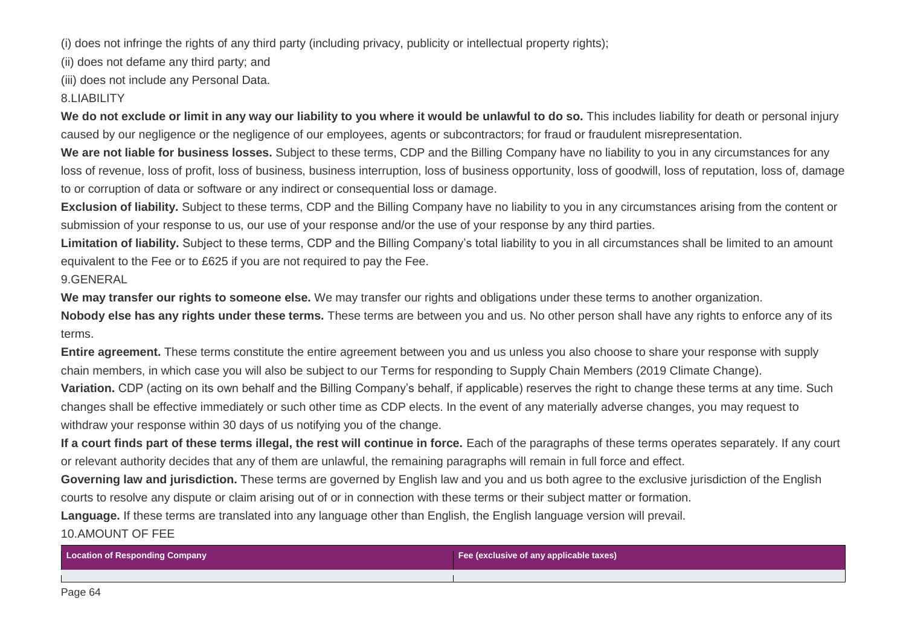(i) does not infringe the rights of any third party (including privacy, publicity or intellectual property rights);

(ii) does not defame any third party; and

(iii) does not include any Personal Data.

8.LIABILITY

**We do not exclude or limit in any way our liability to you where it would be unlawful to do so.** This includes liability for death or personal injury caused by our negligence or the negligence of our employees, agents or subcontractors; for fraud or fraudulent misrepresentation.

**We are not liable for business losses.** Subject to these terms, CDP and the Billing Company have no liability to you in any circumstances for any loss of revenue, loss of profit, loss of business, business interruption, loss of business opportunity, loss of goodwill, loss of reputation, loss of, damage to or corruption of data or software or any indirect or consequential loss or damage.

**Exclusion of liability.** Subject to these terms, CDP and the Billing Company have no liability to you in any circumstances arising from the content or submission of your response to us, our use of your response and/or the use of your response by any third parties.

**Limitation of liability.** Subject to these terms, CDP and the Billing Company's total liability to you in all circumstances shall be limited to an amount equivalent to the Fee or to £625 if you are not required to pay the Fee.

9.GENERAL

**We may transfer our rights to someone else.** We may transfer our rights and obligations under these terms to another organization.

**Nobody else has any rights under these terms.** These terms are between you and us. No other person shall have any rights to enforce any of its terms.

**Entire agreement.** These terms constitute the entire agreement between you and us unless you also choose to share your response with supply chain members, in which case you will also be subject to our Terms for responding to Supply Chain Members (2019 Climate Change).

**Variation.** CDP (acting on its own behalf and the Billing Company's behalf, if applicable) reserves the right to change these terms at any time. Such changes shall be effective immediately or such other time as CDP elects. In the event of any materially adverse changes, you may request to withdraw your response within 30 days of us notifying you of the change.

**If a court finds part of these terms illegal, the rest will continue in force.** Each of the paragraphs of these terms operates separately. If any court or relevant authority decides that any of them are unlawful, the remaining paragraphs will remain in full force and effect.

**Governing law and jurisdiction.** These terms are governed by English law and you and us both agree to the exclusive jurisdiction of the English courts to resolve any dispute or claim arising out of or in connection with these terms or their subject matter or formation.

**Language.** If these terms are translated into any language other than English, the English language version will prevail.

10.AMOUNT OF FEE

| Location of Responding Company | Fee (exclusive of any applicable taxes) |
| --- | --- |
| | |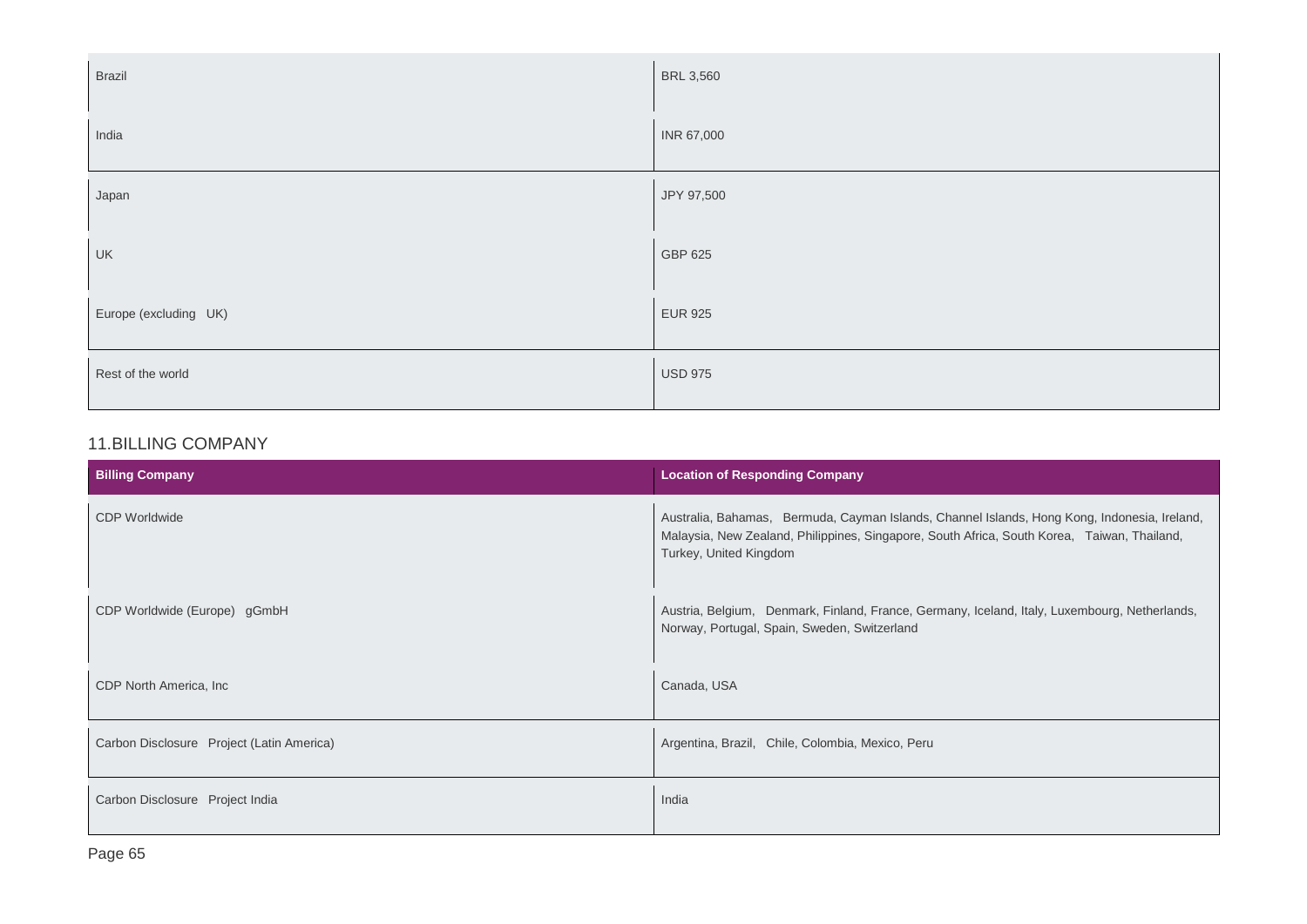| | |
|---|---|
| Brazil | BRL 3,560 |
| India | INR 67,000 |
| Japan | JPY 97,500 |
| UK | GBP 625 |
| Europe (excluding UK) | EUR 925 |
| Rest of the world | USD 975 |

## 11.BILLING COMPANY

| Billing Company | Location of Responding Company |
|---|---|
| CDP Worldwide | Australia, Bahamas, Bermuda, Cayman Islands, Channel Islands, Hong Kong, Indonesia, Ireland, Malaysia, New Zealand, Philippines, Singapore, South Africa, South Korea, Taiwan, Thailand, Turkey, United Kingdom |
| CDP Worldwide (Europe) gGmbH | Austria, Belgium, Denmark, Finland, France, Germany, Iceland, Italy, Luxembourg, Netherlands, Norway, Portugal, Spain, Sweden, Switzerland |
| CDP North America, Inc | Canada, USA |
| Carbon Disclosure Project (Latin America) | Argentina, Brazil, Chile, Colombia, Mexico, Peru |
| Carbon Disclosure Project India | India |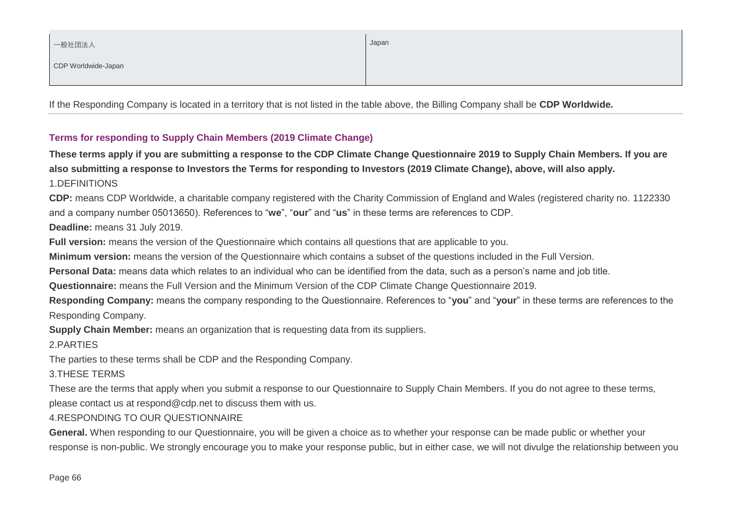| 一般社団法人<br>CDP Worldwide-Japan | Japan |
|---|---|

If the Responding Company is located in a territory that is not listed in the table above, the Billing Company shall be **CDP Worldwide.**

### Terms for responding to Supply Chain Members (2019 Climate Change)

**These terms apply if you are submitting a response to the CDP Climate Change Questionnaire 2019 to Supply Chain Members. If you are also submitting a response to Investors the Terms for responding to Investors (2019 Climate Change), above, will also apply.**

1.DEFINITIONS

**CDP:** means CDP Worldwide, a charitable company registered with the Charity Commission of England and Wales (registered charity no. 1122330 and a company number 05013650). References to "**we**", "**our**" and "**us**" in these terms are references to CDP.

**Deadline:** means 31 July 2019.

**Full version:** means the version of the Questionnaire which contains all questions that are applicable to you.

**Minimum version:** means the version of the Questionnaire which contains a subset of the questions included in the Full Version.

**Personal Data:** means data which relates to an individual who can be identified from the data, such as a person's name and job title.

**Questionnaire:** means the Full Version and the Minimum Version of the CDP Climate Change Questionnaire 2019.

**Responding Company:** means the company responding to the Questionnaire. References to "**you**" and "**your**" in these terms are references to the Responding Company.

**Supply Chain Member:** means an organization that is requesting data from its suppliers.

2.PARTIES

The parties to these terms shall be CDP and the Responding Company.

3.THESE TERMS

These are the terms that apply when you submit a response to our Questionnaire to Supply Chain Members. If you do not agree to these terms, please contact us at respond@cdp.net to discuss them with us.

4.RESPONDING TO OUR QUESTIONNAIRE

**General.** When responding to our Questionnaire, you will be given a choice as to whether your response can be made public or whether your response is non-public. We strongly encourage you to make your response public, but in either case, we will not divulge the relationship between you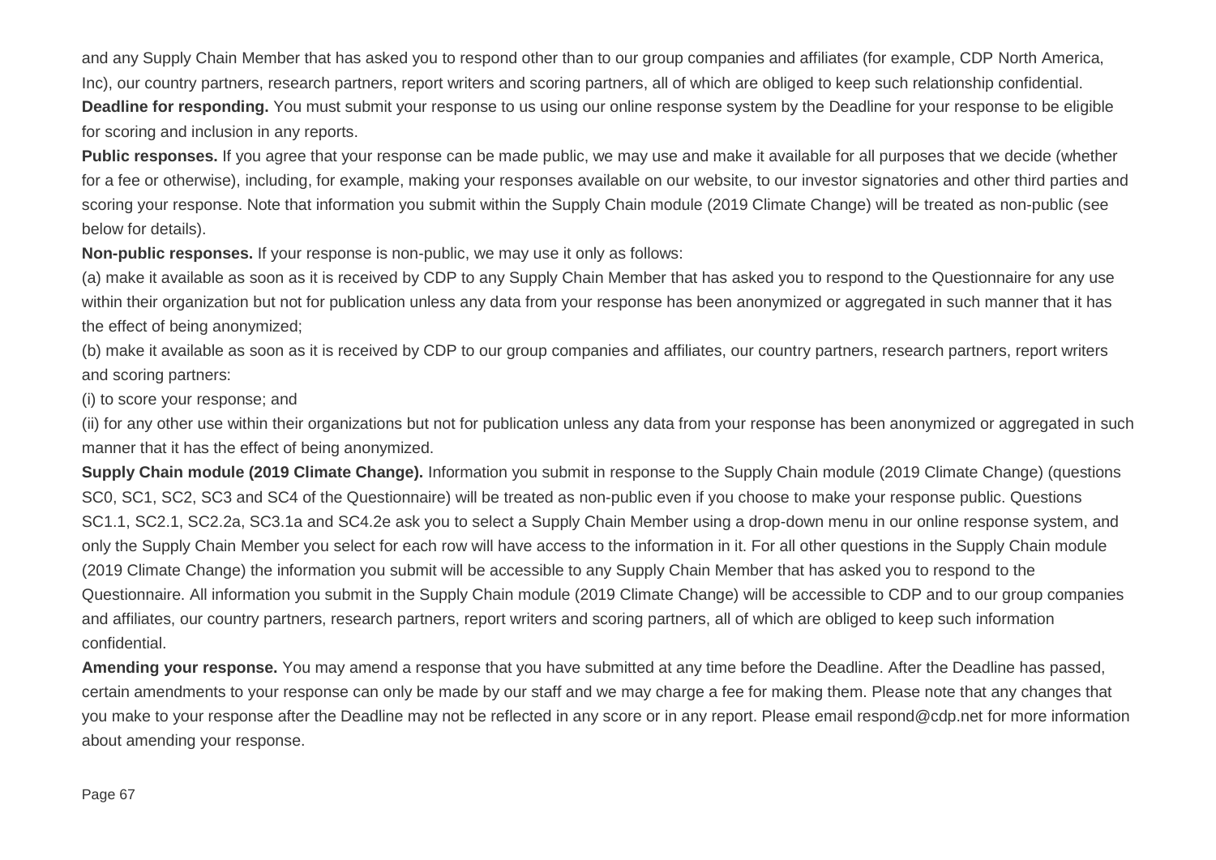and any Supply Chain Member that has asked you to respond other than to our group companies and affiliates (for example, CDP North America, Inc), our country partners, research partners, report writers and scoring partners, all of which are obliged to keep such relationship confidential.

**Deadline for responding.** You must submit your response to us using our online response system by the Deadline for your response to be eligible for scoring and inclusion in any reports.

**Public responses.** If you agree that your response can be made public, we may use and make it available for all purposes that we decide (whether for a fee or otherwise), including, for example, making your responses available on our website, to our investor signatories and other third parties and scoring your response. Note that information you submit within the Supply Chain module (2019 Climate Change) will be treated as non-public (see below for details).

**Non-public responses.** If your response is non-public, we may use it only as follows:

(a) make it available as soon as it is received by CDP to any Supply Chain Member that has asked you to respond to the Questionnaire for any use within their organization but not for publication unless any data from your response has been anonymized or aggregated in such manner that it has the effect of being anonymized;

(b) make it available as soon as it is received by CDP to our group companies and affiliates, our country partners, research partners, report writers and scoring partners:

(i) to score your response; and

(ii) for any other use within their organizations but not for publication unless any data from your response has been anonymized or aggregated in such manner that it has the effect of being anonymized.

**Supply Chain module (2019 Climate Change).** Information you submit in response to the Supply Chain module (2019 Climate Change) (questions SC0, SC1, SC2, SC3 and SC4 of the Questionnaire) will be treated as non-public even if you choose to make your response public. Questions SC1.1, SC2.1, SC2.2a, SC3.1a and SC4.2e ask you to select a Supply Chain Member using a drop-down menu in our online response system, and only the Supply Chain Member you select for each row will have access to the information in it. For all other questions in the Supply Chain module (2019 Climate Change) the information you submit will be accessible to any Supply Chain Member that has asked you to respond to the Questionnaire. All information you submit in the Supply Chain module (2019 Climate Change) will be accessible to CDP and to our group companies and affiliates, our country partners, research partners, report writers and scoring partners, all of which are obliged to keep such information confidential.

**Amending your response.** You may amend a response that you have submitted at any time before the Deadline. After the Deadline has passed, certain amendments to your response can only be made by our staff and we may charge a fee for making them. Please note that any changes that you make to your response after the Deadline may not be reflected in any score or in any report. Please email respond@cdp.net for more information about amending your response.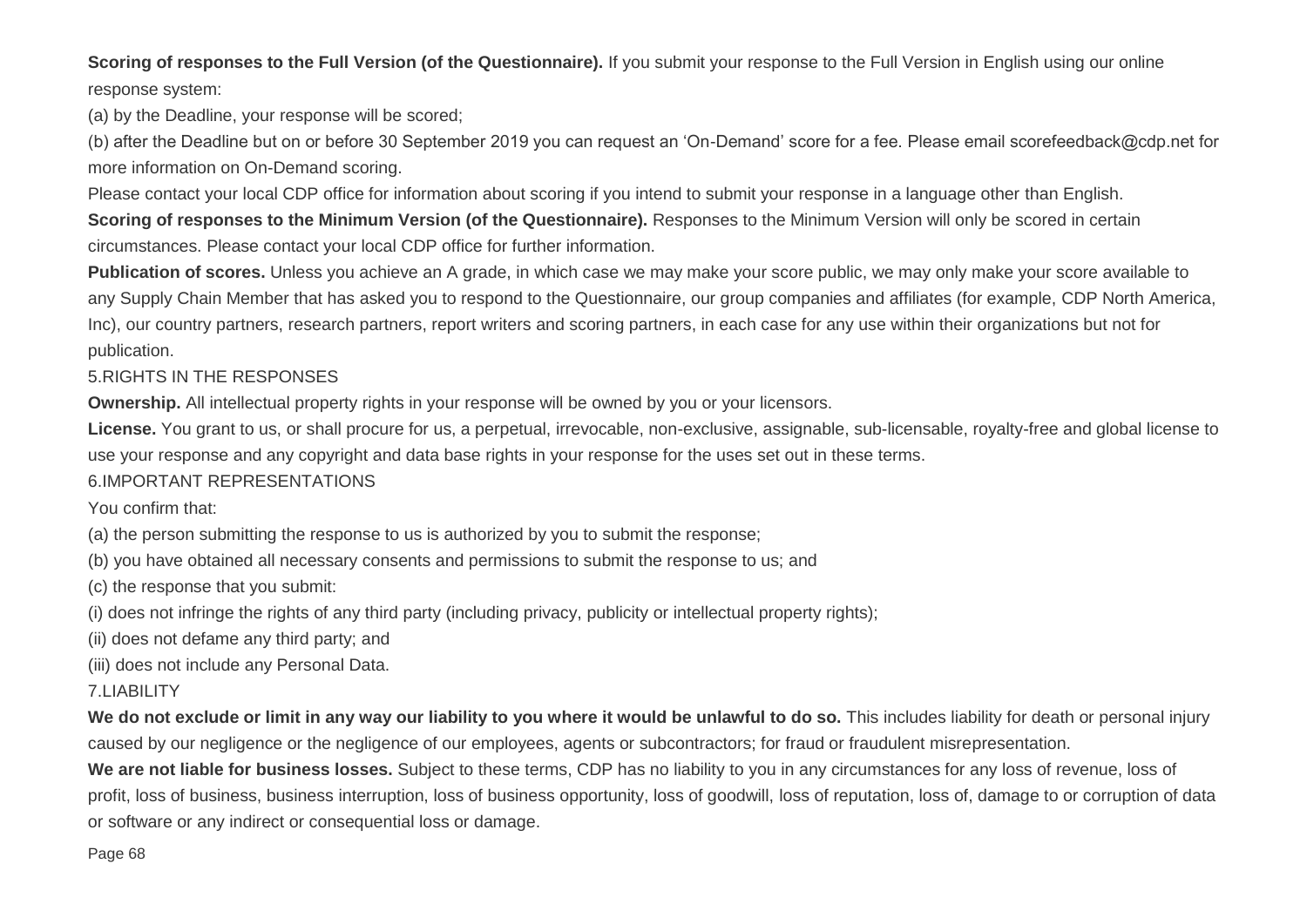**Scoring of responses to the Full Version (of the Questionnaire).** If you submit your response to the Full Version in English using our online response system:

(a) by the Deadline, your response will be scored;

(b) after the Deadline but on or before 30 September 2019 you can request an 'On-Demand' score for a fee. Please email scorefeedback@cdp.net for more information on On-Demand scoring.

Please contact your local CDP office for information about scoring if you intend to submit your response in a language other than English.

**Scoring of responses to the Minimum Version (of the Questionnaire).** Responses to the Minimum Version will only be scored in certain circumstances. Please contact your local CDP office for further information.

**Publication of scores.** Unless you achieve an A grade, in which case we may make your score public, we may only make your score available to any Supply Chain Member that has asked you to respond to the Questionnaire, our group companies and affiliates (for example, CDP North America, Inc), our country partners, research partners, report writers and scoring partners, in each case for any use within their organizations but not for publication.

5.RIGHTS IN THE RESPONSES

**Ownership.** All intellectual property rights in your response will be owned by you or your licensors.

**License.** You grant to us, or shall procure for us, a perpetual, irrevocable, non-exclusive, assignable, sub-licensable, royalty-free and global license to use your response and any copyright and data base rights in your response for the uses set out in these terms.

6.IMPORTANT REPRESENTATIONS

You confirm that:

(a) the person submitting the response to us is authorized by you to submit the response;

(b) you have obtained all necessary consents and permissions to submit the response to us; and

(c) the response that you submit:

(i) does not infringe the rights of any third party (including privacy, publicity or intellectual property rights);

(ii) does not defame any third party; and

(iii) does not include any Personal Data.

7.LIABILITY

**We do not exclude or limit in any way our liability to you where it would be unlawful to do so.** This includes liability for death or personal injury caused by our negligence or the negligence of our employees, agents or subcontractors; for fraud or fraudulent misrepresentation.

**We are not liable for business losses.** Subject to these terms, CDP has no liability to you in any circumstances for any loss of revenue, loss of profit, loss of business, business interruption, loss of business opportunity, loss of goodwill, loss of reputation, loss of, damage to or corruption of data or software or any indirect or consequential loss or damage.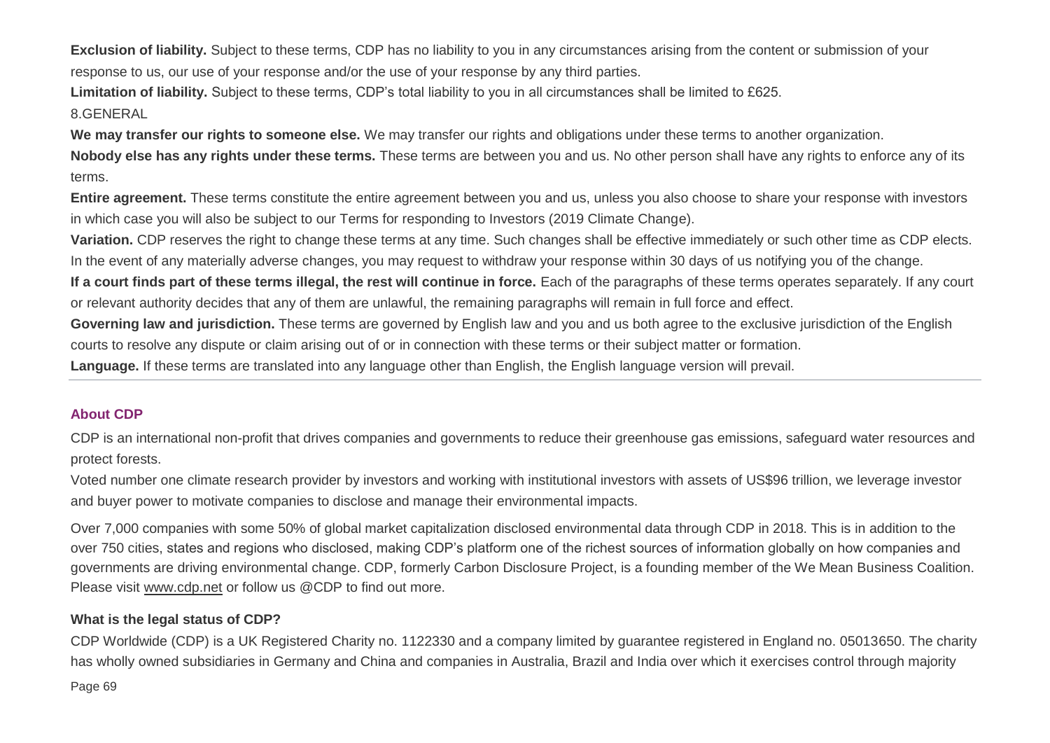**Exclusion of liability.** Subject to these terms, CDP has no liability to you in any circumstances arising from the content or submission of your response to us, our use of your response and/or the use of your response by any third parties.

**Limitation of liability.** Subject to these terms, CDP's total liability to you in all circumstances shall be limited to £625.

8.GENERAL

**We may transfer our rights to someone else.** We may transfer our rights and obligations under these terms to another organization.

**Nobody else has any rights under these terms.** These terms are between you and us. No other person shall have any rights to enforce any of its terms.

**Entire agreement.** These terms constitute the entire agreement between you and us, unless you also choose to share your response with investors in which case you will also be subject to our Terms for responding to Investors (2019 Climate Change).

**Variation.** CDP reserves the right to change these terms at any time. Such changes shall be effective immediately or such other time as CDP elects. In the event of any materially adverse changes, you may request to withdraw your response within 30 days of us notifying you of the change.

**If a court finds part of these terms illegal, the rest will continue in force.** Each of the paragraphs of these terms operates separately. If any court or relevant authority decides that any of them are unlawful, the remaining paragraphs will remain in full force and effect.

**Governing law and jurisdiction.** These terms are governed by English law and you and us both agree to the exclusive jurisdiction of the English courts to resolve any dispute or claim arising out of or in connection with these terms or their subject matter or formation.

**Language.** If these terms are translated into any language other than English, the English language version will prevail.

---

## About CDP

CDP is an international non-profit that drives companies and governments to reduce their greenhouse gas emissions, safeguard water resources and protect forests.

Voted number one climate research provider by investors and working with institutional investors with assets of US$96 trillion, we leverage investor and buyer power to motivate companies to disclose and manage their environmental impacts.

Over 7,000 companies with some 50% of global market capitalization disclosed environmental data through CDP in 2018. This is in addition to the over 750 cities, states and regions who disclosed, making CDP's platform one of the richest sources of information globally on how companies and governments are driving environmental change. CDP, formerly Carbon Disclosure Project, is a founding member of the We Mean Business Coalition. Please visit www.cdp.net or follow us @CDP to find out more.

### What is the legal status of CDP?

CDP Worldwide (CDP) is a UK Registered Charity no. 1122330 and a company limited by guarantee registered in England no. 05013650. The charity has wholly owned subsidiaries in Germany and China and companies in Australia, Brazil and India over which it exercises control through majority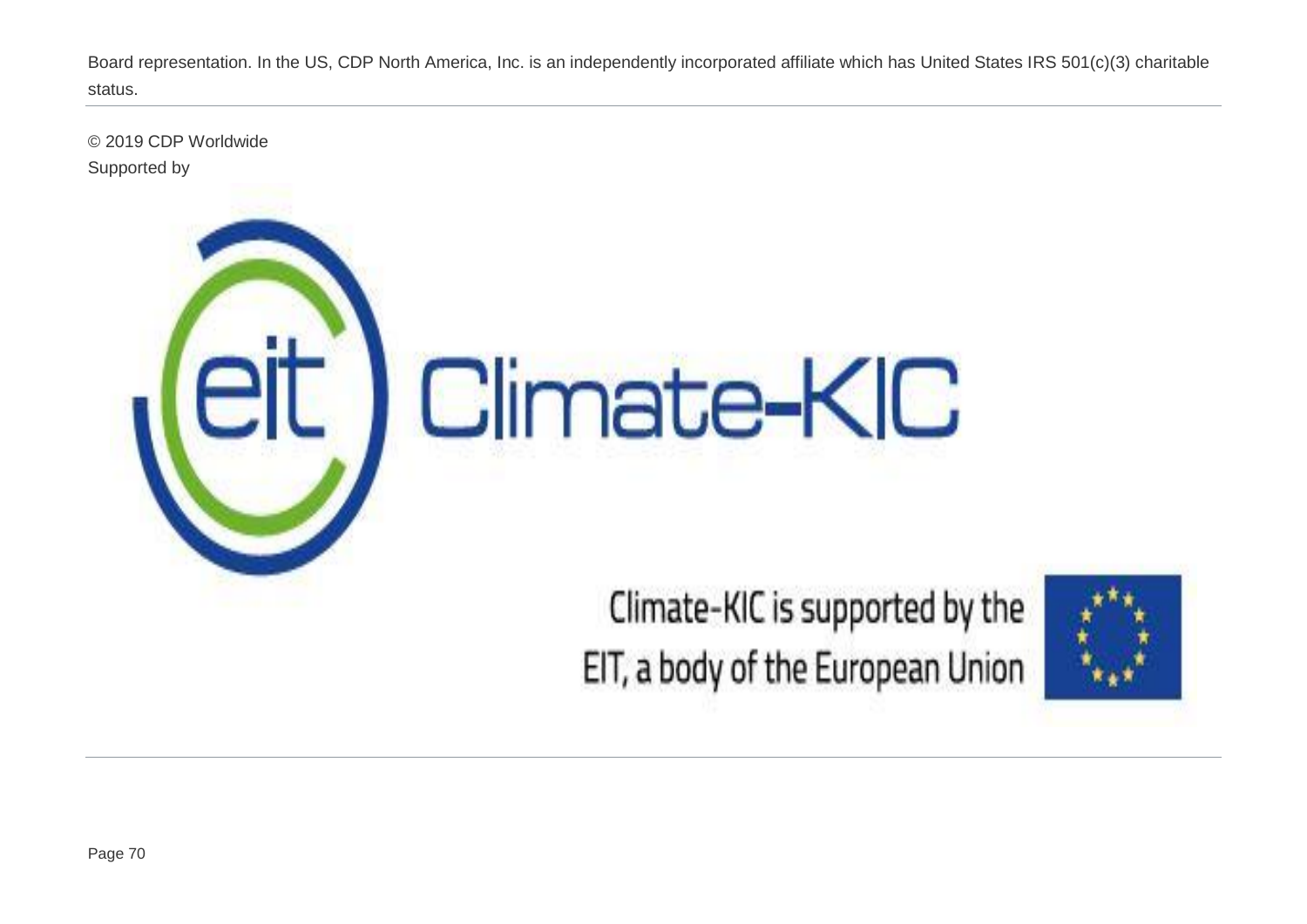Board representation. In the US, CDP North America, Inc. is an independently incorporated affiliate which has United States IRS 501(c)(3) charitable status.

© 2019 CDP Worldwide

Supported by

Climate-KIC

Climate-KIC is supported by the EIT, a body of the European Union